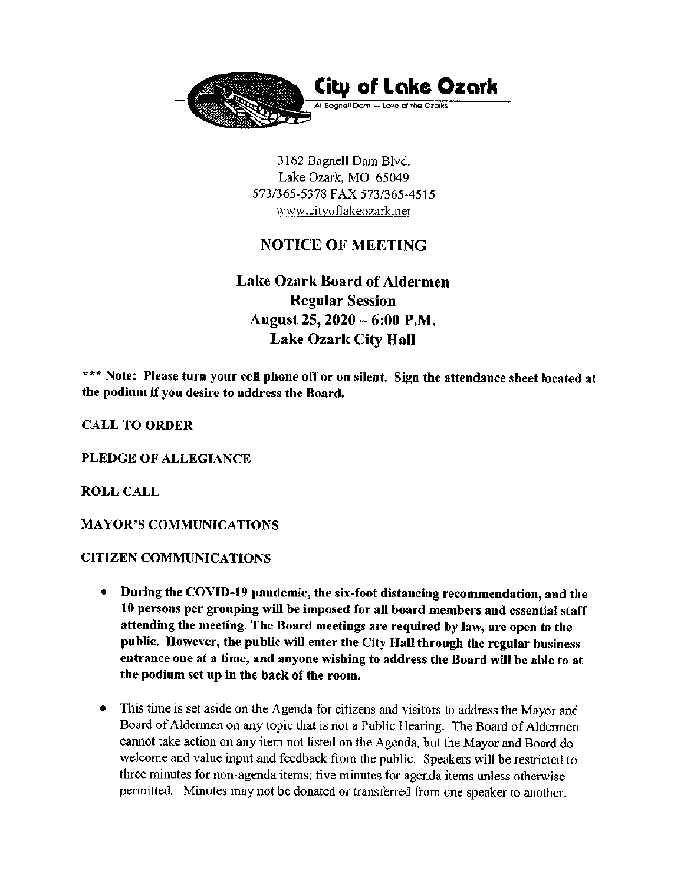# City of Lake Ozark

At Bagnell Dam — Lake of the Ozarks

3162 Bagnell Dam Blvd.
Lake Ozark, MO 65049
573/365-5378 FAX 573/365-4515
www.cityoflakeozark.net

## NOTICE OF MEETING

## Lake Ozark Board of Aldermen
## Regular Session
## August 25, 2020 – 6:00 P.M.
## Lake Ozark City Hall

**\*\*\* Note: Please turn your cell phone off or on silent. Sign the attendance sheet located at the podium if you desire to address the Board.**

**CALL TO ORDER**

**PLEDGE OF ALLEGIANCE**

**ROLL CALL**

**MAYOR'S COMMUNICATIONS**

**CITIZEN COMMUNICATIONS**

- **During the COVID-19 pandemic, the six-foot distancing recommendation, and the 10 persons per grouping will be imposed for all board members and essential staff attending the meeting. The Board meetings are required by law, are open to the public. However, the public will enter the City Hall through the regular business entrance one at a time, and anyone wishing to address the Board will be able to at the podium set up in the back of the room.**

- This time is set aside on the Agenda for citizens and visitors to address the Mayor and Board of Aldermen on any topic that is not a Public Hearing. The Board of Aldermen cannot take action on any item not listed on the Agenda, but the Mayor and Board do welcome and value input and feedback from the public. Speakers will be restricted to three minutes for non-agenda items; five minutes for agenda items unless otherwise permitted. Minutes may not be donated or transferred from one speaker to another.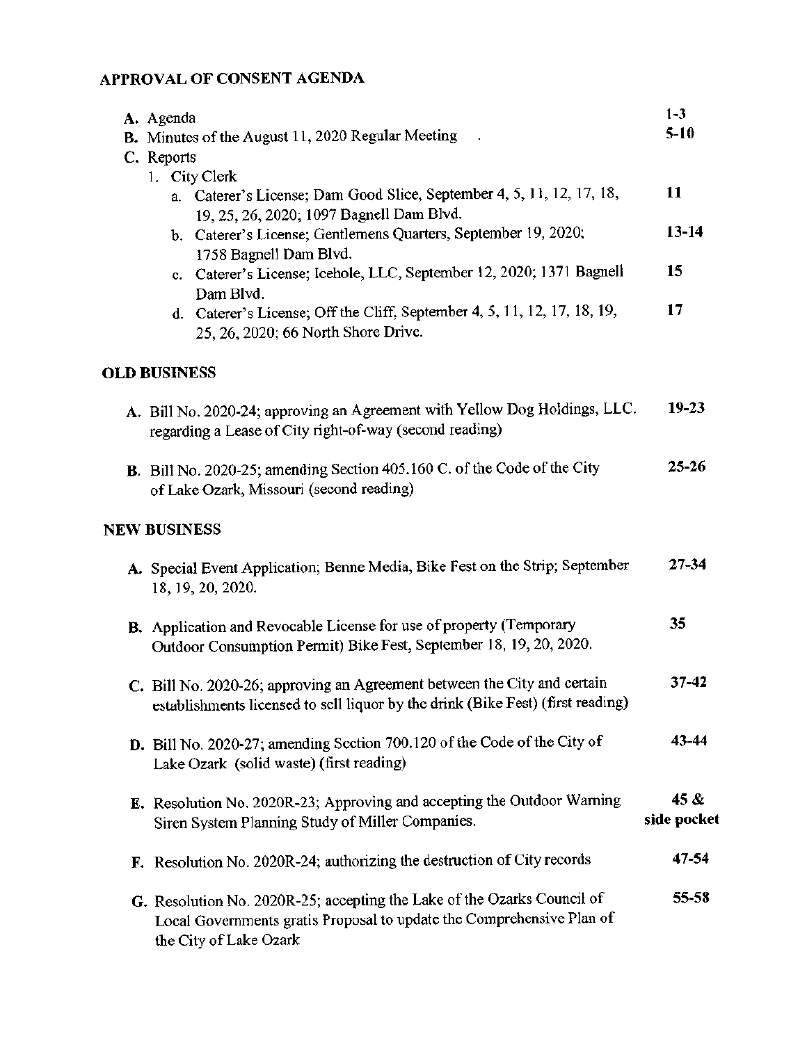## APPROVAL OF CONSENT AGENDA

| | |
|---|---|
| **A.** Agenda | **1-3** |
| **B.** Minutes of the August 11, 2020 Regular Meeting . | **5-10** |
| C. Reports | |
| 1. City Clerk | |
| a. Caterer's License; Dam Good Slice, September 4, 5, 11, 12, 17, 18, 19, 25, 26, 2020; 1097 Bagnell Dam Blvd. | **11** |
| b. Caterer's License; Gentlemens Quarters, September 19, 2020; 1758 Bagnell Dam Blvd. | **13-14** |
| c. Caterer's License; Icehole, LLC, September 12, 2020; 1371 Bagnell Dam Blvd. | **15** |
| d. Caterer's License; Off the Cliff, September 4, 5, 11, 12, 17, 18, 19, 25, 26, 2020; 66 North Shore Drive. | **17** |

## OLD BUSINESS

| | |
|---|---|
| **A.** Bill No. 2020-24; approving an Agreement with Yellow Dog Holdings, LLC. regarding a Lease of City right-of-way (second reading) | **19-23** |
| **B.** Bill No. 2020-25; amending Section 405.160 C. of the Code of the City of Lake Ozark, Missouri (second reading) | **25-26** |

## NEW BUSINESS

| | |
|---|---|
| **A.** Special Event Application; Benne Media, Bike Fest on the Strip; September 18, 19, 20, 2020. | **27-34** |
| **B.** Application and Revocable License for use of property (Temporary Outdoor Consumption Permit) Bike Fest, September 18, 19, 20, 2020. | **35** |
| **C.** Bill No. 2020-26; approving an Agreement between the City and certain establishments licensed to sell liquor by the drink (Bike Fest) (first reading) | **37-42** |
| **D.** Bill No. 2020-27; amending Section 700.120 of the Code of the City of Lake Ozark (solid waste) (first reading) | **43-44** |
| **E.** Resolution No. 2020R-23; Approving and accepting the Outdoor Warning Siren System Planning Study of Miller Companies. | **45 & side pocket** |
| **F.** Resolution No. 2020R-24; authorizing the destruction of City records | **47-54** |
| **G.** Resolution No. 2020R-25; accepting the Lake of the Ozarks Council of Local Governments gratis Proposal to update the Comprehensive Plan of the City of Lake Ozark | **55-58** |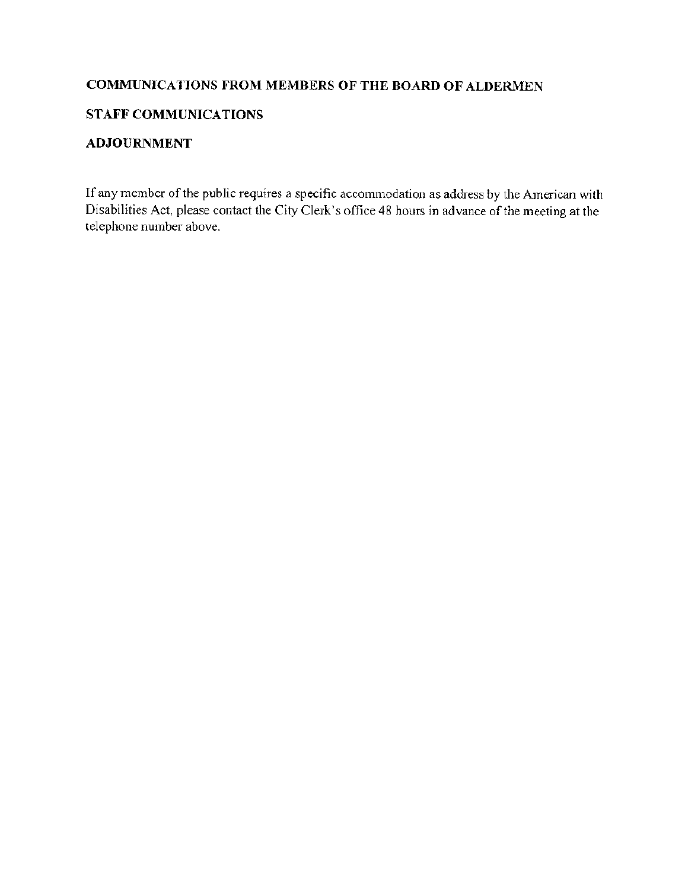**COMMUNICATIONS FROM MEMBERS OF THE BOARD OF ALDERMEN**

**STAFF COMMUNICATIONS**

**ADJOURNMENT**

If any member of the public requires a specific accommodation as address by the American with Disabilities Act, please contact the City Clerk's office 48 hours in advance of the meeting at the telephone number above.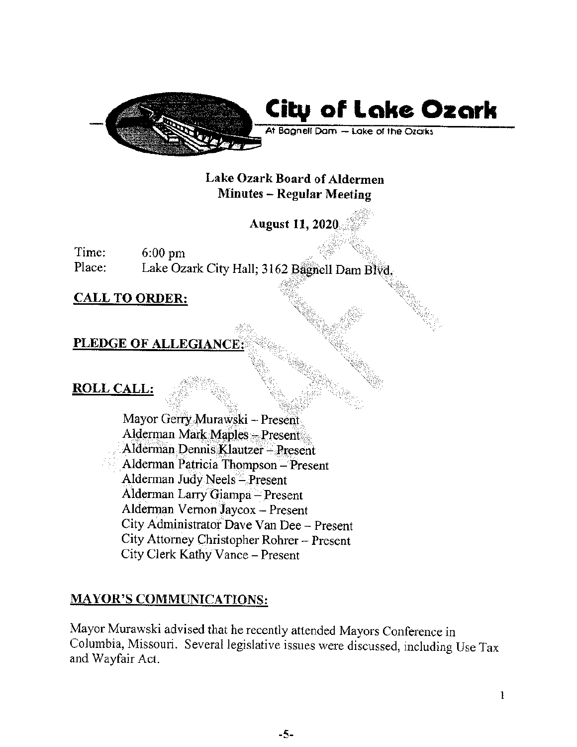# City of Lake Ozark

At Bagnell Dam — Lake of the Ozarks

## Lake Ozark Board of Aldermen
## Minutes – Regular Meeting

**August 11, 2020**

Time: 6:00 pm
Place: Lake Ozark City Hall; 3162 Bagnell Dam Blvd.

**CALL TO ORDER:**

**PLEDGE OF ALLEGIANCE:**

**ROLL CALL:**

Mayor Gerry Murawski – Present
Alderman Mark Maples – Present
Alderman Dennis Klautzer – Present
Alderman Patricia Thompson – Present
Alderman Judy Neels – Present
Alderman Larry Giampa – Present
Alderman Vernon Jaycox – Present
City Administrator Dave Van Dee – Present
City Attorney Christopher Rohrer – Present
City Clerk Kathy Vance – Present

**MAYOR'S COMMUNICATIONS:**

Mayor Murawski advised that he recently attended Mayors Conference in Columbia, Missouri. Several legislative issues were discussed, including Use Tax and Wayfair Act.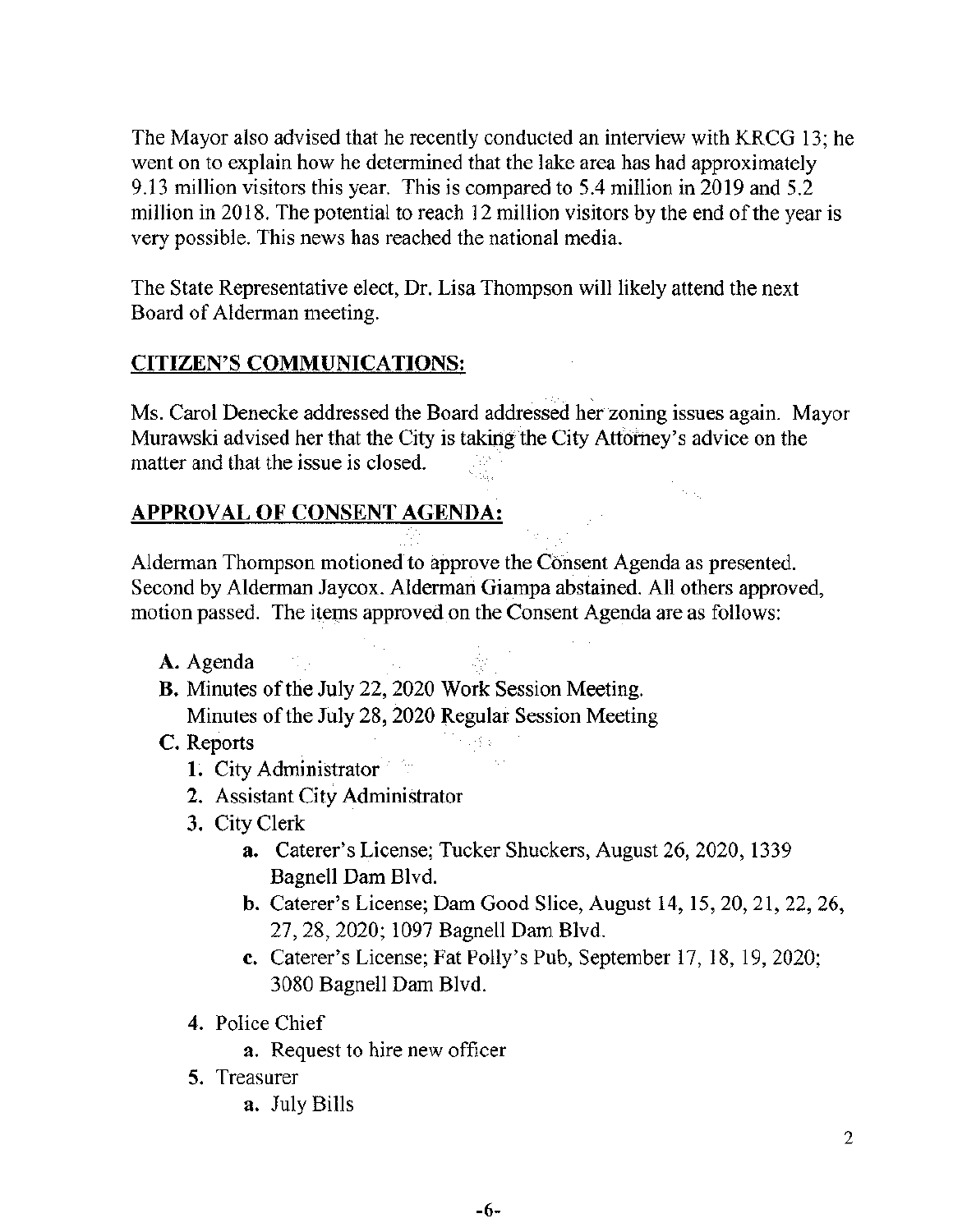The Mayor also advised that he recently conducted an interview with KRCG 13; he went on to explain how he determined that the lake area has had approximately 9.13 million visitors this year. This is compared to 5.4 million in 2019 and 5.2 million in 2018. The potential to reach 12 million visitors by the end of the year is very possible. This news has reached the national media.

The State Representative elect, Dr. Lisa Thompson will likely attend the next Board of Alderman meeting.

## CITIZEN'S COMMUNICATIONS:

Ms. Carol Denecke addressed the Board addressed her zoning issues again. Mayor Murawski advised her that the City is taking the City Attorney's advice on the matter and that the issue is closed.

## APPROVAL OF CONSENT AGENDA:

Alderman Thompson motioned to approve the Consent Agenda as presented. Second by Alderman Jaycox. Alderman Giampa abstained. All others approved, motion passed. The items approved on the Consent Agenda are as follows:

- **A.** Agenda
- **B.** Minutes of the July 22, 2020 Work Session Meeting.
  Minutes of the July 28, 2020 Regular Session Meeting
- **C.** Reports
  1. City Administrator
  2. Assistant City Administrator
  3. City Clerk
     - **a.** Caterer's License; Tucker Shuckers, August 26, 2020, 1339 Bagnell Dam Blvd.
     - **b.** Caterer's License; Dam Good Slice, August 14, 15, 20, 21, 22, 26, 27, 28, 2020; 1097 Bagnell Dam Blvd.
     - **c.** Caterer's License; Fat Polly's Pub, September 17, 18, 19, 2020; 3080 Bagnell Dam Blvd.
  4. Police Chief
     - **a.** Request to hire new officer
  5. Treasurer
     - **a.** July Bills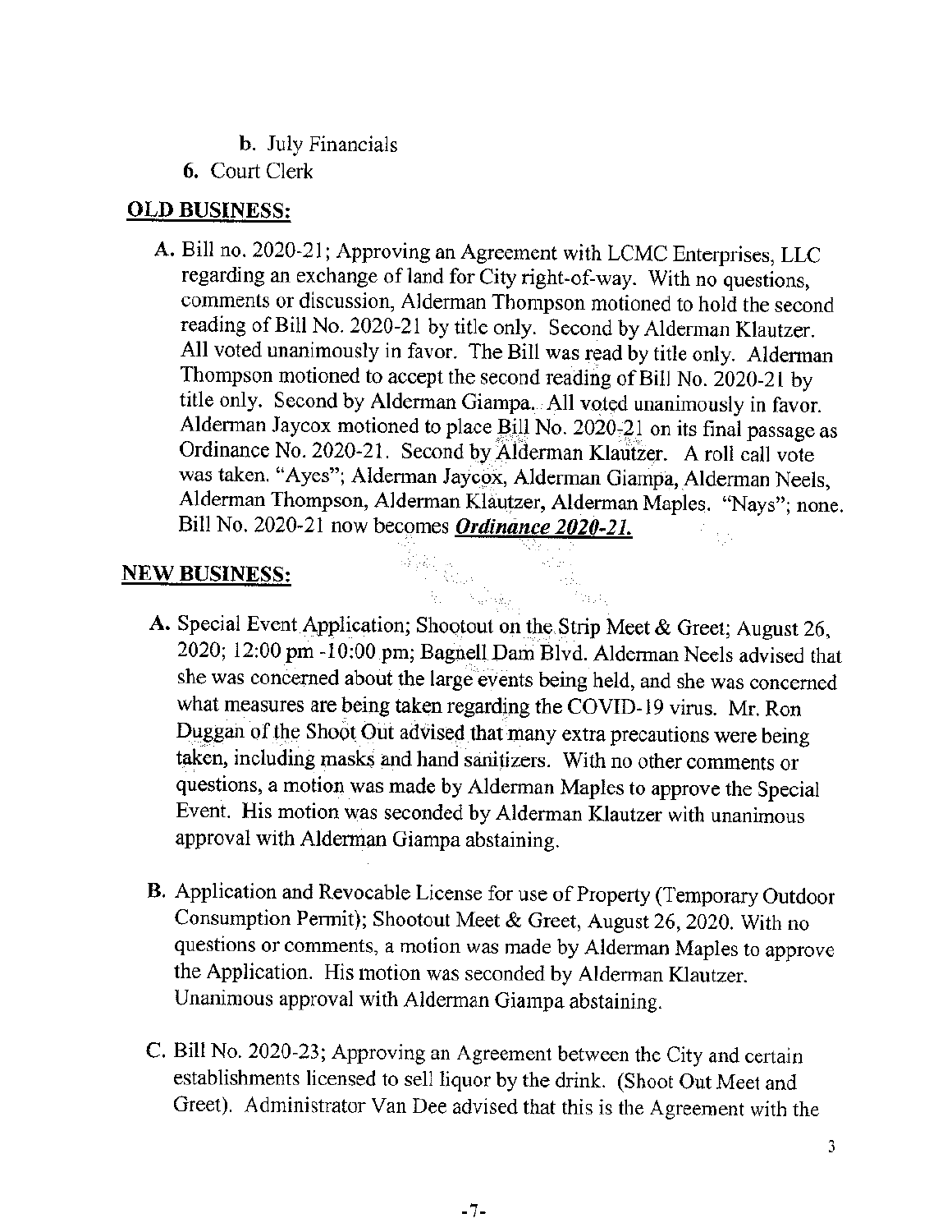b. July Financials

6. Court Clerk

## OLD BUSINESS:

A. Bill no. 2020-21; Approving an Agreement with LCMC Enterprises, LLC regarding an exchange of land for City right-of-way. With no questions, comments or discussion, Alderman Thompson motioned to hold the second reading of Bill No. 2020-21 by title only. Second by Alderman Klautzer. All voted unanimously in favor. The Bill was read by title only. Alderman Thompson motioned to accept the second reading of Bill No. 2020-21 by title only. Second by Alderman Giampa. All voted unanimously in favor. Alderman Jaycox motioned to place Bill No. 2020-21 on its final passage as Ordinance No. 2020-21. Second by Alderman Klautzer. A roll call vote was taken. "Ayes"; Alderman Jaycox, Alderman Giampa, Alderman Neels, Alderman Thompson, Alderman Klautzer, Alderman Maples. "Nays"; none. Bill No. 2020-21 now becomes ***Ordinance 2020-21.***

## NEW BUSINESS:

A. Special Event Application; Shootout on the Strip Meet & Greet; August 26, 2020; 12:00 pm -10:00 pm; Bagnell Dam Blvd. Alderman Neels advised that she was concerned about the large events being held, and she was concerned what measures are being taken regarding the COVID-19 virus. Mr. Ron Duggan of the Shoot Out advised that many extra precautions were being taken, including masks and hand sanitizers. With no other comments or questions, a motion was made by Alderman Maples to approve the Special Event. His motion was seconded by Alderman Klautzer with unanimous approval with Alderman Giampa abstaining.

B. Application and Revocable License for use of Property (Temporary Outdoor Consumption Permit); Shootout Meet & Greet, August 26, 2020. With no questions or comments, a motion was made by Alderman Maples to approve the Application. His motion was seconded by Alderman Klautzer. Unanimous approval with Alderman Giampa abstaining.

C. Bill No. 2020-23; Approving an Agreement between the City and certain establishments licensed to sell liquor by the drink. (Shoot Out Meet and Greet). Administrator Van Dee advised that this is the Agreement with the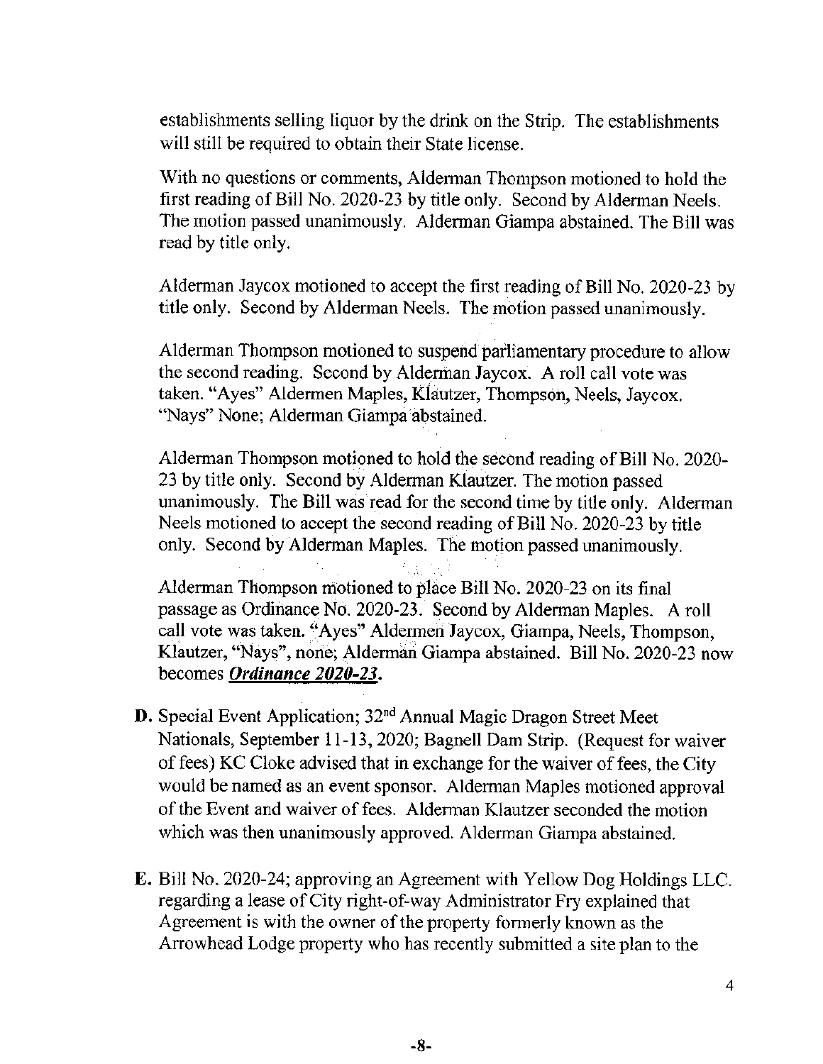establishments selling liquor by the drink on the Strip. The establishments will still be required to obtain their State license.

With no questions or comments, Alderman Thompson motioned to hold the first reading of Bill No. 2020-23 by title only. Second by Alderman Neels. The motion passed unanimously. Alderman Giampa abstained. The Bill was read by title only.

Alderman Jaycox motioned to accept the first reading of Bill No. 2020-23 by title only. Second by Alderman Neels. The motion passed unanimously.

Alderman Thompson motioned to suspend parliamentary procedure to allow the second reading. Second by Alderman Jaycox. A roll call vote was taken. "Ayes" Aldermen Maples, Klautzer, Thompson, Neels, Jaycox. "Nays" None; Alderman Giampa abstained.

Alderman Thompson motioned to hold the second reading of Bill No. 2020-23 by title only. Second by Alderman Klautzer. The motion passed unanimously. The Bill was read for the second time by title only. Alderman Neels motioned to accept the second reading of Bill No. 2020-23 by title only. Second by Alderman Maples. The motion passed unanimously.

Alderman Thompson motioned to place Bill No. 2020-23 on its final passage as Ordinance No. 2020-23. Second by Alderman Maples. A roll call vote was taken. "Ayes" Aldermen Jaycox, Giampa, Neels, Thompson, Klautzer, "Nays", none; Alderman Giampa abstained. Bill No. 2020-23 now becomes ***Ordinance 2020-23.***

**D.** Special Event Application; 32nd Annual Magic Dragon Street Meet Nationals, September 11-13, 2020; Bagnell Dam Strip. (Request for waiver of fees) KC Cloke advised that in exchange for the waiver of fees, the City would be named as an event sponsor. Alderman Maples motioned approval of the Event and waiver of fees. Alderman Klautzer seconded the motion which was then unanimously approved. Alderman Giampa abstained.

**E.** Bill No. 2020-24; approving an Agreement with Yellow Dog Holdings LLC. regarding a lease of City right-of-way Administrator Fry explained that Agreement is with the owner of the property formerly known as the Arrowhead Lodge property who has recently submitted a site plan to the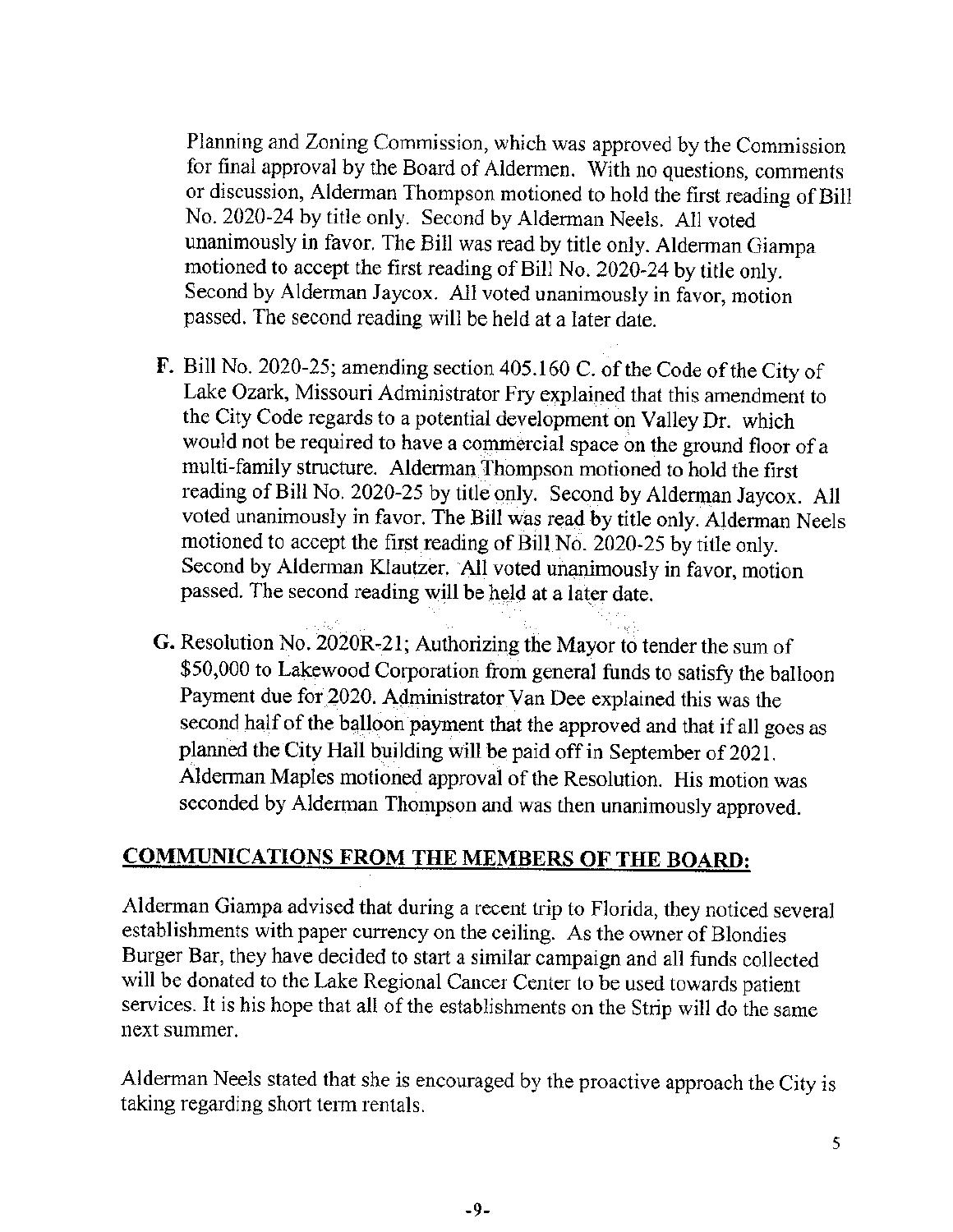Planning and Zoning Commission, which was approved by the Commission for final approval by the Board of Aldermen. With no questions, comments or discussion, Alderman Thompson motioned to hold the first reading of Bill No. 2020-24 by title only. Second by Alderman Neels. All voted unanimously in favor. The Bill was read by title only. Alderman Giampa motioned to accept the first reading of Bill No. 2020-24 by title only. Second by Alderman Jaycox. All voted unanimously in favor, motion passed. The second reading will be held at a later date.

F. Bill No. 2020-25; amending section 405.160 C. of the Code of the City of Lake Ozark, Missouri Administrator Fry explained that this amendment to the City Code regards to a potential development on Valley Dr. which would not be required to have a commercial space on the ground floor of a multi-family structure. Alderman Thompson motioned to hold the first reading of Bill No. 2020-25 by title only. Second by Alderman Jaycox. All voted unanimously in favor. The Bill was read by title only. Alderman Neels motioned to accept the first reading of Bill No. 2020-25 by title only. Second by Alderman Klautzer. All voted unanimously in favor, motion passed. The second reading will be held at a later date.

G. Resolution No. 2020R-21; Authorizing the Mayor to tender the sum of $50,000 to Lakewood Corporation from general funds to satisfy the balloon Payment due for 2020. Administrator Van Dee explained this was the second half of the balloon payment that the approved and that if all goes as planned the City Hall building will be paid off in September of 2021. Alderman Maples motioned approval of the Resolution. His motion was seconded by Alderman Thompson and was then unanimously approved.

## COMMUNICATIONS FROM THE MEMBERS OF THE BOARD:

Alderman Giampa advised that during a recent trip to Florida, they noticed several establishments with paper currency on the ceiling. As the owner of Blondies Burger Bar, they have decided to start a similar campaign and all funds collected will be donated to the Lake Regional Cancer Center to be used towards patient services. It is his hope that all of the establishments on the Strip will do the same next summer.

Alderman Neels stated that she is encouraged by the proactive approach the City is taking regarding short term rentals.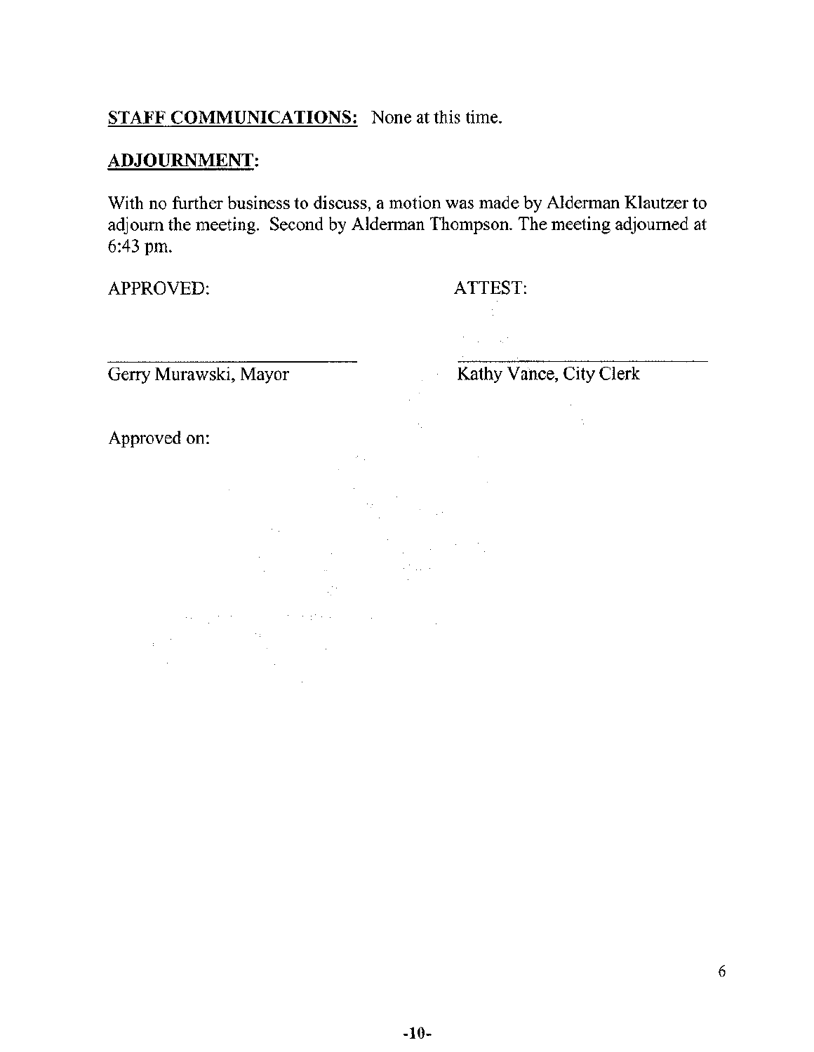**STAFF COMMUNICATIONS:** None at this time.

**ADJOURNMENT:**

With no further business to discuss, a motion was made by Alderman Klautzer to adjourn the meeting. Second by Alderman Thompson. The meeting adjourned at 6:43 pm.

APPROVED: ATTEST:

\_\_\_\_\_\_\_\_\_\_\_\_\_\_\_\_\_\_\_\_\_\_\_\_\_\_\_\_ \_\_\_\_\_\_\_\_\_\_\_\_\_\_\_\_\_\_\_\_\_\_\_\_\_\_\_\_

Gerry Murawski, Mayor Kathy Vance, City Clerk

Approved on: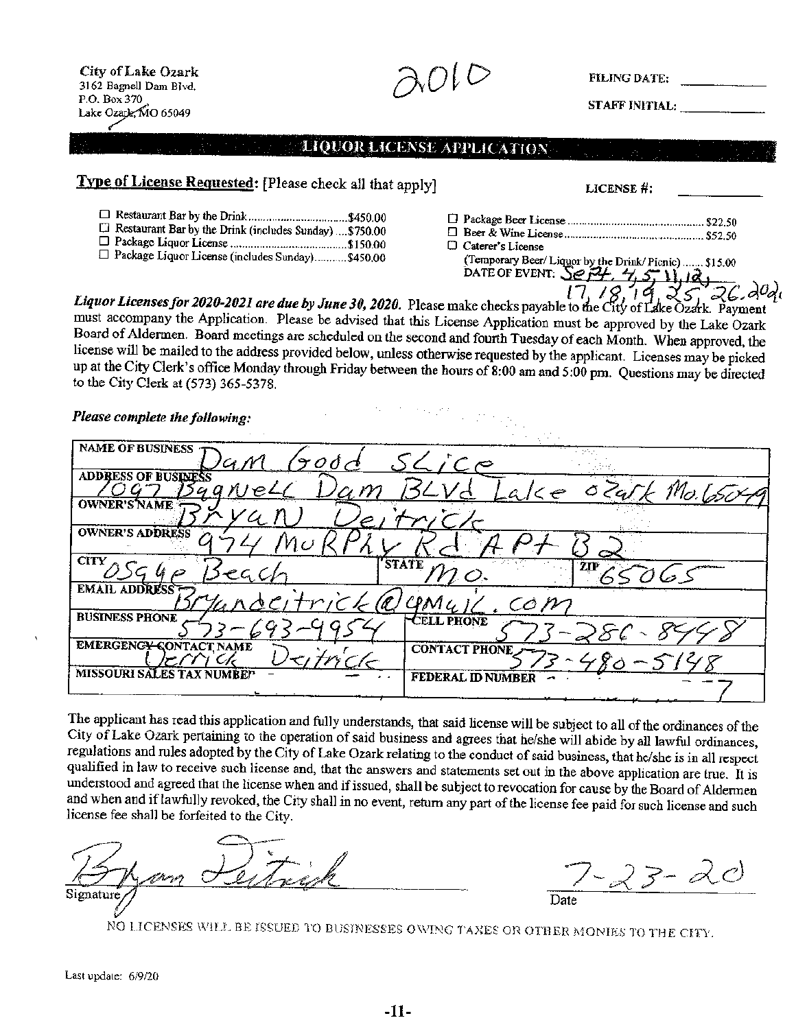City of Lake Ozark
3162 Bagnell Dam Blvd.
P.O. Box 370
Lake Ozark, MO 65049

2010

FILING DATE: ____________

STAFF INITIAL: ____________

## LIQUOR LICENSE APPLICATION

**Type of License Requested:** [Please check all that apply]

LICENSE #: ____________

- ☐ Restaurant Bar by the Drink ........................................$450.00
- ☐ Restaurant Bar by the Drink (includes Sunday) ....$750.00
- ☐ Package Liquor License ..............................................$150.00
- ☐ Package Liquor License (includes Sunday)............$450.00
- ☐ Package Beer License ..................................................$22.50
- ☐ Beer & Wine License....................................................$52.50
- ☐ Caterer's License
  (Temporary Beer/ Liquor by the Drink/ Picnic) ....... $15.00
  DATE OF EVENT: Sept. 4, 5, 11, 12, 17, 18, 19, 25, 26. 2020

***Liquor Licenses for 2020-2021 are due by June 30, 2020.*** Please make checks payable to the City of Lake Ozark. Payment must accompany the Application. Please be advised that this License Application must be approved by the Lake Ozark Board of Aldermen. Board meetings are scheduled on the second and fourth Tuesday of each Month. When approved, the license will be mailed to the address provided below, unless otherwise requested by the applicant. Licenses may be picked up at the City Clerk's office Monday through Friday between the hours of 8:00 am and 5:00 pm. Questions may be directed to the City Clerk at (573) 365-5378.

***Please complete the following:***

| | | |
|---|---|---|
| NAME OF BUSINESS: Dam Good Slice | | |
| ADDRESS OF BUSINESS: 1097 Bagnell Dam BLVd Lake ozark Mo. 65049 | | |
| OWNER'S NAME: BryaN Deitrick | | |
| OWNER'S ADDRESS: 974 MuRPhy Rd APt B2 | | |
| CITY: osage Beach | STATE: mo. | ZIP: 65065 |
| EMAIL ADDRESS: Bryandeitrick@gmail.com | | |
| BUSINESS PHONE: 573-693-9954 | CELL PHONE: 573-286-8998 | |
| EMERGENCY CONTACT NAME: Derrick Deitrick | CONTACT PHONE: 573-480-5148 | |
| MISSOURI SALES TAX NUMBER: | FEDERAL ID NUMBER: | |

The applicant has read this application and fully understands, that said license will be subject to all of the ordinances of the City of Lake Ozark pertaining to the operation of said business and agrees that he/she will abide by all lawful ordinances, regulations and rules adopted by the City of Lake Ozark relating to the conduct of said business, that he/she is in all respect qualified in law to receive such license and, that the answers and statements set out in the above application are true. It is understood and agreed that the license when and if issued, shall be subject to revocation for cause by the Board of Aldermen and when and if lawfully revoked, the City shall in no event, return any part of the license fee paid for such license and such license fee shall be forfeited to the City.

Signature: Bryan Deitrick

Date: 7-23-20

NO LICENSES WILL BE ISSUED TO BUSINESSES OWING TAXES OR OTHER MONIES TO THE CITY.

Last update: 6/9/20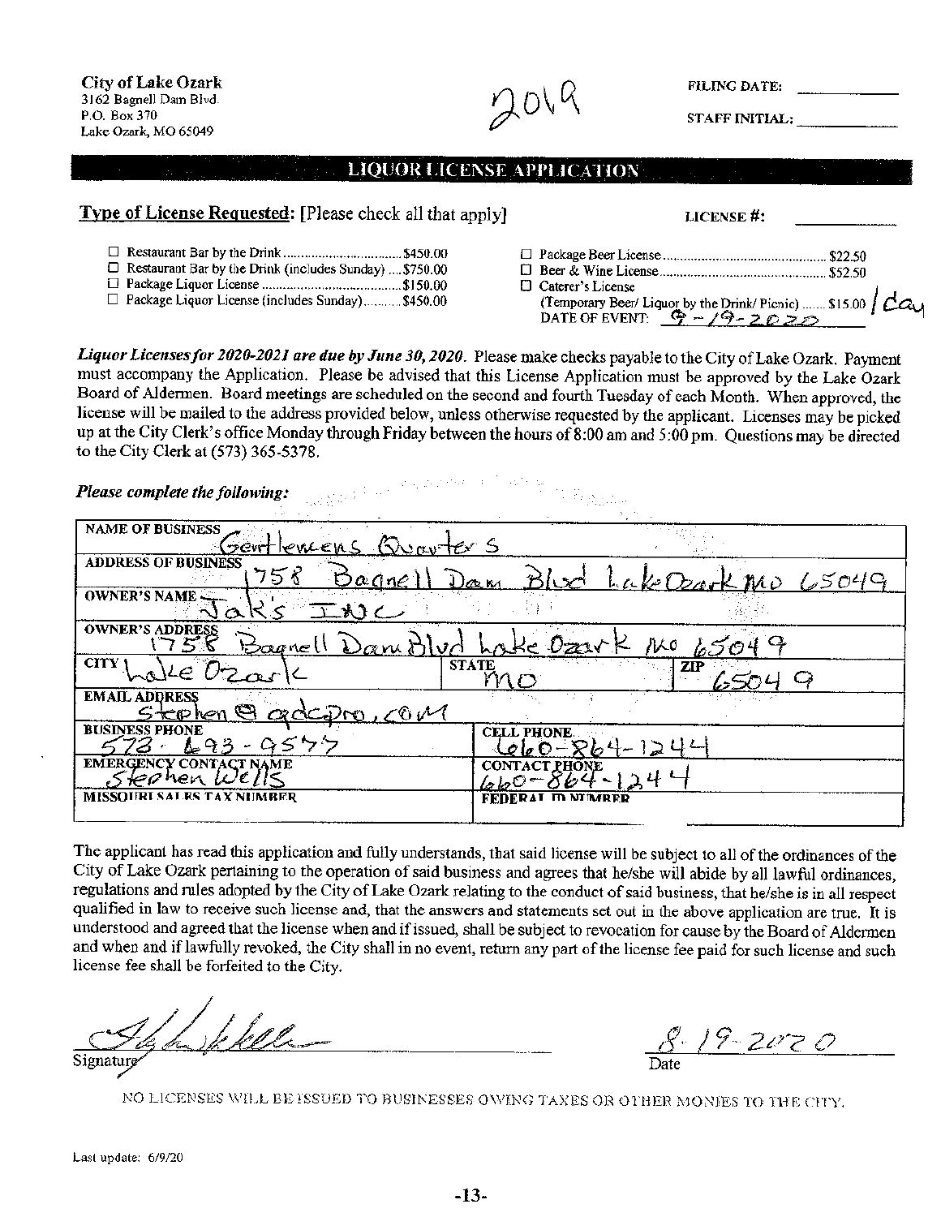City of Lake Ozark
3162 Bagnell Dam Blvd.
P.O. Box 370
Lake Ozark, MO 65049

2019

FILING DATE: ___________

STAFF INITIAL: ___________

## LIQUOR LICENSE APPLICATION

**Type of License Requested:** [Please check all that apply]

LICENSE #: ___________

- ☐ Restaurant Bar by the Drink .................................$450.00
- ☐ Restaurant Bar by the Drink (includes Sunday) ....$750.00
- ☐ Package Liquor License .......................................$150.00
- ☐ Package Liquor License (includes Sunday)...........$450.00
- ☐ Package Beer License .............................................$22.50
- ☐ Beer & Wine License ...............................................$52.50
- ☐ Caterer's License (Temporary Beer/ Liquor by the Drink/ Picnic) ....... $15.00 / day
  DATE OF EVENT: 9-19-2020

*Liquor Licenses for 2020-2021 are due by June 30, 2020.* Please make checks payable to the City of Lake Ozark. Payment must accompany the Application. Please be advised that this License Application must be approved by the Lake Ozark Board of Aldermen. Board meetings are scheduled on the second and fourth Tuesday of each Month. When approved, the license will be mailed to the address provided below, unless otherwise requested by the applicant. Licenses may be picked up at the City Clerk's office Monday through Friday between the hours of 8:00 am and 5:00 pm. Questions may be directed to the City Clerk at (573) 365-5378.

***Please complete the following:***

| | | |
|---|---|---|
| NAME OF BUSINESS: Gentlemens Quarters | | |
| ADDRESS OF BUSINESS: 1758 Bagnell Dam Blvd Lake Ozark MO 65049 | | |
| OWNER'S NAME: Jak's INC | | |
| OWNER'S ADDRESS: 1758 Bagnell Dam Blvd Lake Ozark MO 65049 | | |
| CITY: Lake Ozark | STATE: MO | ZIP: 65049 |
| EMAIL ADDRESS: stephen@qdcpro.com | | |
| BUSINESS PHONE: 573-693-9577 | CELL PHONE: 660-864-1244 | |
| EMERGENCY CONTACT NAME: Stephen Wells | CONTACT PHONE: 660-864-1244 | |
| MISSOURI SALES TAX NUMBER: | FEDERAL ID NUMBER: | |

The applicant has read this application and fully understands, that said license will be subject to all of the ordinances of the City of Lake Ozark pertaining to the operation of said business and agrees that he/she will abide by all lawful ordinances, regulations and rules adopted by the City of Lake Ozark relating to the conduct of said business, that he/she is in all respect qualified in law to receive such license and, that the answers and statements set out in the above application are true. It is understood and agreed that the license when and if issued, shall be subject to revocation for cause by the Board of Aldermen and when and if lawfully revoked, the City shall in no event, return any part of the license fee paid for such license and such license fee shall be forfeited to the City.

Signature: [signature]

Date: 8-19-2020

NO LICENSES WILL BE ISSUED TO BUSINESSES OWING TAXES OR OTHER MONIES TO THE CITY.

Last update: 6/9/20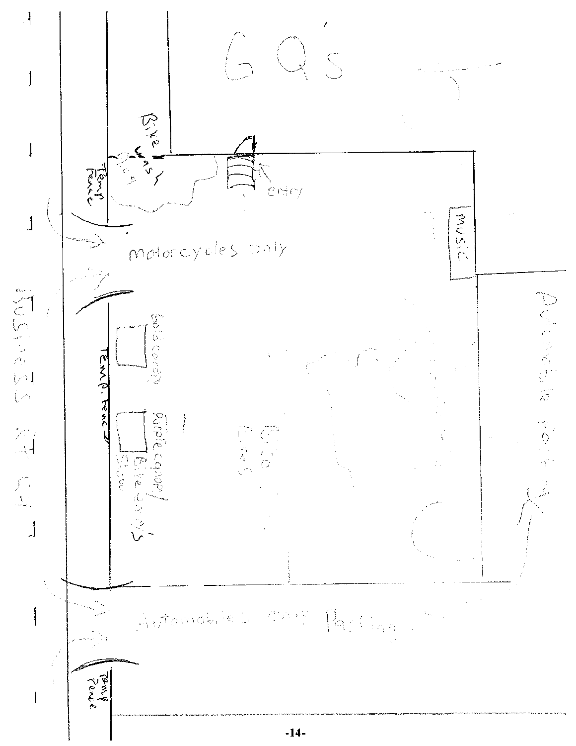GQ's

Bike wash area

Temp Fence

entry

Music

motorcycles only

Gold canopy

Temp. Fence

Purple canopy / Bike entry's Stow

Bike Show

Business 49

Automobile parking

Automobiles only Parking

Temp Fence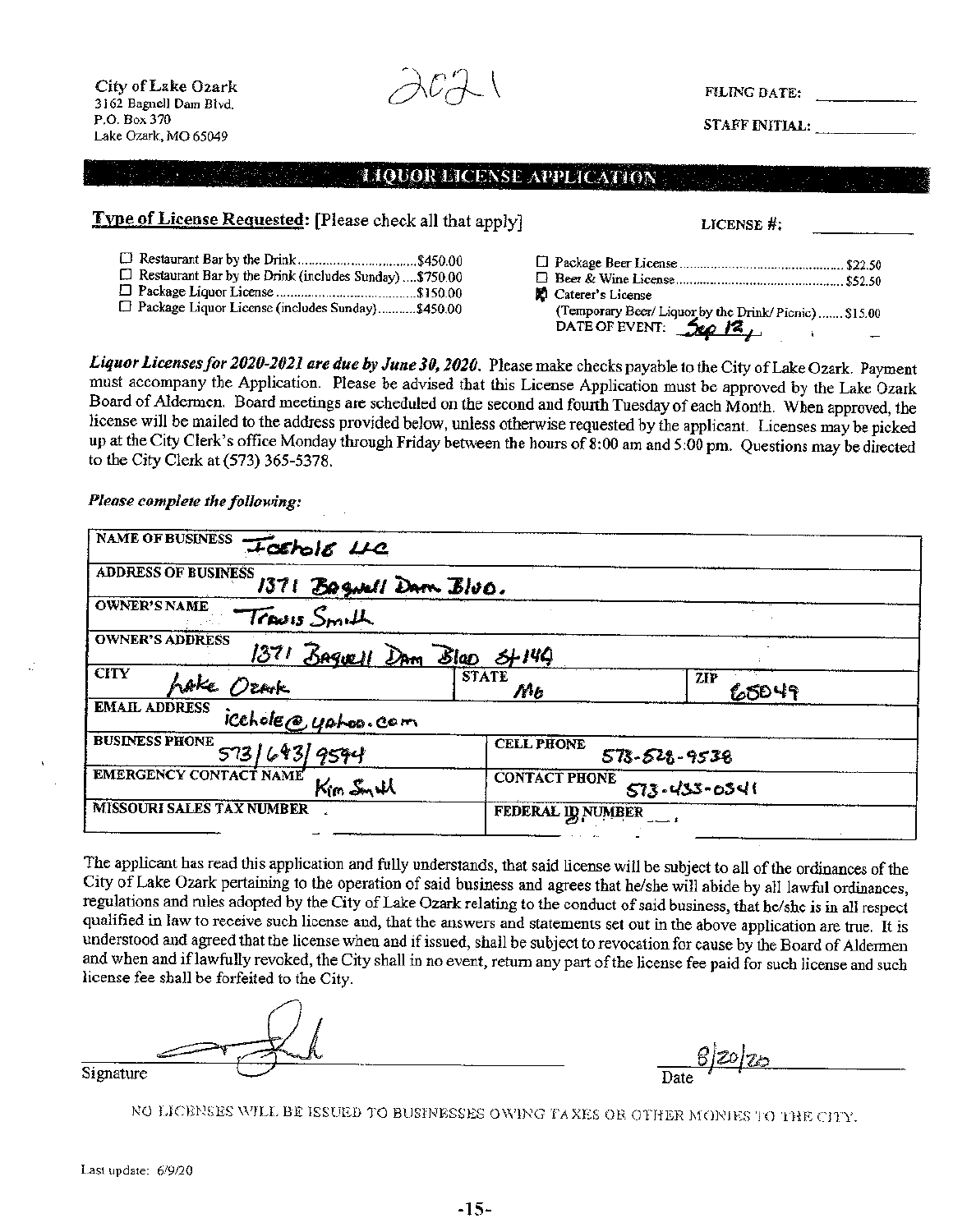City of Lake Ozark
3162 Bagnell Dam Blvd.
P.O. Box 370
Lake Ozark, MO 65049

2021

FILING DATE: ____________

STAFF INITIAL: ____________

## LIQUOR LICENSE APPLICATION

**Type of License Requested**: [Please check all that apply]

LICENSE #: ____________

- ☐ Restaurant Bar by the Drink ................................ $450.00
- ☐ Restaurant Bar by the Drink (includes Sunday) .... $750.00
- ☐ Package Liquor License ...................................... $150.00
- ☐ Package Liquor License (includes Sunday) ........... $450.00
- ☐ Package Beer License ............................................ $22.50
- ☐ Beer & Wine License ............................................. $52.50
- ☒ Caterer's License (Temporary Beer/ Liquor by the Drink/ Picnic) ....... $15.00
  DATE OF EVENT: Sep 12,

***Liquor Licenses for 2020-2021 are due by June 30, 2020.*** Please make checks payable to the City of Lake Ozark. Payment must accompany the Application. Please be advised that this License Application must be approved by the Lake Ozark Board of Aldermen. Board meetings are scheduled on the second and fourth Tuesday of each Month. When approved, the license will be mailed to the address provided below, unless otherwise requested by the applicant. Licenses may be picked up at the City Clerk's office Monday through Friday between the hours of 8:00 am and 5:00 pm. Questions may be directed to the City Clerk at (573) 365-5378.

***Please complete the following:***

| | | |
|---|---|---|
| NAME OF BUSINESS: Icehole LLC | | |
| ADDRESS OF BUSINESS: 1371 Bagnell Dam Blvd. | | |
| OWNER'S NAME: Travis Smith | | |
| OWNER'S ADDRESS: 1371 Bagnell Dam Blvd St 144 | | |
| CITY: Lake Ozark | STATE: Mo | ZIP: 65049 |
| EMAIL ADDRESS: icehole@yahoo.com | | |
| BUSINESS PHONE: 573/693/9594 | CELL PHONE: 573-528-9538 | |
| EMERGENCY CONTACT NAME: Kim Smith | CONTACT PHONE: 573-433-0341 | |
| MISSOURI SALES TAX NUMBER: | FEDERAL ID NUMBER: | |

The applicant has read this application and fully understands, that said license will be subject to all of the ordinances of the City of Lake Ozark pertaining to the operation of said business and agrees that he/she will abide by all lawful ordinances, regulations and rules adopted by the City of Lake Ozark relating to the conduct of said business, that he/she is in all respect qualified in law to receive such license and, that the answers and statements set out in the above application are true. It is understood and agreed that the license when and if issued, shall be subject to revocation for cause by the Board of Aldermen and when and if lawfully revoked, the City shall in no event, return any part of the license fee paid for such license and such license fee shall be forfeited to the City.

Signature: [signature]

Date: 8/20/20

NO LICENSES WILL BE ISSUED TO BUSINESSES OWING TAXES OR OTHER MONIES TO THE CITY.

Last update: 6/9/20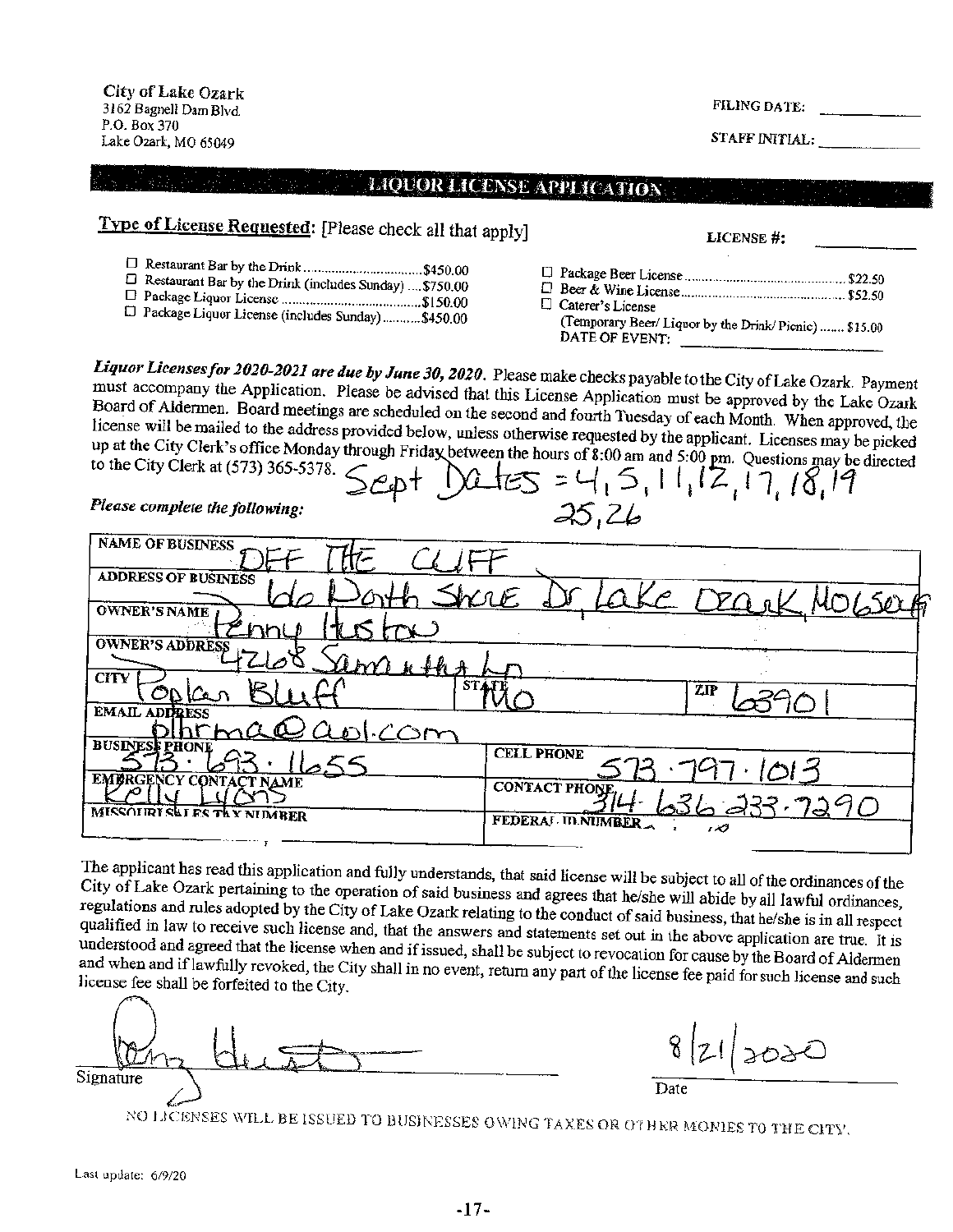City of Lake Ozark
3162 Bagnell Dam Blvd.
P.O. Box 370
Lake Ozark, MO 65049

FILING DATE: ____________

STAFF INITIAL: ____________

## LIQUOR LICENSE APPLICATION

**Type of License Requested:** [Please check all that apply]

LICENSE #: ____________

- ☐ Restaurant Bar by the Drink ................................ $450.00
- ☐ Restaurant Bar by the Drink (includes Sunday) .... $750.00
- ☐ Package Liquor License ...................................... $150.00
- ☐ Package Liquor License (includes Sunday) ........... $450.00
- ☐ Package Beer License ........................................... $22.50
- ☐ Beer & Wine License ............................................ $52.50
- ☐ Caterer's License (Temporary Beer/ Liquor by the Drink/ Picnic) ....... $15.00 DATE OF EVENT: ____________

*Liquor Licenses for 2020-2021 are due by June 30, 2020.* Please make checks payable to the City of Lake Ozark. Payment must accompany the Application. Please be advised that this License Application must be approved by the Lake Ozark Board of Aldermen. Board meetings are scheduled on the second and fourth Tuesday of each Month. When approved, the license will be mailed to the address provided below, unless otherwise requested by the applicant. Licenses may be picked up at the City Clerk's office Monday through Friday between the hours of 8:00 am and 5:00 pm. Questions may be directed to the City Clerk at (573) 365-5378. Sept Dates = 4, 5, 11, 12, 17, 18, 19, 25, 26

*Please complete the following:*

| | |
|---|---|
| NAME OF BUSINESS: OFF THE CLIFF | |
| ADDRESS OF BUSINESS: 60 North Shore Dr, Lake Ozark, MO 65049 | |
| OWNER'S NAME: Penny Huston | |
| OWNER'S ADDRESS: 4268 Samantha Ln | |
| CITY: Poplar Bluff | STATE: MO ZIP: 63901 |
| EMAIL ADDRESS: plhrma@aol.com | |
| BUSINESS PHONE: 573.693.1655 | CELL PHONE: 573.797.1013 |
| EMERGENCY CONTACT NAME: Kelly Lyons | CONTACT PHONE: 314 636 233.7290 |
| MISSOURI SALES TAX NUMBER: | FEDERAL ID NUMBER: |

The applicant has read this application and fully understands, that said license will be subject to all of the ordinances of the City of Lake Ozark pertaining to the operation of said business and agrees that he/she will abide by all lawful ordinances, regulations and rules adopted by the City of Lake Ozark relating to the conduct of said business, that he/she is in all respect qualified in law to receive such license and, that the answers and statements set out in the above application are true. It is understood and agreed that the license when and if issued, shall be subject to revocation for cause by the Board of Aldermen and when and if lawfully revoked, the City shall in no event, return any part of the license fee paid for such license and such license fee shall be forfeited to the City.

Signature: [signature] Date: 8/21/2020

NO LICENSES WILL BE ISSUED TO BUSINESSES OWING TAXES OR OTHER MONIES TO THE CITY.

Last update: 6/9/20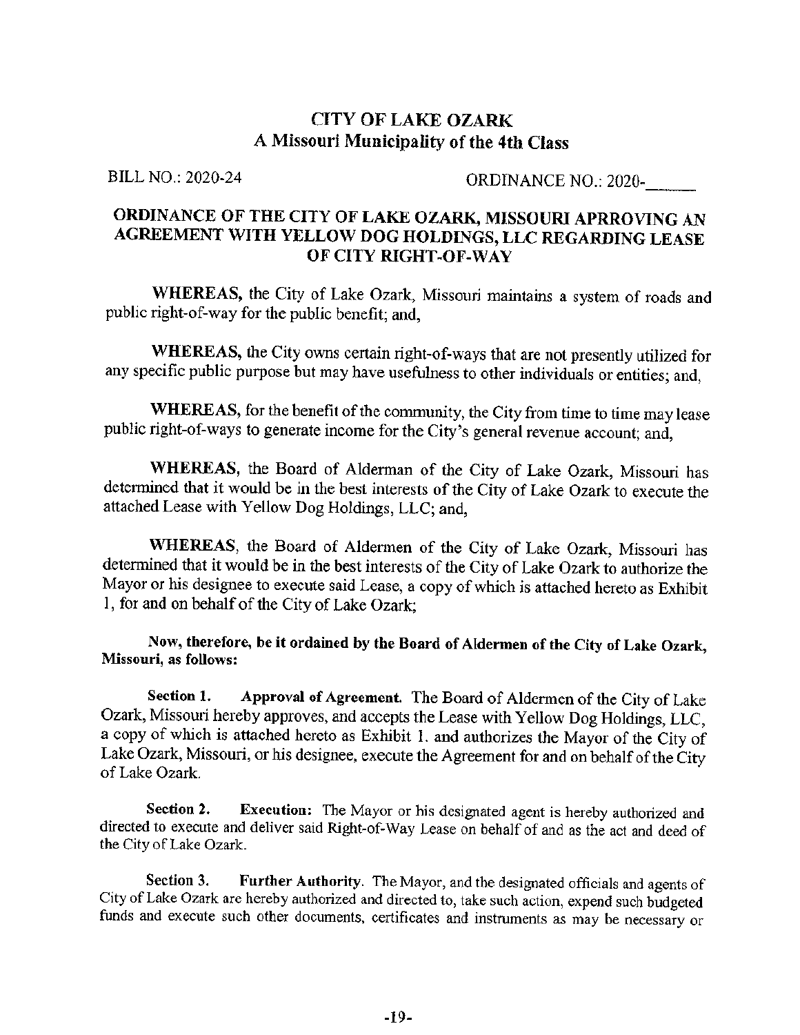# CITY OF LAKE OZARK
## A Missouri Municipality of the 4th Class

BILL NO.: 2020-24 ORDINANCE NO.: 2020-______

## ORDINANCE OF THE CITY OF LAKE OZARK, MISSOURI APRROVING AN AGREEMENT WITH YELLOW DOG HOLDINGS, LLC REGARDING LEASE OF CITY RIGHT-OF-WAY

**WHEREAS,** the City of Lake Ozark, Missouri maintains a system of roads and public right-of-way for the public benefit; and,

**WHEREAS,** the City owns certain right-of-ways that are not presently utilized for any specific public purpose but may have usefulness to other individuals or entities; and,

**WHEREAS,** for the benefit of the community, the City from time to time may lease public right-of-ways to generate income for the City's general revenue account; and,

**WHEREAS,** the Board of Alderman of the City of Lake Ozark, Missouri has determined that it would be in the best interests of the City of Lake Ozark to execute the attached Lease with Yellow Dog Holdings, LLC; and,

**WHEREAS**, the Board of Aldermen of the City of Lake Ozark, Missouri has determined that it would be in the best interests of the City of Lake Ozark to authorize the Mayor or his designee to execute said Lease, a copy of which is attached hereto as Exhibit 1, for and on behalf of the City of Lake Ozark;

**Now, therefore, be it ordained by the Board of Aldermen of the City of Lake Ozark, Missouri, as follows:**

**Section 1. Approval of Agreement.** The Board of Aldermen of the City of Lake Ozark, Missouri hereby approves, and accepts the Lease with Yellow Dog Holdings, LLC, a copy of which is attached hereto as Exhibit 1. and authorizes the Mayor of the City of Lake Ozark, Missouri, or his designee, execute the Agreement for and on behalf of the City of Lake Ozark.

**Section 2. Execution:** The Mayor or his designated agent is hereby authorized and directed to execute and deliver said Right-of-Way Lease on behalf of and as the act and deed of the City of Lake Ozark.

**Section 3. Further Authority.** The Mayor, and the designated officials and agents of City of Lake Ozark are hereby authorized and directed to, take such action, expend such budgeted funds and execute such other documents, certificates and instruments as may be necessary or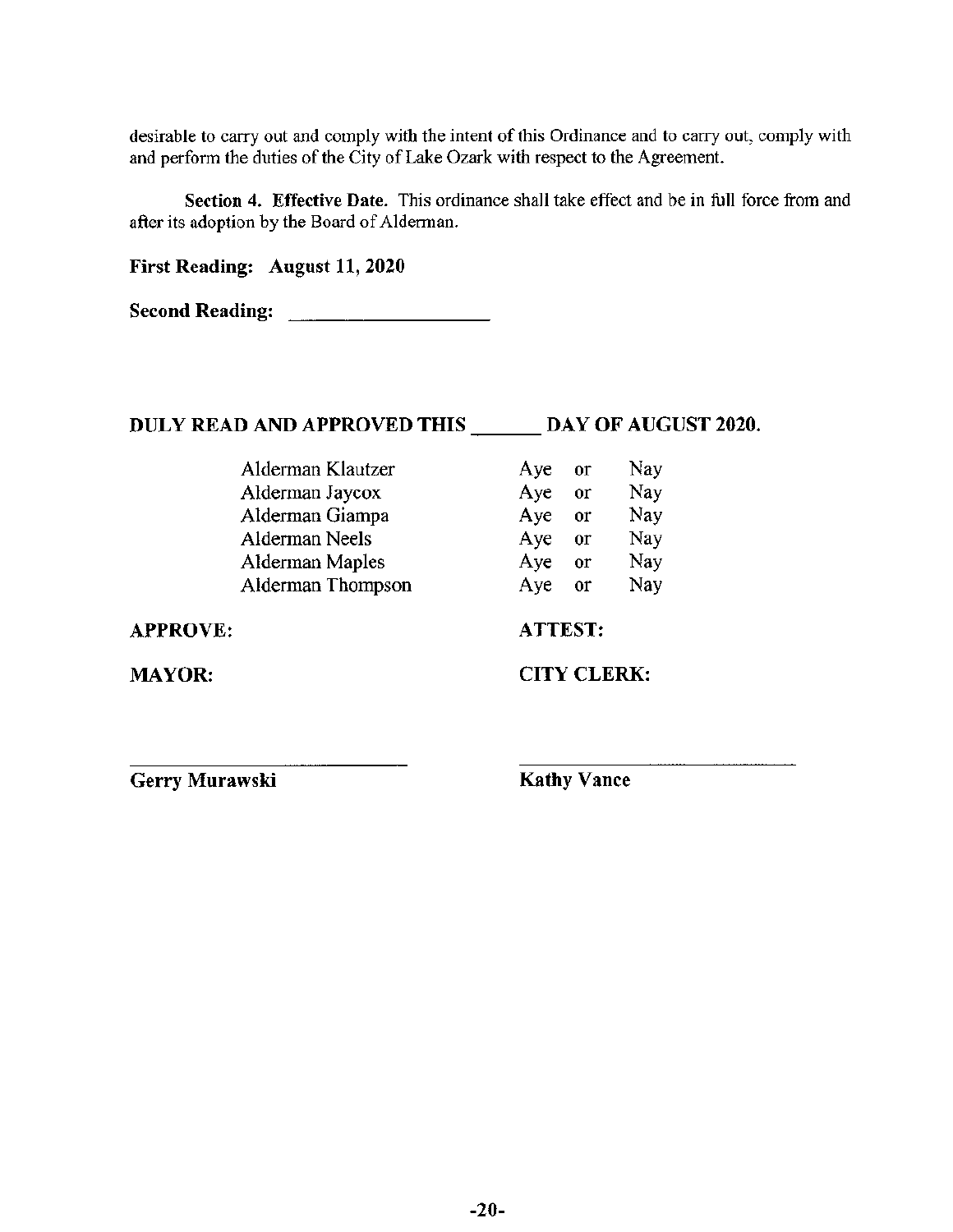desirable to carry out and comply with the intent of this Ordinance and to carry out, comply with and perform the duties of the City of Lake Ozark with respect to the Agreement.

**Section 4. Effective Date.** This ordinance shall take effect and be in full force from and after its adoption by the Board of Alderman.

**First Reading: August 11, 2020**

**Second Reading: ____________________**

**DULY READ AND APPROVED THIS ______ DAY OF AUGUST 2020.**

| | | | |
|---|---|---|---|
| Alderman Klautzer | Aye | or | Nay |
| Alderman Jaycox | Aye | or | Nay |
| Alderman Giampa | Aye | or | Nay |
| Alderman Neels | Aye | or | Nay |
| Alderman Maples | Aye | or | Nay |
| Alderman Thompson | Aye | or | Nay |

**APPROVE:** **ATTEST:**

**MAYOR:** **CITY CLERK:**

____________________________ ____________________________

**Gerry Murawski** **Kathy Vance**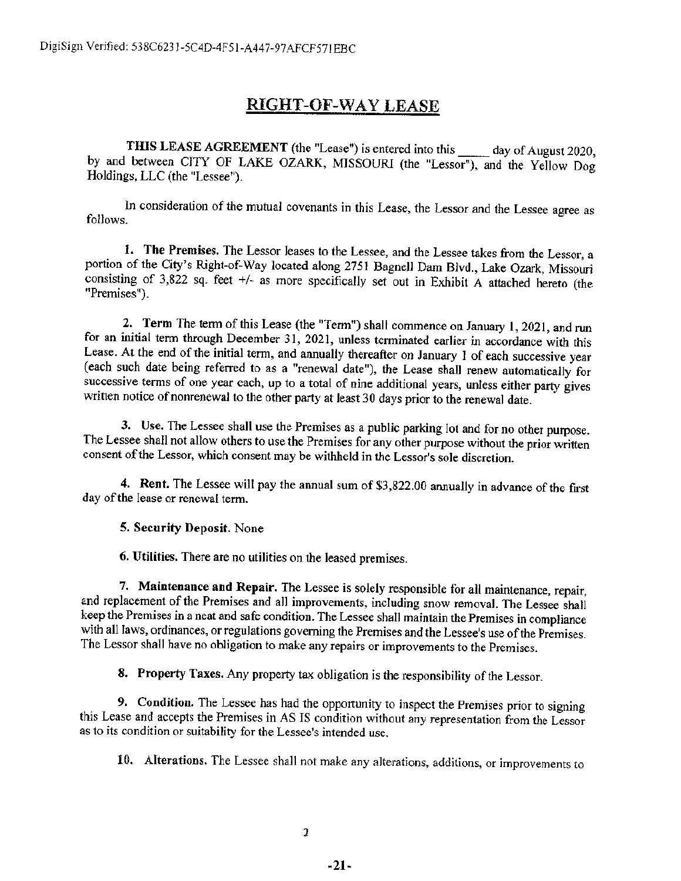DigiSign Verified: 538C6231-5C4D-4F51-A447-97AFCF571EBC

# RIGHT-OF-WAY LEASE

**THIS LEASE AGREEMENT** (the "Lease") is entered into this _____ day of August 2020, by and between CITY OF LAKE OZARK, MISSOURI (the "Lessor"), and the Yellow Dog Holdings, LLC (the "Lessee").

In consideration of the mutual covenants in this Lease, the Lessor and the Lessee agree as follows.

**1. The Premises.** The Lessor leases to the Lessee, and the Lessee takes from the Lessor, a portion of the City's Right-of-Way located along 2751 Bagnell Dam Blvd., Lake Ozark, Missouri consisting of 3,822 sq. feet +/- as more specifically set out in Exhibit A attached hereto (the "Premises").

**2. Term** The term of this Lease (the "Term") shall commence on January 1, 2021, and run for an initial term through December 31, 2021, unless terminated earlier in accordance with this Lease. At the end of the initial term, and annually thereafter on January 1 of each successive year (each such date being referred to as a "renewal date"), the Lease shall renew automatically for successive terms of one year each, up to a total of nine additional years, unless either party gives written notice of nonrenewal to the other party at least 30 days prior to the renewal date.

**3. Use.** The Lessee shall use the Premises as a public parking lot and for no other purpose. The Lessee shall not allow others to use the Premises for any other purpose without the prior written consent of the Lessor, which consent may be withheld in the Lessor's sole discretion.

**4. Rent.** The Lessee will pay the annual sum of $3,822.00 annually in advance of the first day of the lease or renewal term.

**5. Security Deposit.** None

**6. Utilities.** There are no utilities on the leased premises.

**7. Maintenance and Repair.** The Lessee is solely responsible for all maintenance, repair, and replacement of the Premises and all improvements, including snow removal. The Lessee shall keep the Premises in a neat and safe condition. The Lessee shall maintain the Premises in compliance with all laws, ordinances, or regulations governing the Premises and the Lessee's use of the Premises. The Lessor shall have no obligation to make any repairs or improvements to the Premises.

**8. Property Taxes.** Any property tax obligation is the responsibility of the Lessor.

**9. Condition.** The Lessee has had the opportunity to inspect the Premises prior to signing this Lease and accepts the Premises in AS IS condition without any representation from the Lessor as to its condition or suitability for the Lessee's intended use.

**10. Alterations.** The Lessee shall not make any alterations, additions, or improvements to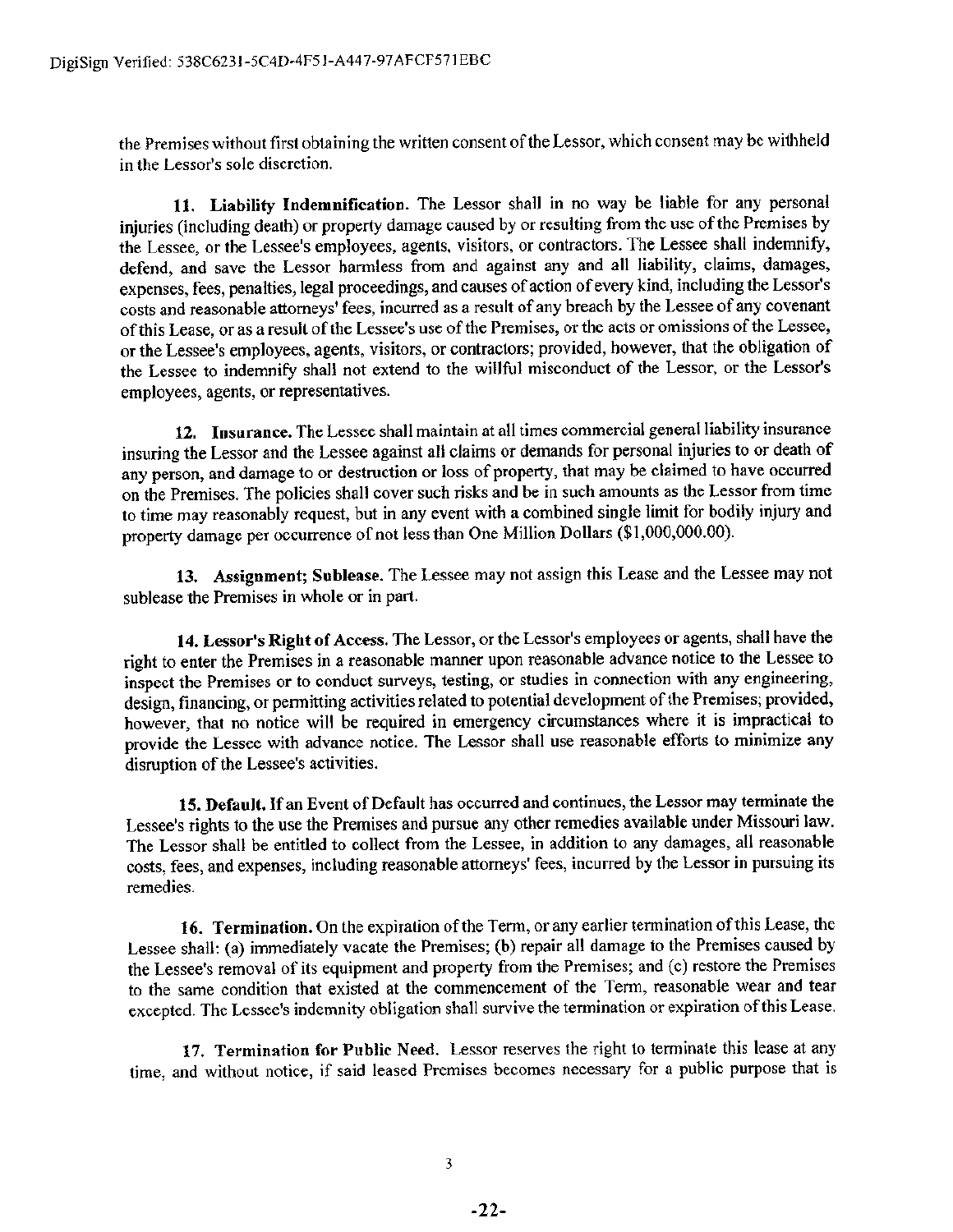the Premises without first obtaining the written consent of the Lessor, which consent may be withheld in the Lessor's sole discretion.

**11. Liability Indemnification.** The Lessor shall in no way be liable for any personal injuries (including death) or property damage caused by or resulting from the use of the Premises by the Lessee, or the Lessee's employees, agents, visitors, or contractors. The Lessee shall indemnify, defend, and save the Lessor harmless from and against any and all liability, claims, damages, expenses, fees, penalties, legal proceedings, and causes of action of every kind, including the Lessor's costs and reasonable attorneys' fees, incurred as a result of any breach by the Lessee of any covenant of this Lease, or as a result of the Lessee's use of the Premises, or the acts or omissions of the Lessee, or the Lessee's employees, agents, visitors, or contractors; provided, however, that the obligation of the Lessee to indemnify shall not extend to the willful misconduct of the Lessor, or the Lessor's employees, agents, or representatives.

**12. Insurance.** The Lessee shall maintain at all times commercial general liability insurance insuring the Lessor and the Lessee against all claims or demands for personal injuries to or death of any person, and damage to or destruction or loss of property, that may be claimed to have occurred on the Premises. The policies shall cover such risks and be in such amounts as the Lessor from time to time may reasonably request, but in any event with a combined single limit for bodily injury and property damage per occurrence of not less than One Million Dollars ($1,000,000.00).

**13. Assignment; Sublease.** The Lessee may not assign this Lease and the Lessee may not sublease the Premises in whole or in part.

**14. Lessor's Right of Access.** The Lessor, or the Lessor's employees or agents, shall have the right to enter the Premises in a reasonable manner upon reasonable advance notice to the Lessee to inspect the Premises or to conduct surveys, testing, or studies in connection with any engineering, design, financing, or permitting activities related to potential development of the Premises; provided, however, that no notice will be required in emergency circumstances where it is impractical to provide the Lessee with advance notice. The Lessor shall use reasonable efforts to minimize any disruption of the Lessee's activities.

**15. Default.** If an Event of Default has occurred and continues, the Lessor may terminate the Lessee's rights to the use the Premises and pursue any other remedies available under Missouri law. The Lessor shall be entitled to collect from the Lessee, in addition to any damages, all reasonable costs, fees, and expenses, including reasonable attorneys' fees, incurred by the Lessor in pursuing its remedies.

**16. Termination.** On the expiration of the Term, or any earlier termination of this Lease, the Lessee shall: (a) immediately vacate the Premises; (b) repair all damage to the Premises caused by the Lessee's removal of its equipment and property from the Premises; and (c) restore the Premises to the same condition that existed at the commencement of the Term, reasonable wear and tear excepted. The Lessee's indemnity obligation shall survive the termination or expiration of this Lease.

**17. Termination for Public Need.** Lessor reserves the right to terminate this lease at any time, and without notice, if said leased Premises becomes necessary for a public purpose that is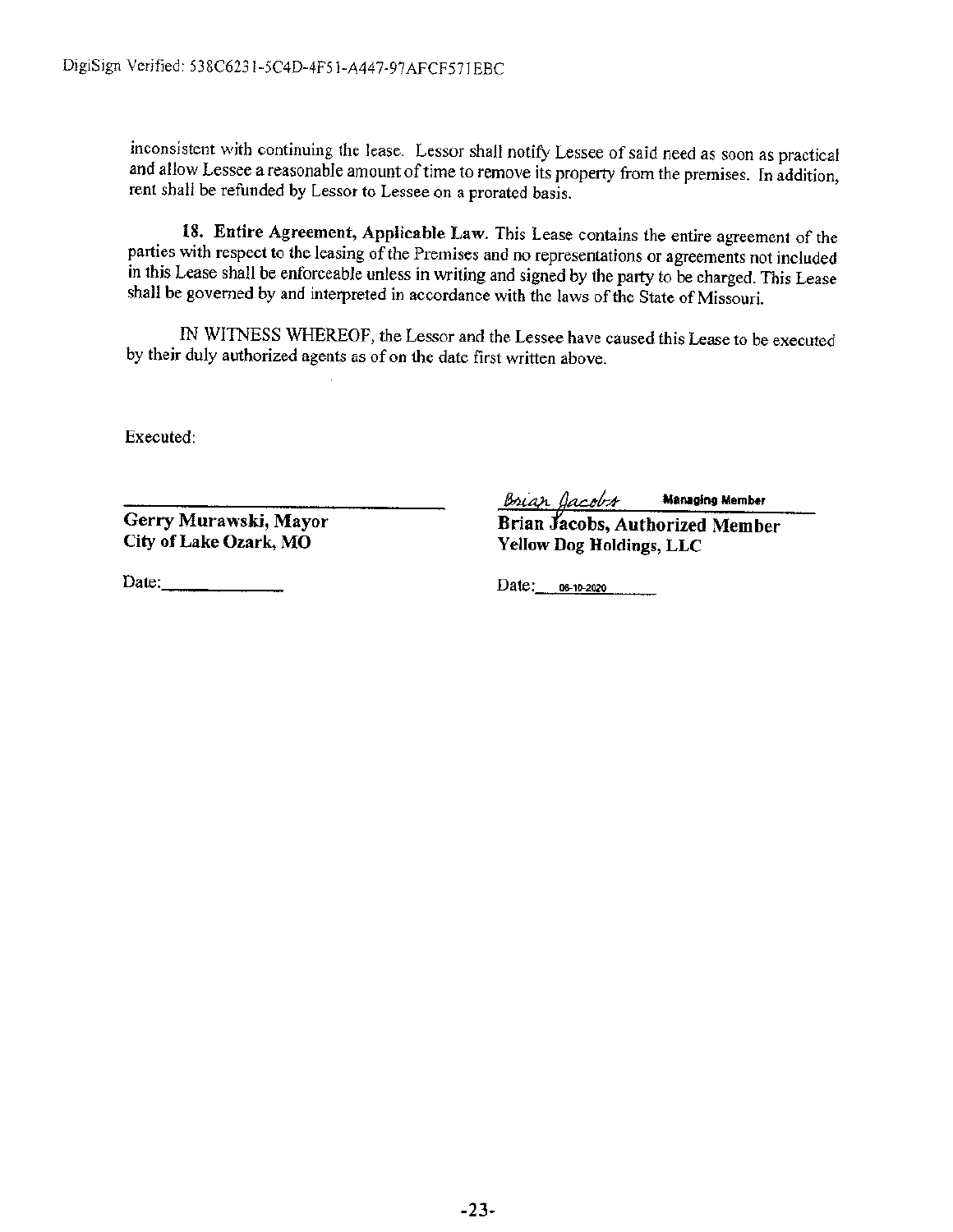DigiSign Verified: 538C6231-5C4D-4F51-A447-97AFCF571EBC

inconsistent with continuing the lease. Lessor shall notify Lessee of said need as soon as practical and allow Lessee a reasonable amount of time to remove its property from the premises. In addition, rent shall be refunded by Lessor to Lessee on a prorated basis.

**18. Entire Agreement, Applicable Law.** This Lease contains the entire agreement of the parties with respect to the leasing of the Premises and no representations or agreements not included in this Lease shall be enforceable unless in writing and signed by the party to be charged. This Lease shall be governed by and interpreted in accordance with the laws of the State of Missouri.

IN WITNESS WHEREOF, the Lessor and the Lessee have caused this Lease to be executed by their duly authorized agents as of on the date first written above.

Executed:

| | |
|---|---|
| ______________________________ | *Brian Jacobs* Managing Member |
| **Gerry Murawski, Mayor** | **Brian Jacobs, Authorized Member** |
| **City of Lake Ozark, MO** | **Yellow Dog Holdings, LLC** |
| Date:____________ | Date: 06-10-2020 |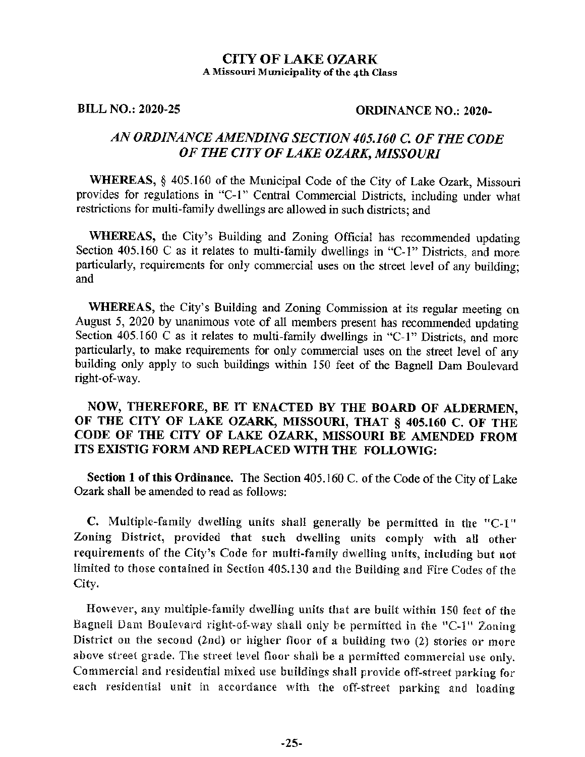# CITY OF LAKE OZARK

**A Missouri Municipality of the 4th Class**

**BILL NO.: 2020-25** **ORDINANCE NO.: 2020-**

## *AN ORDINANCE AMENDING SECTION 405.160 C. OF THE CODE OF THE CITY OF LAKE OZARK, MISSOURI*

**WHEREAS,** § 405.160 of the Municipal Code of the City of Lake Ozark, Missouri provides for regulations in "C-1" Central Commercial Districts, including under what restrictions for multi-family dwellings are allowed in such districts; and

**WHEREAS,** the City's Building and Zoning Official has recommended updating Section 405.160 C as it relates to multi-family dwellings in "C-1" Districts, and more particularly, requirements for only commercial uses on the street level of any building; and

**WHEREAS,** the City's Building and Zoning Commission at its regular meeting on August 5, 2020 by unanimous vote of all members present has recommended updating Section 405.160 C as it relates to multi-family dwellings in "C-1" Districts, and more particularly, to make requirements for only commercial uses on the street level of any building only apply to such buildings within 150 feet of the Bagnell Dam Boulevard right-of-way.

**NOW, THEREFORE, BE IT ENACTED BY THE BOARD OF ALDERMEN, OF THE CITY OF LAKE OZARK, MISSOURI, THAT § 405.160 C. OF THE CODE OF THE CITY OF LAKE OZARK, MISSOURI BE AMENDED FROM ITS EXISTIG FORM AND REPLACED WITH THE FOLLOWIG:**

**Section 1 of this Ordinance.** The Section 405.160 C. of the Code of the City of Lake Ozark shall be amended to read as follows:

**C.** Multiple-family dwelling units shall generally be permitted in the "C-1" Zoning District, provided that such dwelling units comply with all other requirements of the City's Code for multi-family dwelling units, including but not limited to those contained in Section 405.130 and the Building and Fire Codes of the City.

However, any multiple-family dwelling units that are built within 150 feet of the Bagnell Dam Boulevard right-of-way shall only be permitted in the "C-1" Zoning District on the second (2nd) or higher floor of a building two (2) stories or more above street grade. The street level floor shall be a permitted commercial use only. Commercial and residential mixed use buildings shall provide off-street parking for each residential unit in accordance with the off-street parking and loading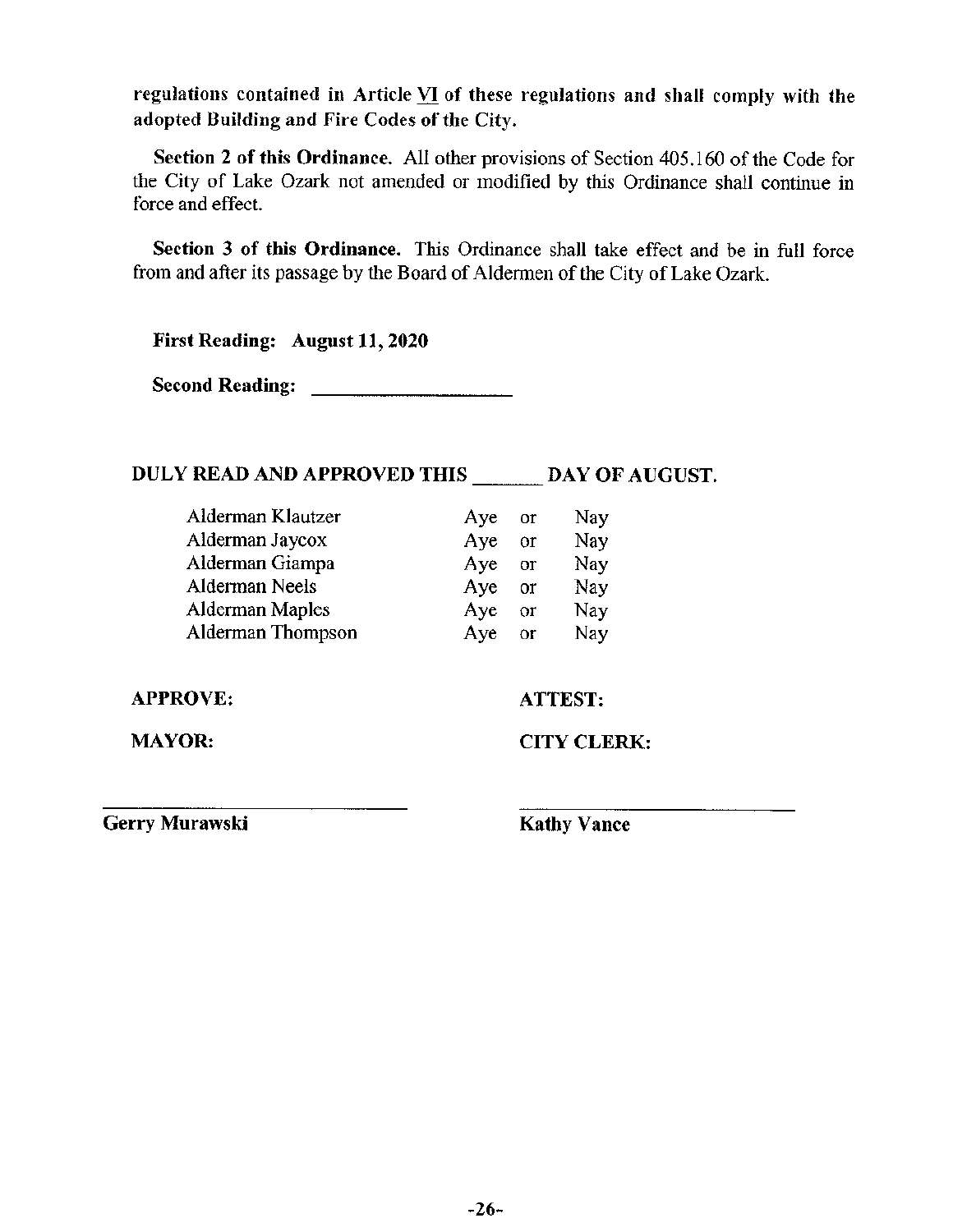**regulations contained in Article VI of these regulations and shall comply with the adopted Building and Fire Codes of the City.**

**Section 2 of this Ordinance.** All other provisions of Section 405.160 of the Code for the City of Lake Ozark not amended or modified by this Ordinance shall continue in force and effect.

**Section 3 of this Ordinance.** This Ordinance shall take effect and be in full force from and after its passage by the Board of Aldermen of the City of Lake Ozark.

**First Reading: August 11, 2020**

**Second Reading: \_\_\_\_\_\_\_\_\_\_\_\_\_\_\_\_\_\_\_\_**

**DULY READ AND APPROVED THIS \_\_\_\_\_\_\_ DAY OF AUGUST.**

| | | | |
|---|---|---|---|
| Alderman Klautzer | Aye | or | Nay |
| Alderman Jaycox | Aye | or | Nay |
| Alderman Giampa | Aye | or | Nay |
| Alderman Neels | Aye | or | Nay |
| Alderman Maples | Aye | or | Nay |
| Alderman Thompson | Aye | or | Nay |

**APPROVE:** **ATTEST:**

**MAYOR:** **CITY CLERK:**

\_\_\_\_\_\_\_\_\_\_\_\_\_\_\_\_\_\_\_\_\_\_\_\_\_\_\_\_ \_\_\_\_\_\_\_\_\_\_\_\_\_\_\_\_\_\_\_\_\_\_\_\_\_\_\_\_

**Gerry Murawski** **Kathy Vance**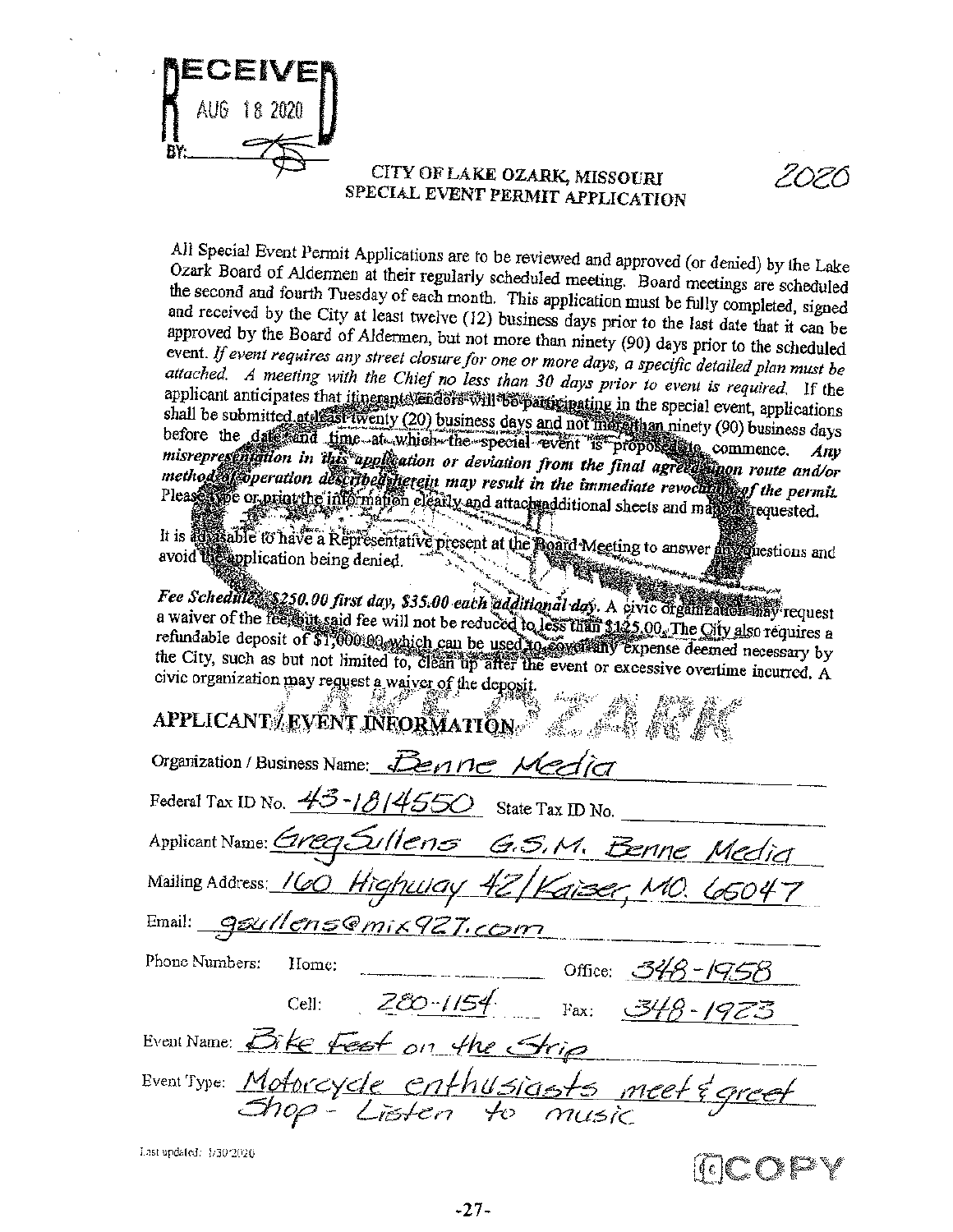RECEIVED
AUG 18 2020
BY:

# CITY OF LAKE OZARK, MISSOURI
## SPECIAL EVENT PERMIT APPLICATION

2020

All Special Event Permit Applications are to be reviewed and approved (or denied) by the Lake Ozark Board of Aldermen at their regularly scheduled meeting. Board meetings are scheduled the second and fourth Tuesday of each month. This application must be fully completed, signed and received by the City at least twelve (12) business days prior to the last date that it can be approved by the Board of Aldermen, but not more than ninety (90) days prior to the scheduled event. *If event requires any street closure for one or more days, a specific detailed plan must be attached. A meeting with the Chief no less than 30 days prior to event is required.* If the applicant anticipates that itinerant vendors will be participating in the special event, applications shall be submitted at least twenty (20) business days and not more than ninety (90) business days before the date and time at which the special event is proposed to commence. *Any misrepresentation in this application or deviation from the final agreed upon route and/or method of operation described herein may result in the immediate revocation of the permit.* Please type or print the information clearly and attach additional sheets and maps as requested.

It is advisable to have a Representative present at the Board Meeting to answer any questions and avoid the application being denied.

*Fee Schedule: $250.00 first day, $35.00 each additional day.* A civic organization may request a waiver of the fee but said fee will not be reduced to less than $125.00. The City also requires a refundable deposit of $1,000.00 which can be used to cover any expense deemed necessary by the City, such as but not limited to, clean up after the event or excessive overtime incurred. A civic organization may request a waiver of the deposit.

## APPLICANT / EVENT INFORMATION

Organization / Business Name: Benne Media

Federal Tax ID No. 43-1814550 State Tax ID No. ______

Applicant Name: Greg Sullens G.S.M. Benne Media

Mailing Address: 160 Highway 42 / Kaiser, MO. 65047

Email: gsullens@mix927.com

Phone Numbers: Home: ______ Office: 348-1958

Cell: 280-1154 Fax: 348-1923

Event Name: Bike Fest on the Strip

Event Type: Motorcycle enthusiasts meet & greet Shop - Listen to music

Last updated: 1/30/2020

COPY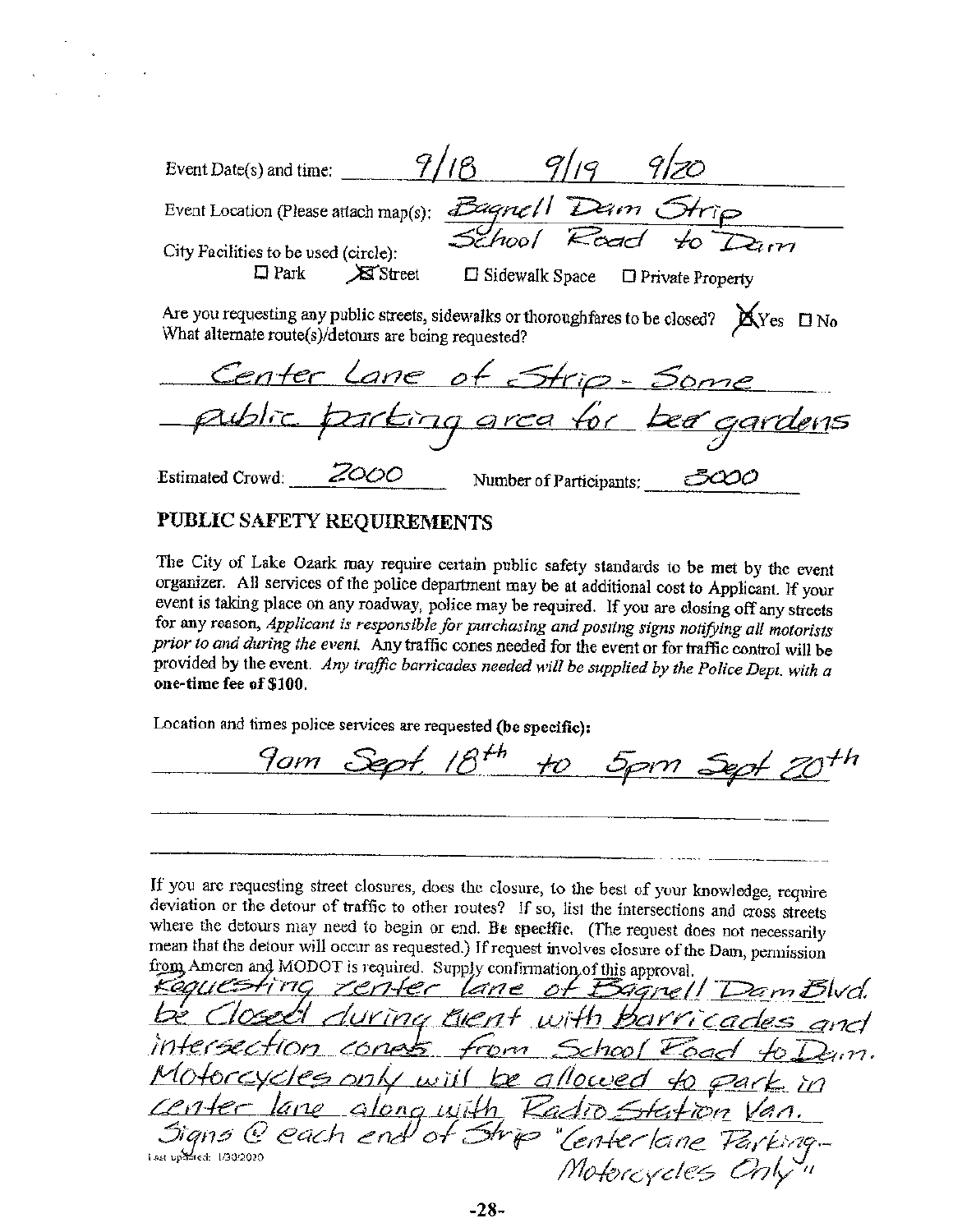Event Date(s) and time: 9/18 9/19 9/20

Event Location (Please attach map(s): Bagnell Dam Strip School Road to Dam

City Facilities to be used (circle):

☐ Park ☒ Street ☐ Sidewalk Space ☐ Private Property

Are you requesting any public streets, sidewalks or thoroughfares to be closed? ☒ Yes ☐ No

What alternate route(s)/detours are being requested?

Center Lane of Strip - Some public parking area for beer gardens

Estimated Crowd: 2000 Number of Participants: 3000

## PUBLIC SAFETY REQUIREMENTS

The City of Lake Ozark may require certain public safety standards to be met by the event organizer. All services of the police department may be at additional cost to Applicant. If your event is taking place on any roadway, police may be required. If you are closing off any streets for any reason, *Applicant is responsible for purchasing and posting signs notifying all motorists prior to and during the event.* Any traffic cones needed for the event or for traffic control will be provided by the event. *Any traffic barricades needed will be supplied by the Police Dept. with a* **one-time fee of $100.**

Location and times police services are requested **(be specific):**

9am Sept 18th to 5pm Sept 20th

If you are requesting street closures, does the closure, to the best of your knowledge, require deviation or the detour of traffic to other routes? If so, list the intersections and cross streets where the detours may need to begin or end. **Be specific.** (The request does not necessarily mean that the detour will occur as requested.) If request involves closure of the Dam, permission from Ameren and MODOT is required. Supply confirmation of this approval.

Requesting center lane of Bagnell Dam Blvd. be closed during event with barricades and intersection cones from School Road to Dam. Motorcycles only will be allowed to park in center lane along with Radio Station Van. Signs @ each end of Strip "Center lane Parking - Motorcycles Only"

Last updated: 1/30/2020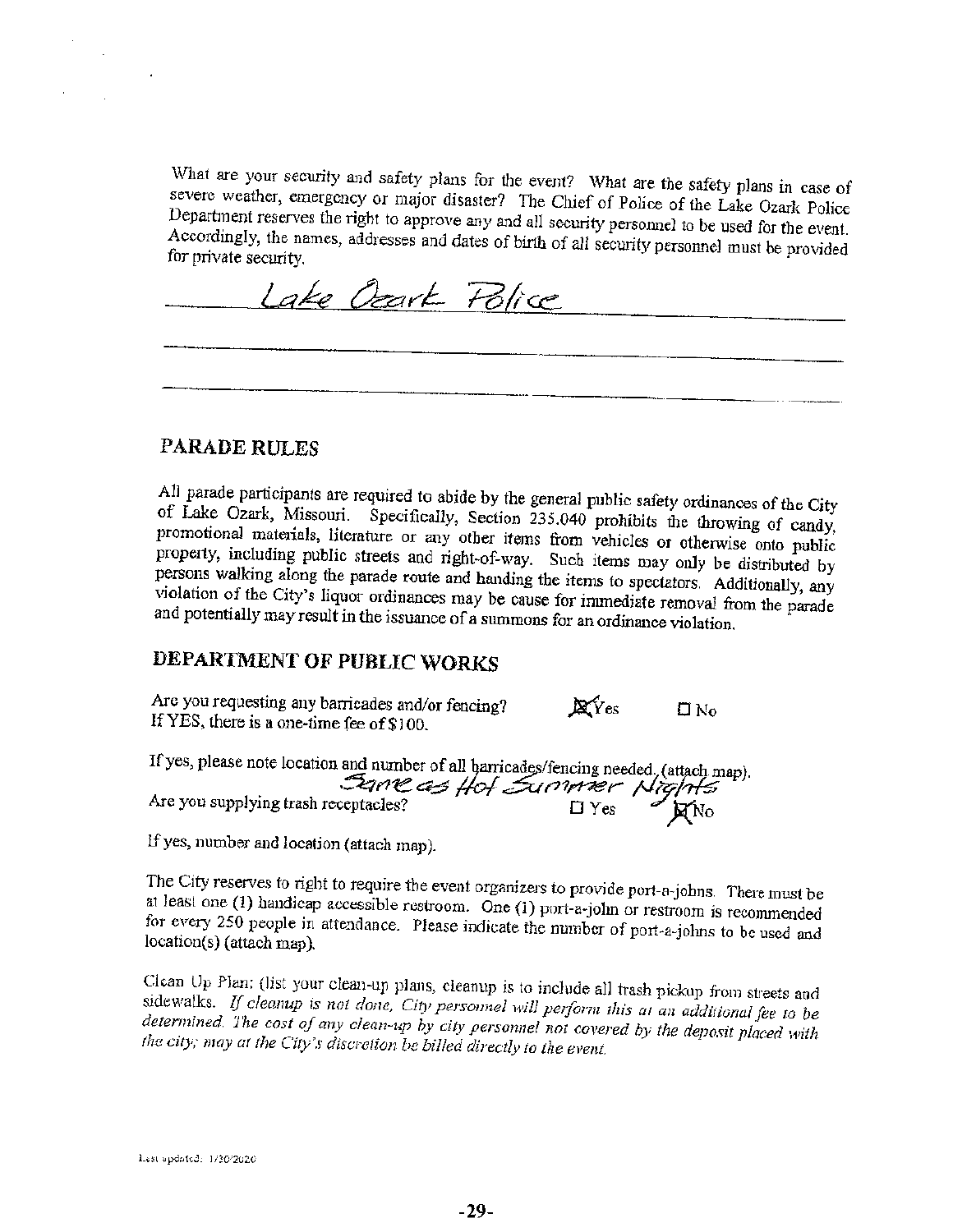What are your security and safety plans for the event? What are the safety plans in case of severe weather, emergency or major disaster? The Chief of Police of the Lake Ozark Police Department reserves the right to approve any and all security personnel to be used for the event. Accordingly, the names, addresses and dates of birth of all security personnel must be provided for private security.

Lake Ozark Police

## PARADE RULES

All parade participants are required to abide by the general public safety ordinances of the City of Lake Ozark, Missouri. Specifically, Section 235.040 prohibits the throwing of candy, promotional materials, literature or any other items from vehicles or otherwise onto public property, including public streets and right-of-way. Such items may only be distributed by persons walking along the parade route and handing the items to spectators. Additionally, any violation of the City's liquor ordinances may be cause for immediate removal from the parade and potentially may result in the issuance of a summons for an ordinance violation.

## DEPARTMENT OF PUBLIC WORKS

Are you requesting any barricades and/or fencing? ☒ Yes ☐ No
If YES, there is a one-time fee of $100.

If yes, please note location and number of all barricades/fencing needed. (attach map).
Same as Hot Summer Nights

Are you supplying trash receptacles? ☐ Yes ☒ No

If yes, number and location (attach map).

The City reserves to right to require the event organizers to provide port-a-johns. There must be at least one (1) handicap accessible restroom. One (1) port-a-john or restroom is recommended for every 250 people in attendance. Please indicate the number of port-a-johns to be used and location(s) (attach map).

Clean Up Plan: (list your clean-up plans, cleanup is to include all trash pickup from streets and sidewalks. *If cleanup is not done, City personnel will perform this at an additional fee to be determined. The cost of any clean-up by city personnel not covered by the deposit placed with the city; may at the City's discretion be billed directly to the event.*

Last updated: 1/30/2020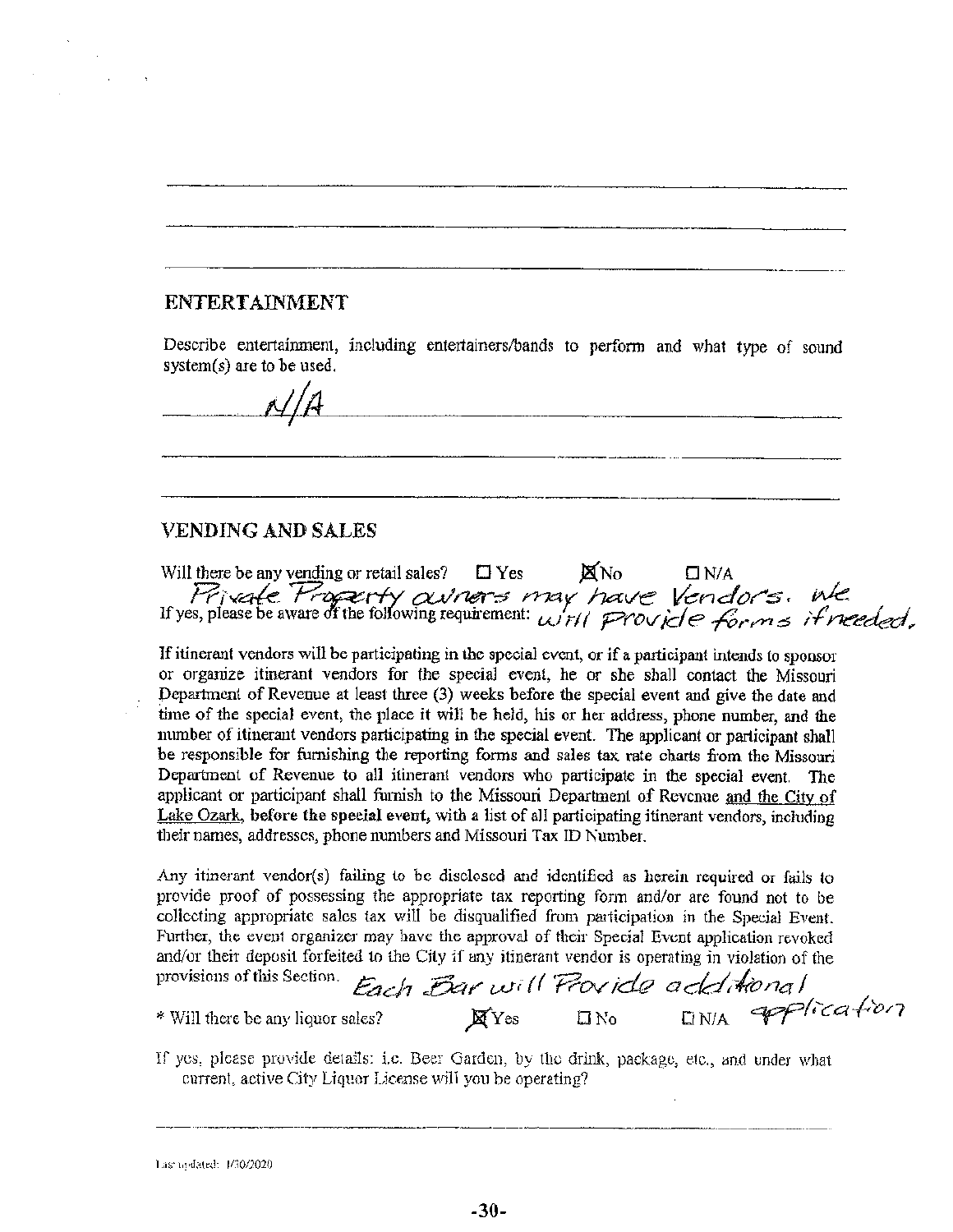## ENTERTAINMENT

Describe entertainment, including entertainers/bands to perform and what type of sound system(s) are to be used.

N/A

## VENDING AND SALES

Will there be any vending or retail sales? ☐ Yes ☒ No ☐ N/A

Private Property owners may have Vendors. We

If yes, please be aware of the following requirement: will Provide forms if needed.

If itinerant vendors will be participating in the special event, or if a participant intends to sponsor or organize itinerant vendors for the special event, he or she shall contact the Missouri Department of Revenue at least three (3) weeks before the special event and give the date and time of the special event, the place it will be held, his or her address, phone number, and the number of itinerant vendors participating in the special event. The applicant or participant shall be responsible for furnishing the reporting forms and sales tax rate charts from the Missouri Department of Revenue to all itinerant vendors who participate in the special event. The applicant or participant shall furnish to the Missouri Department of Revenue and the City of Lake Ozark, **before the special event,** with a list of all participating itinerant vendors, including their names, addresses, phone numbers and Missouri Tax ID Number.

Any itinerant vendor(s) failing to be disclosed and identified as herein required or fails to provide proof of possessing the appropriate tax reporting form and/or are found not to be collecting appropriate sales tax will be disqualified from participation in the Special Event. Further, the event organizer may have the approval of their Special Event application revoked and/or their deposit forfeited to the City if any itinerant vendor is operating in violation of the provisions of this Section.

Each Bar will Provide additional application

* Will there be any liquor sales? ☒ Yes ☐ No ☐ N/A

If yes, please provide details: i.e. Beer Garden, by the drink, package, etc., and under what current, active City Liquor License will you be operating?

Last updated: 1/30/2020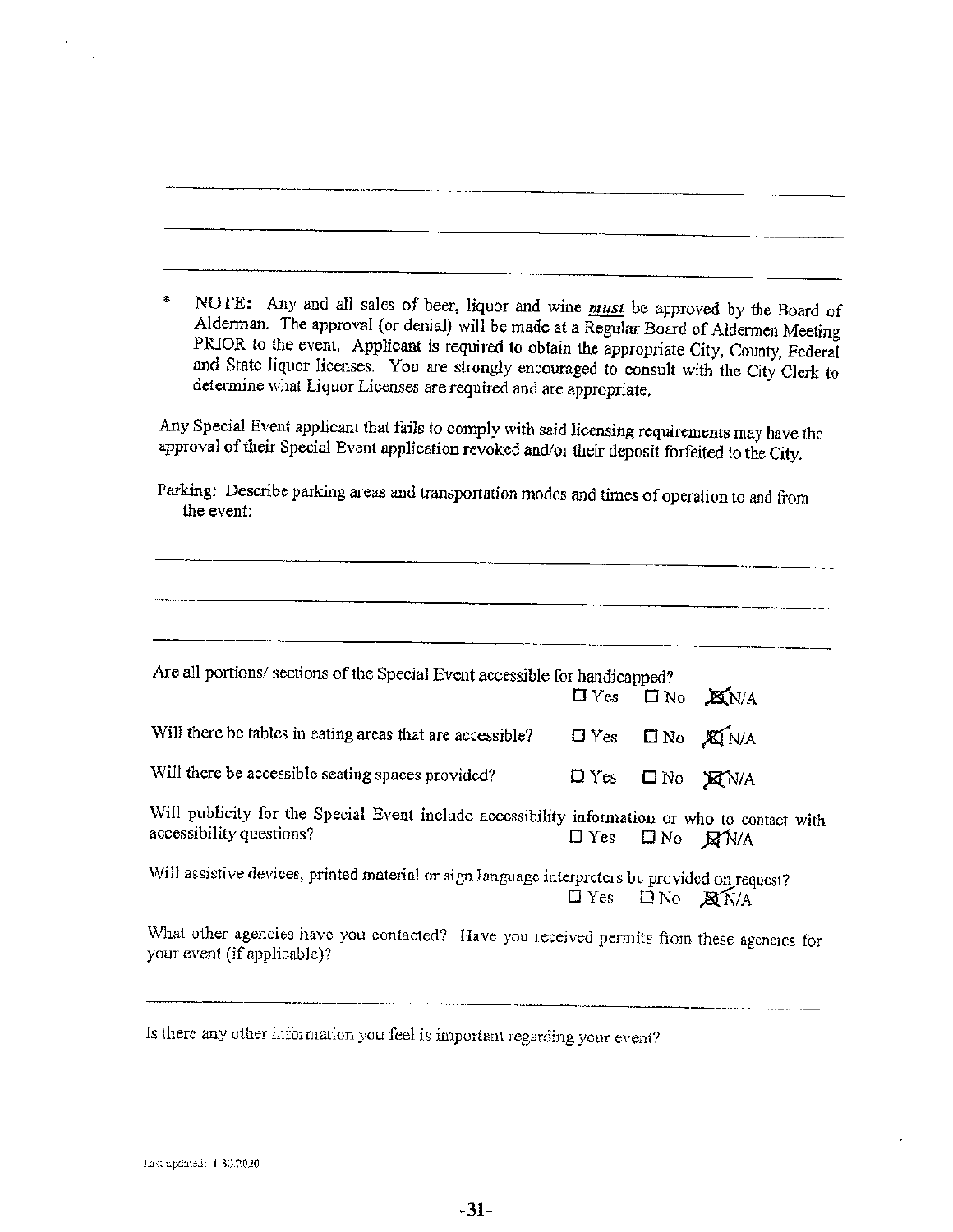___________________________________________________________________________

___________________________________________________________________________

___________________________________________________________________________

\* NOTE: Any and all sales of beer, liquor and wine ***must*** be approved by the Board of Alderman. The approval (or denial) will be made at a Regular Board of Aldermen Meeting PRIOR to the event. Applicant is required to obtain the appropriate City, County, Federal and State liquor licenses. You are strongly encouraged to consult with the City Clerk to determine what Liquor Licenses are required and are appropriate.

Any Special Event applicant that fails to comply with said licensing requirements may have the approval of their Special Event application revoked and/or their deposit forfeited to the City.

Parking: Describe parking areas and transportation modes and times of operation to and from the event:

___________________________________________________________________________

___________________________________________________________________________

___________________________________________________________________________

Are all portions/ sections of the Special Event accessible for handicapped?
☐ Yes ☐ No ☒ N/A

Will there be tables in eating areas that are accessible? ☐ Yes ☐ No ☒ N/A

Will there be accessible seating spaces provided? ☐ Yes ☐ No ☒ N/A

Will publicity for the Special Event include accessibility information or who to contact with accessibility questions? ☐ Yes ☐ No ☒ N/A

Will assistive devices, printed material or sign language interpreters be provided on request?
☐ Yes ☐ No ☒ N/A

What other agencies have you contacted? Have you received permits from these agencies for your event (if applicable)?

___________________________________________________________________________

Is there any other information you feel is important regarding your event?

Last updated: 1.30.2020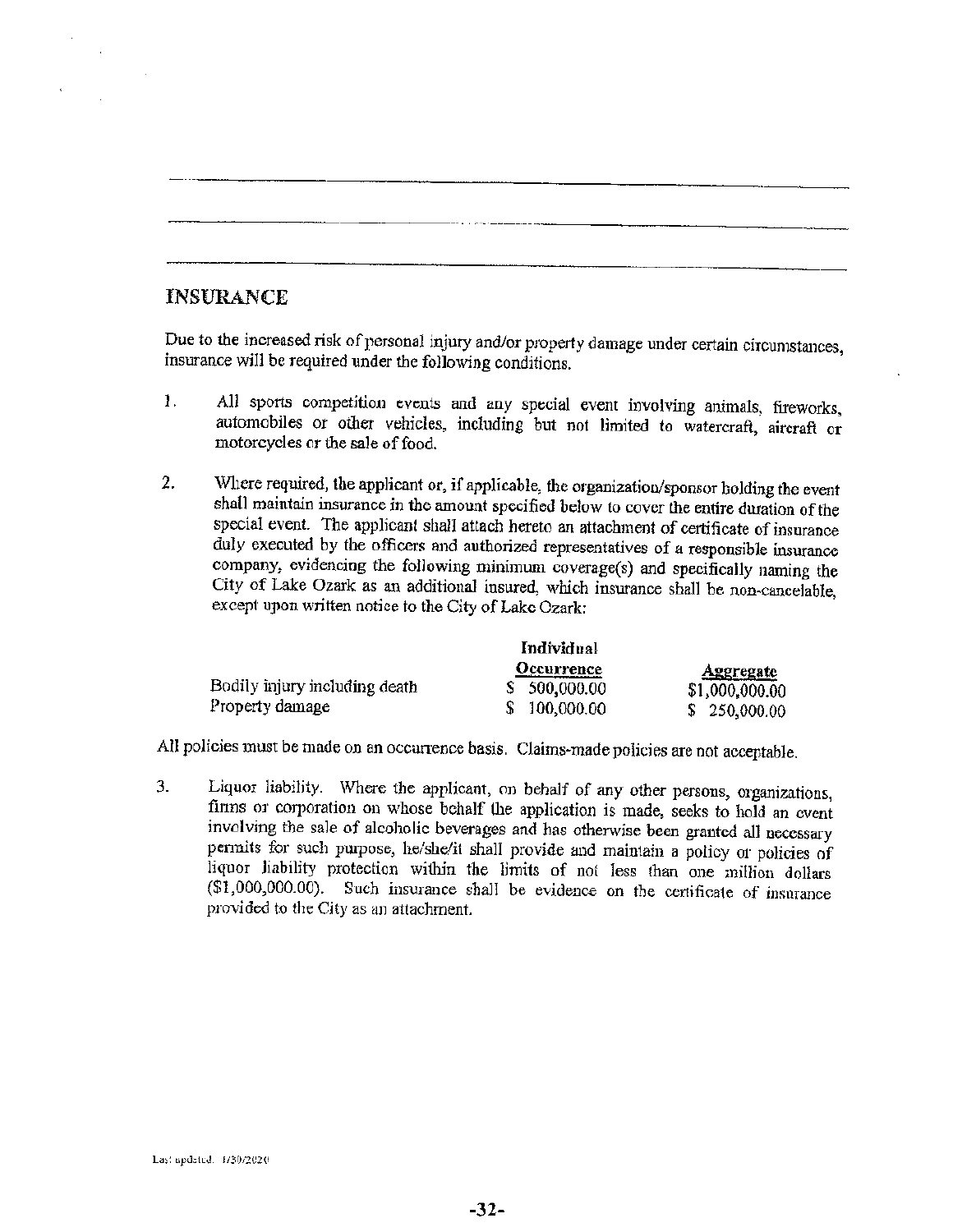## INSURANCE

Due to the increased risk of personal injury and/or property damage under certain circumstances, insurance will be required under the following conditions.

1. All sports competition events and any special event involving animals, fireworks, automobiles or other vehicles, including but not limited to watercraft, aircraft or motorcycles or the sale of food.

2. Where required, the applicant or, if applicable, the organization/sponsor holding the event shall maintain insurance in the amount specified below to cover the entire duration of the special event. The applicant shall attach hereto an attachment of certificate of insurance duly executed by the officers and authorized representatives of a responsible insurance company, evidencing the following minimum coverage(s) and specifically naming the City of Lake Ozark as an additional insured, which insurance shall be non-cancelable, except upon written notice to the City of Lake Ozark:

| | Individual Occurrence | Aggregate |
|---|---|---|
| Bodily injury including death | $ 500,000.00 | $1,000,000.00 |
| Property damage | $ 100,000.00 | $ 250,000.00 |

All policies must be made on an occurrence basis. Claims-made policies are not acceptable.

3. Liquor liability. Where the applicant, on behalf of any other persons, organizations, firms or corporation on whose behalf the application is made, seeks to hold an event involving the sale of alcoholic beverages and has otherwise been granted all necessary permits for such purpose, he/she/it shall provide and maintain a policy or policies of liquor liability protection within the limits of not less than one million dollars ($1,000,000.00). Such insurance shall be evidence on the certificate of insurance provided to the City as an attachment.

Last updated. 1/30/2020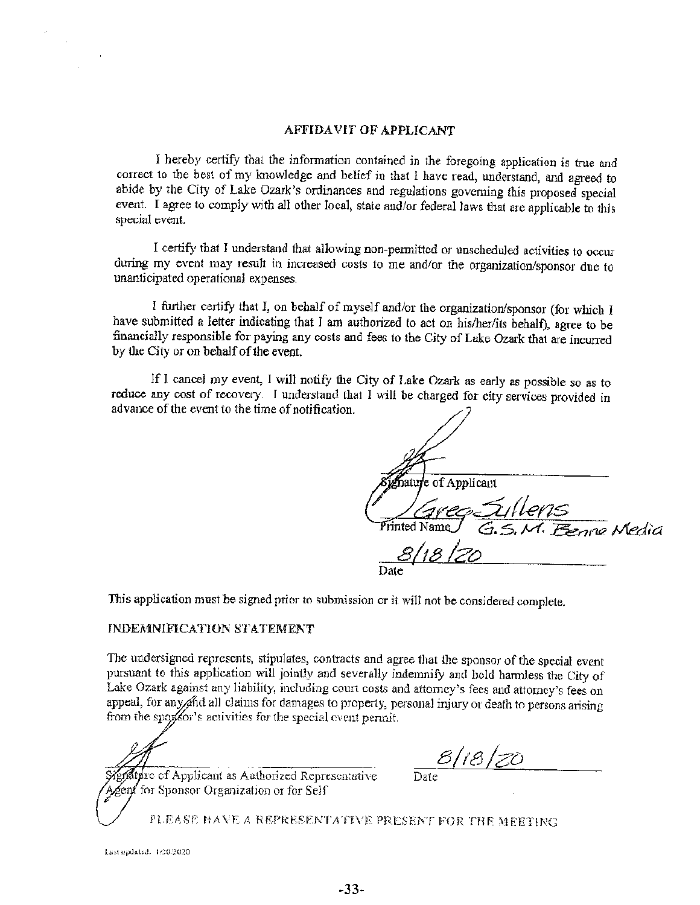# AFFIDAVIT OF APPLICANT

I hereby certify that the information contained in the foregoing application is true and correct to the best of my knowledge and belief in that I have read, understand, and agreed to abide by the City of Lake Ozark's ordinances and regulations governing this proposed special event. I agree to comply with all other local, state and/or federal laws that are applicable to this special event.

I certify that I understand that allowing non-permitted or unscheduled activities to occur during my event may result in increased costs to me and/or the organization/sponsor due to unanticipated operational expenses.

I further certify that I, on behalf of myself and/or the organization/sponsor (for which I have submitted a letter indicating that I am authorized to act on his/her/its behalf), agree to be financially responsible for paying any costs and fees to the City of Lake Ozark that are incurred by the City or on behalf of the event.

If I cancel my event, I will notify the City of Lake Ozark as early as possible so as to reduce any cost of recovery. I understand that I will be charged for city services provided in advance of the event to the time of notification.

Signature of Applicant

Greg Sullens — G.S.M. Benne Media
Printed Name

8/18/20
Date

This application must be signed prior to submission or it will not be considered complete.

## INDEMNIFICATION STATEMENT

The undersigned represents, stipulates, contracts and agree that the sponsor of the special event pursuant to this application will jointly and severally indemnify and hold harmless the City of Lake Ozark against any liability, including court costs and attorney's fees and attorney's fees on appeal, for any and all claims for damages to property, personal injury or death to persons arising from the sponsor's activities for the special event permit.

Signature of Applicant as Authorized Representative Agent for Sponsor Organization or for Self

8/18/20
Date

PLEASE HAVE A REPRESENTATIVE PRESENT FOR THE MEETING

Last updated: 1/20/2020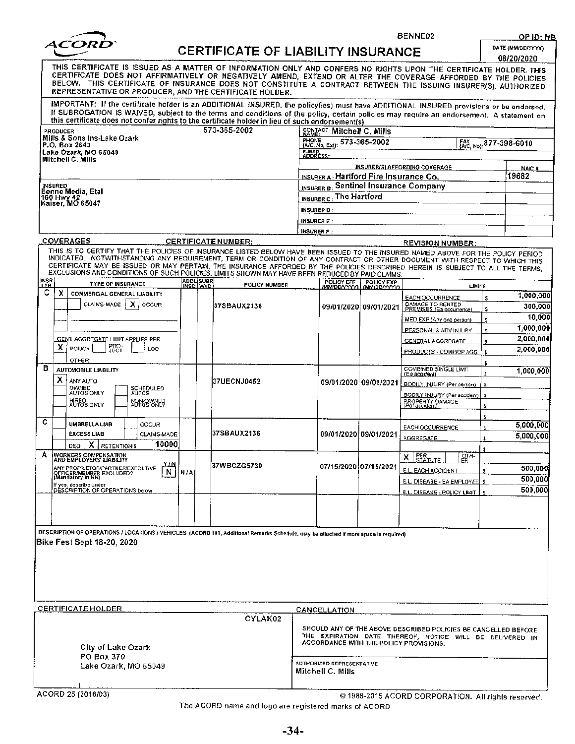ACORD

BENNE02 OP ID: NB

# CERTIFICATE OF LIABILITY INSURANCE

DATE (MM/DD/YYYY) 08/20/2020

THIS CERTIFICATE IS ISSUED AS A MATTER OF INFORMATION ONLY AND CONFERS NO RIGHTS UPON THE CERTIFICATE HOLDER. THIS CERTIFICATE DOES NOT AFFIRMATIVELY OR NEGATIVELY AMEND, EXTEND OR ALTER THE COVERAGE AFFORDED BY THE POLICIES BELOW. THIS CERTIFICATE OF INSURANCE DOES NOT CONSTITUTE A CONTRACT BETWEEN THE ISSUING INSURER(S), AUTHORIZED REPRESENTATIVE OR PRODUCER, AND THE CERTIFICATE HOLDER.

IMPORTANT: If the certificate holder is an ADDITIONAL INSURED, the policy(ies) must have ADDITIONAL INSURED provisions or be endorsed. If SUBROGATION IS WAIVED, subject to the terms and conditions of the policy, certain policies may require an endorsement. A statement on this certificate does not confer rights to the certificate holder in lieu of such endorsement(s).

| PRODUCER 573-365-2002 | CONTACT NAME: Mitchell C. Mills | |
|---|---|---|
| Mills & Sons Ins-Lake Ozark<br>P.O. Box 2643<br>Lake Ozark, MO 65049<br>Mitchell C. Mills | PHONE (A/C, No, Ext): 573-365-2002 | FAX (A/C, No): 877-398-6010 |
| | E-MAIL ADDRESS: | |
| | INSURER(S) AFFORDING COVERAGE | NAIC # |
| | INSURER A: Hartford Fire Insurance Co. | 19682 |
| INSURED<br>Benne Media, Etal<br>160 Hwy 42<br>Kaiser, MO 65047 | INSURER B: Sentinel Insurance Company | |
| | INSURER C: The Hartford | |
| | INSURER D: | |
| | INSURER E: | |
| | INSURER F: | |

**COVERAGES** CERTIFICATE NUMBER: REVISION NUMBER:

THIS IS TO CERTIFY THAT THE POLICIES OF INSURANCE LISTED BELOW HAVE BEEN ISSUED TO THE INSURED NAMED ABOVE FOR THE POLICY PERIOD INDICATED. NOTWITHSTANDING ANY REQUIREMENT, TERM OR CONDITION OF ANY CONTRACT OR OTHER DOCUMENT WITH RESPECT TO WHICH THIS CERTIFICATE MAY BE ISSUED OR MAY PERTAIN, THE INSURANCE AFFORDED BY THE POLICIES DESCRIBED HEREIN IS SUBJECT TO ALL THE TERMS, EXCLUSIONS AND CONDITIONS OF SUCH POLICIES. LIMITS SHOWN MAY HAVE BEEN REDUCED BY PAID CLAIMS.

| INSR LTR | TYPE OF INSURANCE | ADDL INSD | SUBR WVD | POLICY NUMBER | POLICY EFF (MM/DD/YYYY) | POLICY EXP (MM/DD/YYYY) | LIMITS | |
|---|---|---|---|---|---|---|---|---|
| C | X COMMERCIAL GENERAL LIABILITY<br>CLAIMS-MADE [X] OCCUR<br>GEN'L AGGREGATE LIMIT APPLIES PER: [X] POLICY [ ] PRO-JECT [ ] LOC<br>OTHER: | | | 37SBAUX2136 | 09/01/2020 | 09/01/2021 | EACH OCCURRENCE | $ 1,000,000 |
| | | | | | | | DAMAGE TO RENTED PREMISES (Ea occurrence) | $ 300,000 |
| | | | | | | | MED EXP (Any one person) | $ 10,000 |
| | | | | | | | PERSONAL & ADV INJURY | $ 1,000,000 |
| | | | | | | | GENERAL AGGREGATE | $ 2,000,000 |
| | | | | | | | PRODUCTS - COMP/OP AGG | $ 2,000,000 |
| B | AUTOMOBILE LIABILITY<br>[X] ANY AUTO<br>OWNED AUTOS ONLY / SCHEDULED AUTOS<br>HIRED AUTOS ONLY / NON-OWNED AUTOS ONLY | | | 37UECNJ0452 | 09/01/2020 | 09/01/2021 | COMBINED SINGLE LIMIT (Ea accident) | $ 1,000,000 |
| | | | | | | | BODILY INJURY (Per person) | $ |
| | | | | | | | BODILY INJURY (Per accident) | $ |
| | | | | | | | PROPERTY DAMAGE (Per accident) | $ |
| | | | | | | | | $ |
| C | UMBRELLA LIAB / OCCUR<br>EXCESS LIAB / CLAIMS-MADE<br>DED [X] RETENTION $ 10000 | | | 37SBAUX2136 | 09/01/2020 | 09/01/2021 | EACH OCCURRENCE | $ 5,000,000 |
| | | | | | | | AGGREGATE | $ 5,000,000 |
| | | | | | | | | $ |
| A | WORKERS COMPENSATION AND EMPLOYERS' LIABILITY Y/N<br>ANY PROPRIETOR/PARTNER/EXECUTIVE OFFICER/MEMBER EXCLUDED? (Mandatory in NH) [N]<br>If yes, describe under DESCRIPTION OF OPERATIONS below | N/A | | 37WBCZG5730 | 07/15/2020 | 07/15/2021 | [X] PER STATUTE [ ] OTH-ER | |
| | | | | | | | E.L. EACH ACCIDENT | $ 500,000 |
| | | | | | | | E.L. DISEASE - EA EMPLOYEE | $ 500,000 |
| | | | | | | | E.L. DISEASE - POLICY LIMIT | $ 500,000 |

DESCRIPTION OF OPERATIONS / LOCATIONS / VEHICLES (ACORD 101, Additional Remarks Schedule, may be attached if more space is required)

Bike Fest Sept 18-20, 2020

| CERTIFICATE HOLDER | CANCELLATION |
|---|---|
| CYLAK02<br><br>City of Lake Ozark<br>PO Box 370<br>Lake Ozark, MO 65049 | SHOULD ANY OF THE ABOVE DESCRIBED POLICIES BE CANCELLED BEFORE THE EXPIRATION DATE THEREOF, NOTICE WILL BE DELIVERED IN ACCORDANCE WITH THE POLICY PROVISIONS.<br><br>AUTHORIZED REPRESENTATIVE<br>Mitchell C. Mills |

ACORD 25 (2016/03) © 1988-2015 ACORD CORPORATION. All rights reserved.

The ACORD name and logo are registered marks of ACORD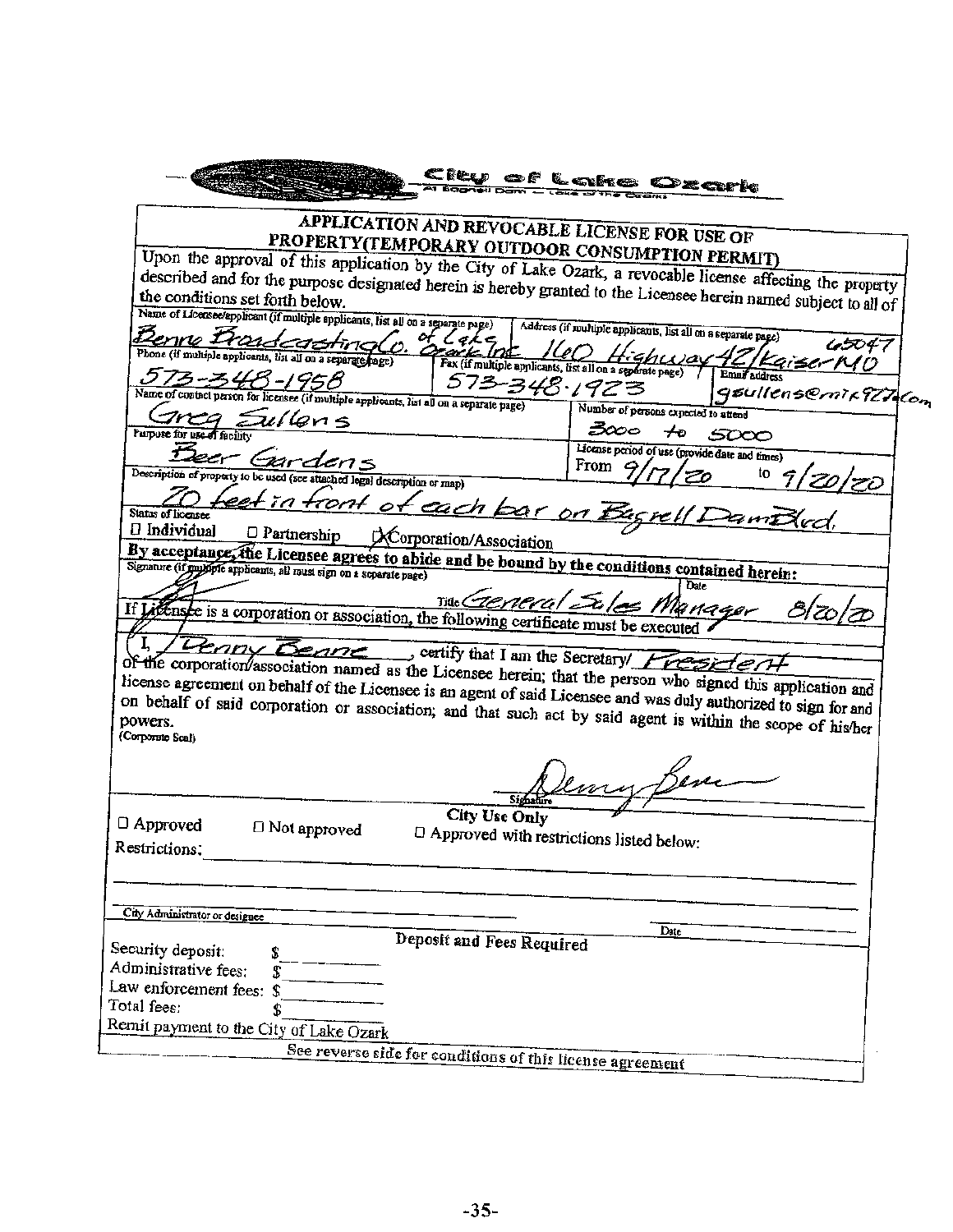City of Lake Ozark
At Bagnell Dam — Lake of the Ozarks

## APPLICATION AND REVOCABLE LICENSE FOR USE OF PROPERTY(TEMPORARY OUTDOOR CONSUMPTION PERMIT)

Upon the approval of this application by the City of Lake Ozark, a revocable license affecting the property described and for the purpose designated herein is hereby granted to the Licensee herein named subject to all of the conditions set forth below.

**Name of Licensee/applicant (if multiple applicants, list all on a separate page):** Benne Broadcasting Co. of Lake Ozark Inc

**Address (if multiple applicants, list all on a separate page):** 160 Highway 42 Kaiser MO 65047

**Phone (if multiple applicants, list all on a separate page):** 573-348-1958

**Fax (if multiple applicants, list all on a separate page):** 573-348-1923

**Email address:** gsullens@mix927.com

**Name of contact person for licensee (if multiple applicants, list all on a separate page):** Greg Sullens

**Number of persons expected to attend:** 3000 to 5000

**Purpose for use of facility:** Beer Gardens

**License period of use (provide date and times):** From 9/17/20 to 9/20/20

**Description of property to be used (see attached legal description or map):** 20 feet in front of each bar on Bagnell Dam Blvd.

**Status of licensee:** ☐ Individual ☐ Partnership ☒ Corporation/Association

**By acceptance, the Licensee agrees to abide and be bound by the conditions contained herein:**

Signature (if multiple applicants, all must sign on a separate page): [signature] Title: General Sales Manager Date: 8/20/20

**If Licensee is a corporation or association, the following certificate must be executed**

I, Denny Benne, certify that I am the Secretary/ President of the corporation/association named as the Licensee herein; that the person who signed this application and license agreement on behalf of the Licensee is an agent of said Licensee and was duly authorized to sign for and on behalf of said corporation or association; and that such act by said agent is within the scope of his/her powers.

(Corporate Seal)

Signature: [signature]

**City Use Only**

☐ Approved ☐ Not approved ☐ Approved with restrictions listed below:

Restrictions: ______________________

City Administrator or designee ______________________ Date ______________

**Deposit and Fees Required**

Security deposit: $______

Administrative fees: $______

Law enforcement fees: $______

Total fees: $______

Remit payment to the City of Lake Ozark

*See reverse side for conditions of this license agreement*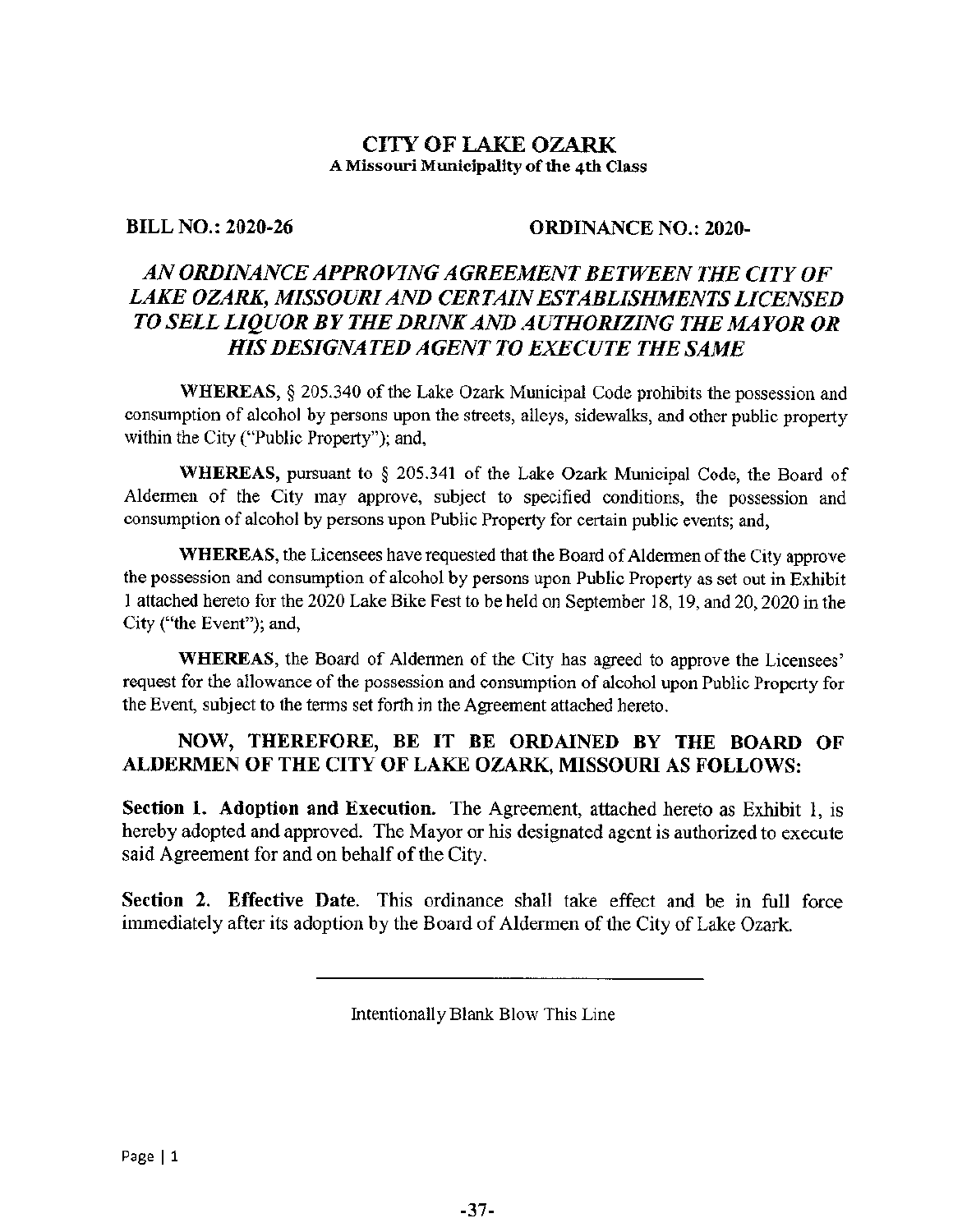# CITY OF LAKE OZARK

**A Missouri Municipality of the 4th Class**

**BILL NO.: 2020-26** **ORDINANCE NO.: 2020-**

## *AN ORDINANCE APPROVING AGREEMENT BETWEEN THE CITY OF LAKE OZARK, MISSOURI AND CERTAIN ESTABLISHMENTS LICENSED TO SELL LIQUOR BY THE DRINK AND AUTHORIZING THE MAYOR OR HIS DESIGNATED AGENT TO EXECUTE THE SAME*

**WHEREAS,** § 205.340 of the Lake Ozark Municipal Code prohibits the possession and consumption of alcohol by persons upon the streets, alleys, sidewalks, and other public property within the City ("Public Property"); and,

**WHEREAS,** pursuant to § 205.341 of the Lake Ozark Municipal Code, the Board of Aldermen of the City may approve, subject to specified conditions, the possession and consumption of alcohol by persons upon Public Property for certain public events; and,

**WHEREAS,** the Licensees have requested that the Board of Aldermen of the City approve the possession and consumption of alcohol by persons upon Public Property as set out in Exhibit 1 attached hereto for the 2020 Lake Bike Fest to be held on September 18, 19, and 20, 2020 in the City ("the Event"); and,

**WHEREAS,** the Board of Aldermen of the City has agreed to approve the Licensees' request for the allowance of the possession and consumption of alcohol upon Public Property for the Event, subject to the terms set forth in the Agreement attached hereto.

### NOW, THEREFORE, BE IT BE ORDAINED BY THE BOARD OF ALDERMEN OF THE CITY OF LAKE OZARK, MISSOURI AS FOLLOWS:

**Section 1. Adoption and Execution.** The Agreement, attached hereto as Exhibit 1, is hereby adopted and approved. The Mayor or his designated agent is authorized to execute said Agreement for and on behalf of the City.

**Section 2. Effective Date.** This ordinance shall take effect and be in full force immediately after its adoption by the Board of Aldermen of the City of Lake Ozark.

---

Intentionally Blank Blow This Line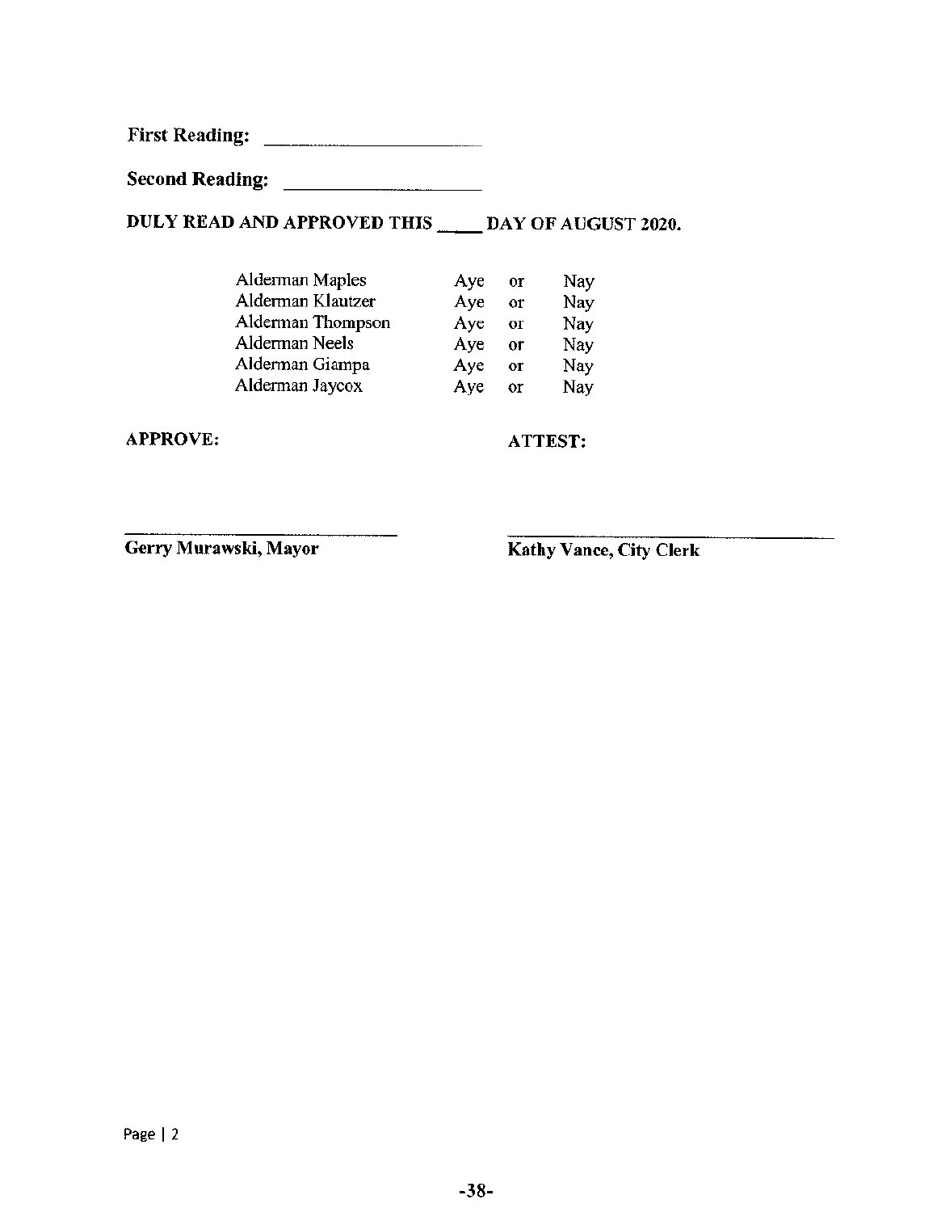**First Reading:** ______________________

**Second Reading:** ____________________

**DULY READ AND APPROVED THIS _____ DAY OF AUGUST 2020.**

| | | | |
|---|---|---|---|
| Alderman Maples | Aye | or | Nay |
| Alderman Klautzer | Aye | or | Nay |
| Alderman Thompson | Aye | or | Nay |
| Alderman Neels | Aye | or | Nay |
| Alderman Giampa | Aye | or | Nay |
| Alderman Jaycox | Aye | or | Nay |

**APPROVE:**

______________________________
**Gerry Murawski, Mayor**

**ATTEST:**

______________________________
**Kathy Vance, City Clerk**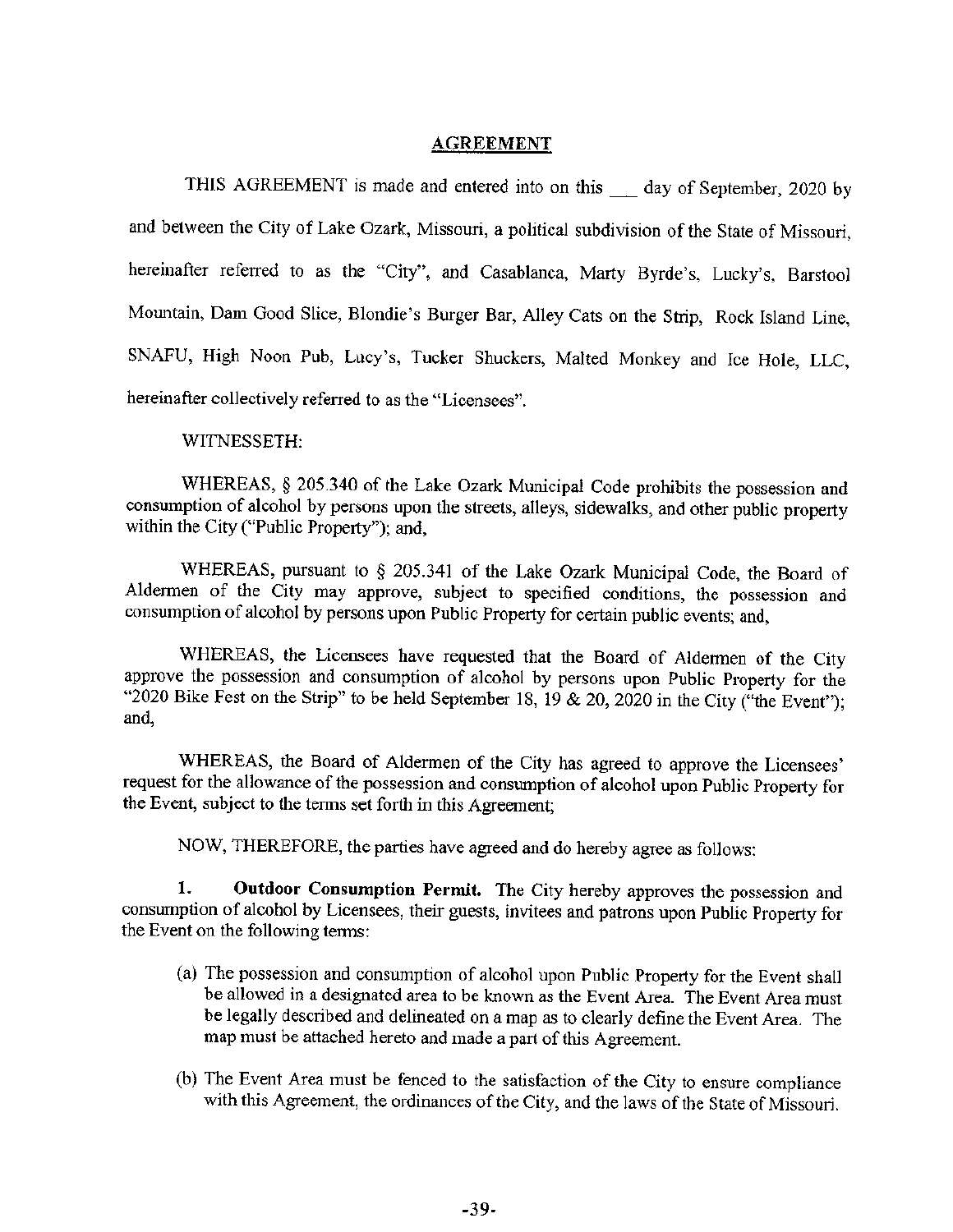## AGREEMENT

THIS AGREEMENT is made and entered into on this ___ day of September, 2020 by and between the City of Lake Ozark, Missouri, a political subdivision of the State of Missouri, hereinafter referred to as the "City", and Casablanca, Marty Byrde's, Lucky's, Barstool Mountain, Dam Good Slice, Blondie's Burger Bar, Alley Cats on the Strip, Rock Island Line, SNAFU, High Noon Pub, Lucy's, Tucker Shuckers, Malted Monkey and Ice Hole, LLC, hereinafter collectively referred to as the "Licensees".

WITNESSETH:

WHEREAS, § 205.340 of the Lake Ozark Municipal Code prohibits the possession and consumption of alcohol by persons upon the streets, alleys, sidewalks, and other public property within the City ("Public Property"); and,

WHEREAS, pursuant to § 205.341 of the Lake Ozark Municipal Code, the Board of Aldermen of the City may approve, subject to specified conditions, the possession and consumption of alcohol by persons upon Public Property for certain public events; and,

WHEREAS, the Licensees have requested that the Board of Aldermen of the City approve the possession and consumption of alcohol by persons upon Public Property for the "2020 Bike Fest on the Strip" to be held September 18, 19 & 20, 2020 in the City ("the Event"); and,

WHEREAS, the Board of Aldermen of the City has agreed to approve the Licensees' request for the allowance of the possession and consumption of alcohol upon Public Property for the Event, subject to the terms set forth in this Agreement;

NOW, THEREFORE, the parties have agreed and do hereby agree as follows:

**1. Outdoor Consumption Permit.** The City hereby approves the possession and consumption of alcohol by Licensees, their guests, invitees and patrons upon Public Property for the Event on the following terms:

(a) The possession and consumption of alcohol upon Public Property for the Event shall be allowed in a designated area to be known as the Event Area. The Event Area must be legally described and delineated on a map as to clearly define the Event Area. The map must be attached hereto and made a part of this Agreement.

(b) The Event Area must be fenced to the satisfaction of the City to ensure compliance with this Agreement, the ordinances of the City, and the laws of the State of Missouri.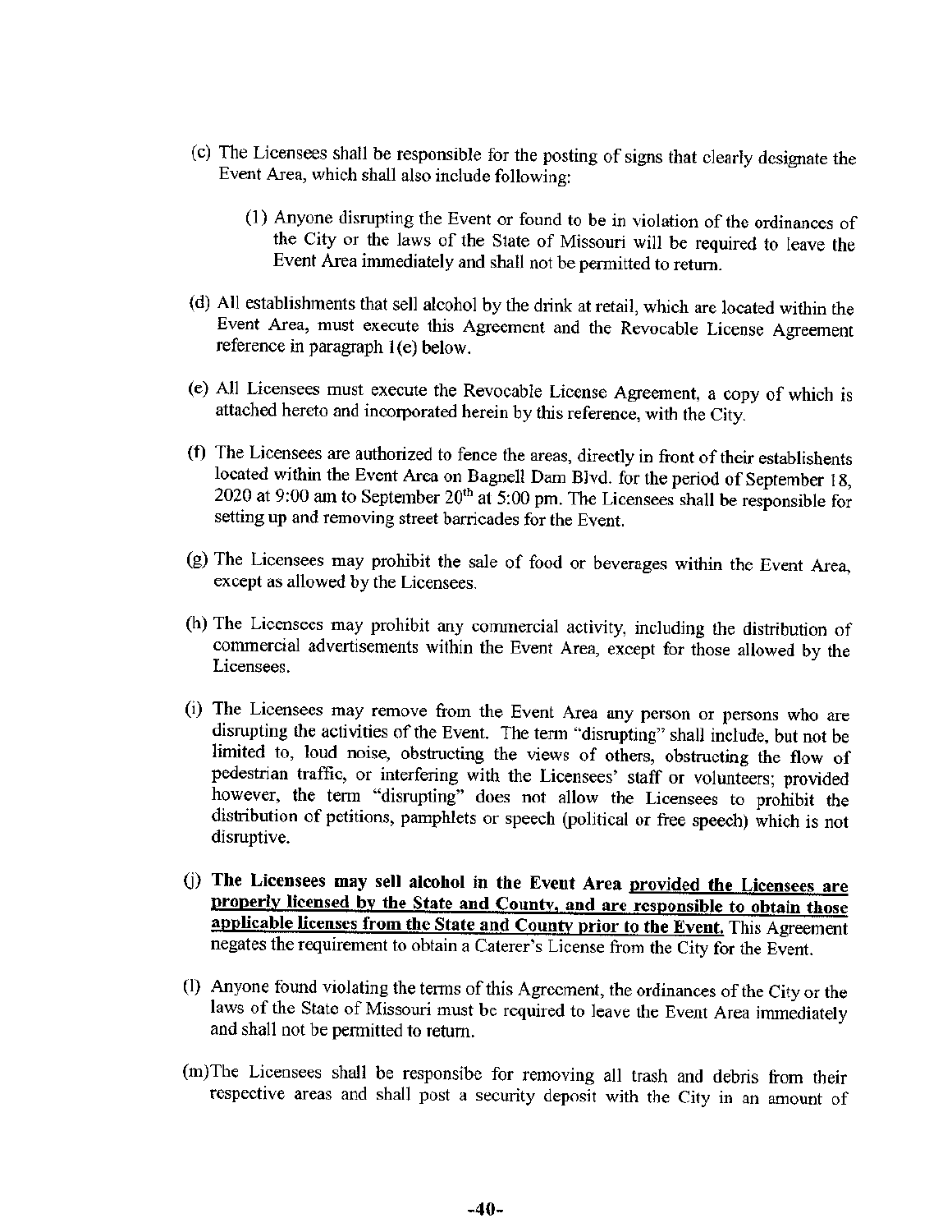(c) The Licensees shall be responsible for the posting of signs that clearly designate the Event Area, which shall also include following:

   (1) Anyone disrupting the Event or found to be in violation of the ordinances of the City or the laws of the State of Missouri will be required to leave the Event Area immediately and shall not be permitted to return.

(d) All establishments that sell alcohol by the drink at retail, which are located within the Event Area, must execute this Agreement and the Revocable License Agreement reference in paragraph 1(e) below.

(e) All Licensees must execute the Revocable License Agreement, a copy of which is attached hereto and incorporated herein by this reference, with the City.

(f) The Licensees are authorized to fence the areas, directly in front of their establishents located within the Event Area on Bagnell Dam Blvd. for the period of September 18, 2020 at 9:00 am to September 20th at 5:00 pm. The Licensees shall be responsible for setting up and removing street barricades for the Event.

(g) The Licensees may prohibit the sale of food or beverages within the Event Area, except as allowed by the Licensees.

(h) The Licensees may prohibit any commercial activity, including the distribution of commercial advertisements within the Event Area, except for those allowed by the Licensees.

(i) The Licensees may remove from the Event Area any person or persons who are disrupting the activities of the Event. The term "disrupting" shall include, but not be limited to, loud noise, obstructing the views of others, obstructing the flow of pedestrian traffic, or interfering with the Licensees' staff or volunteers; provided however, the term "disrupting" does not allow the Licensees to prohibit the distribution of petitions, pamphlets or speech (political or free speech) which is not disruptive.

(j) **The Licensees may sell alcohol in the Event Area <u>provided the Licensees are properly licensed by the State and County, and are responsible to obtain those applicable licenses from the State and County prior to the Event.</u>** This Agreement negates the requirement to obtain a Caterer's License from the City for the Event.

(l) Anyone found violating the terms of this Agreement, the ordinances of the City or the laws of the State of Missouri must be required to leave the Event Area immediately and shall not be permitted to return.

(m) The Licensees shall be responsibe for removing all trash and debris from their respective areas and shall post a security deposit with the City in an amount of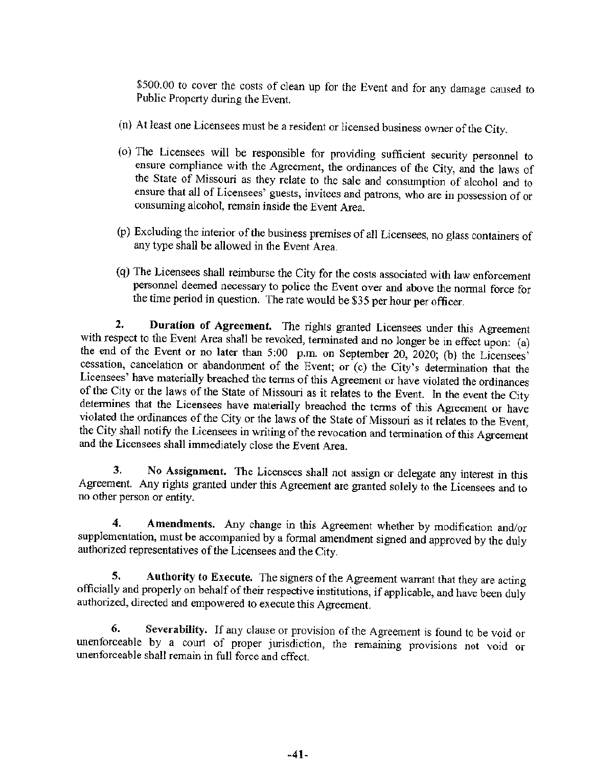$500.00 to cover the costs of clean up for the Event and for any damage caused to Public Property during the Event.

(n) At least one Licensees must be a resident or licensed business owner of the City.

(o) The Licensees will be responsible for providing sufficient security personnel to ensure compliance with the Agreement, the ordinances of the City, and the laws of the State of Missouri as they relate to the sale and consumption of alcohol and to ensure that all of Licensees' guests, invitees and patrons, who are in possession of or consuming alcohol, remain inside the Event Area.

(p) Excluding the interior of the business premises of all Licensees, no glass containers of any type shall be allowed in the Event Area.

(q) The Licensees shall reimburse the City for the costs associated with law enforcement personnel deemed necessary to police the Event over and above the normal force for the time period in question. The rate would be $35 per hour per officer.

**2. Duration of Agreement.** The rights granted Licensees under this Agreement with respect to the Event Area shall be revoked, terminated and no longer be in effect upon: (a) the end of the Event or no later than 5:00 p.m. on September 20, 2020; (b) the Licensees' cessation, cancelation or abandonment of the Event; or (c) the City's determination that the Licensees' have materially breached the terms of this Agreement or have violated the ordinances of the City or the laws of the State of Missouri as it relates to the Event. In the event the City determines that the Licensees have materially breached the terms of this Agreement or have violated the ordinances of the City or the laws of the State of Missouri as it relates to the Event, the City shall notify the Licensees in writing of the revocation and termination of this Agreement and the Licensees shall immediately close the Event Area.

**3. No Assignment.** The Licensees shall not assign or delegate any interest in this Agreement. Any rights granted under this Agreement are granted solely to the Licensees and to no other person or entity.

**4. Amendments.** Any change in this Agreement whether by modification and/or supplementation, must be accompanied by a formal amendment signed and approved by the duly authorized representatives of the Licensees and the City.

**5. Authority to Execute.** The signers of the Agreement warrant that they are acting officially and properly on behalf of their respective institutions, if applicable, and have been duly authorized, directed and empowered to execute this Agreement.

**6. Severability.** If any clause or provision of the Agreement is found to be void or unenforceable by a court of proper jurisdiction, the remaining provisions not void or unenforceable shall remain in full force and effect.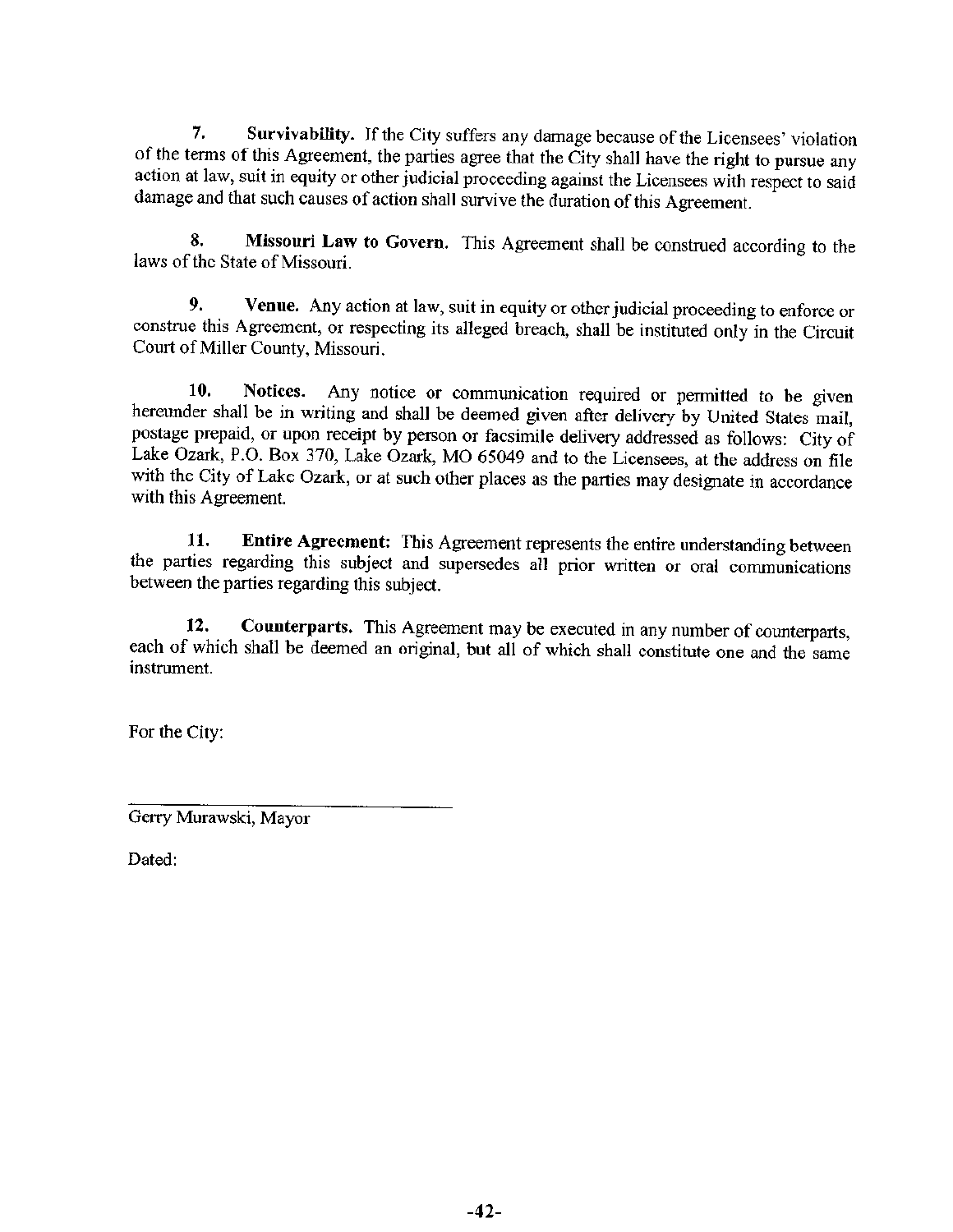**7. Survivability.** If the City suffers any damage because of the Licensees' violation of the terms of this Agreement, the parties agree that the City shall have the right to pursue any action at law, suit in equity or other judicial proceeding against the Licensees with respect to said damage and that such causes of action shall survive the duration of this Agreement.

**8. Missouri Law to Govern.** This Agreement shall be construed according to the laws of the State of Missouri.

**9. Venue.** Any action at law, suit in equity or other judicial proceeding to enforce or construe this Agreement, or respecting its alleged breach, shall be instituted only in the Circuit Court of Miller County, Missouri.

**10. Notices.** Any notice or communication required or permitted to be given hereunder shall be in writing and shall be deemed given after delivery by United States mail, postage prepaid, or upon receipt by person or facsimile delivery addressed as follows: City of Lake Ozark, P.O. Box 370, Lake Ozark, MO 65049 and to the Licensees, at the address on file with the City of Lake Ozark, or at such other places as the parties may designate in accordance with this Agreement.

**11. Entire Agreement:** This Agreement represents the entire understanding between the parties regarding this subject and supersedes all prior written or oral communications between the parties regarding this subject.

**12. Counterparts.** This Agreement may be executed in any number of counterparts, each of which shall be deemed an original, but all of which shall constitute one and the same instrument.

For the City:

\_\_\_\_\_\_\_\_\_\_\_\_\_\_\_\_\_\_\_\_\_\_\_\_\_\_\_\_\_\_\_\_

Gerry Murawski, Mayor

Dated: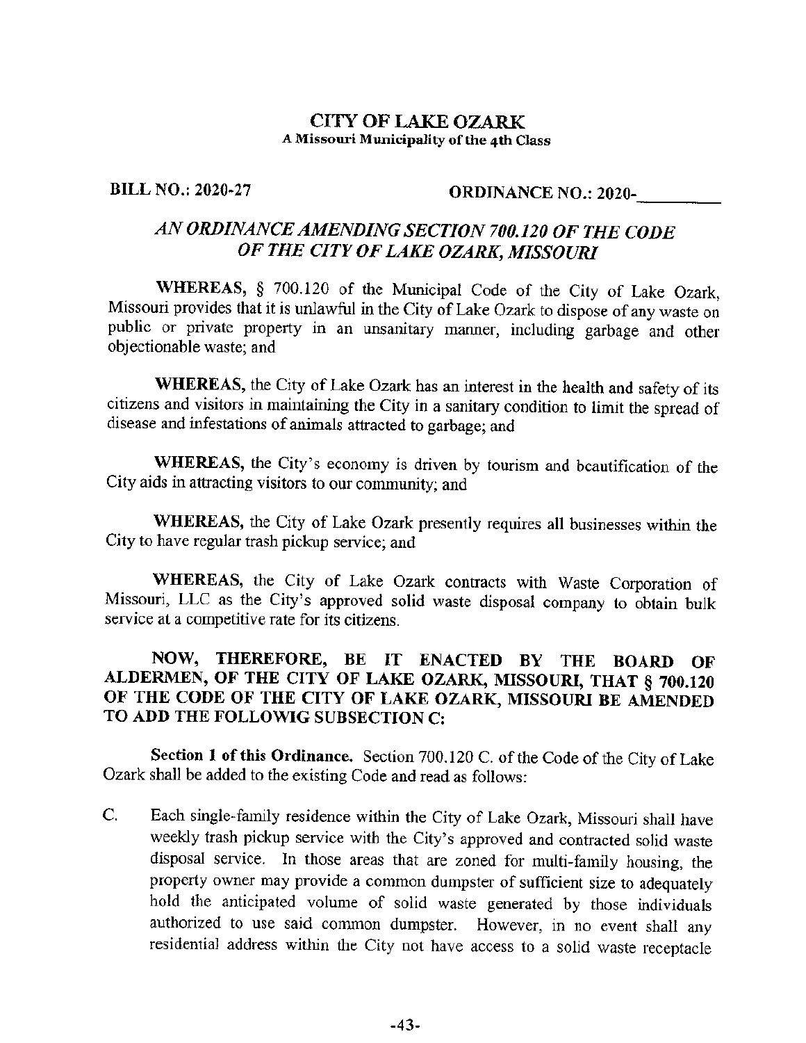# CITY OF LAKE OZARK

**A Missouri Municipality of the 4th Class**

**BILL NO.: 2020-27** **ORDINANCE NO.: 2020-\_\_\_\_\_\_\_\_\_**

## *AN ORDINANCE AMENDING SECTION 700.120 OF THE CODE OF THE CITY OF LAKE OZARK, MISSOURI*

**WHEREAS,** § 700.120 of the Municipal Code of the City of Lake Ozark, Missouri provides that it is unlawful in the City of Lake Ozark to dispose of any waste on public or private property in an unsanitary manner, including garbage and other objectionable waste; and

**WHEREAS,** the City of Lake Ozark has an interest in the health and safety of its citizens and visitors in maintaining the City in a sanitary condition to limit the spread of disease and infestations of animals attracted to garbage; and

**WHEREAS,** the City's economy is driven by tourism and beautification of the City aids in attracting visitors to our community; and

**WHEREAS,** the City of Lake Ozark presently requires all businesses within the City to have regular trash pickup service; and

**WHEREAS,** the City of Lake Ozark contracts with Waste Corporation of Missouri, LLC as the City's approved solid waste disposal company to obtain bulk service at a competitive rate for its citizens.

**NOW, THEREFORE, BE IT ENACTED BY THE BOARD OF ALDERMEN, OF THE CITY OF LAKE OZARK, MISSOURI, THAT § 700.120 OF THE CODE OF THE CITY OF LAKE OZARK, MISSOURI BE AMENDED TO ADD THE FOLLOWIG SUBSECTION C:**

**Section 1 of this Ordinance.** Section 700.120 C. of the Code of the City of Lake Ozark shall be added to the existing Code and read as follows:

C. Each single-family residence within the City of Lake Ozark, Missouri shall have weekly trash pickup service with the City's approved and contracted solid waste disposal service. In those areas that are zoned for multi-family housing, the property owner may provide a common dumpster of sufficient size to adequately hold the anticipated volume of solid waste generated by those individuals authorized to use said common dumpster. However, in no event shall any residential address within the City not have access to a solid waste receptacle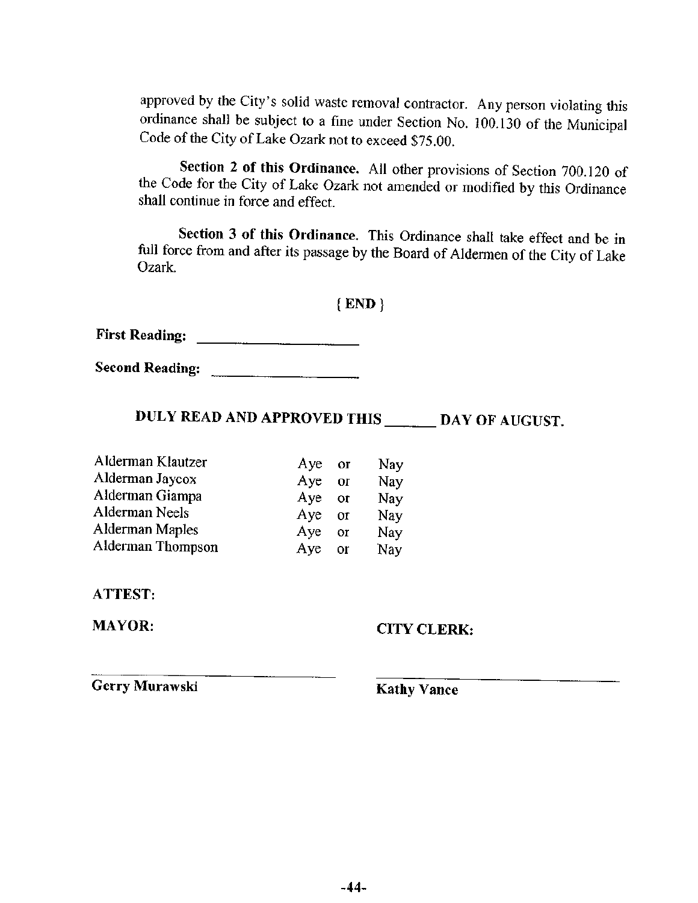approved by the City's solid waste removal contractor. Any person violating this ordinance shall be subject to a fine under Section No. 100.130 of the Municipal Code of the City of Lake Ozark not to exceed $75.00.

**Section 2 of this Ordinance.** All other provisions of Section 700.120 of the Code for the City of Lake Ozark not amended or modified by this Ordinance shall continue in force and effect.

**Section 3 of this Ordinance.** This Ordinance shall take effect and be in full force from and after its passage by the Board of Aldermen of the City of Lake Ozark.

**{ END }**

**First Reading:** ____________________

**Second Reading:** ____________________

**DULY READ AND APPROVED THIS ______ DAY OF AUGUST.**

| | | | |
|---|---|---|---|
| Alderman Klautzer | Aye | or | Nay |
| Alderman Jaycox | Aye | or | Nay |
| Alderman Giampa | Aye | or | Nay |
| Alderman Neels | Aye | or | Nay |
| Alderman Maples | Aye | or | Nay |
| Alderman Thompson | Aye | or | Nay |

**ATTEST:**

**MAYOR:** **CITY CLERK:**

______________________________ ______________________________

**Gerry Murawski** **Kathy Vance**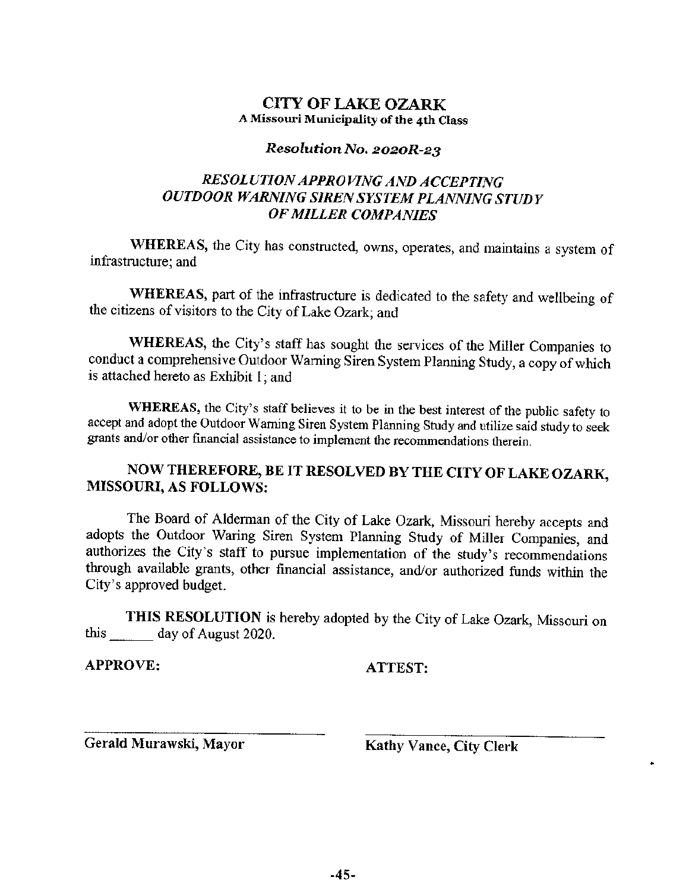# CITY OF LAKE OZARK

**A Missouri Municipality of the 4th Class**

***Resolution No. 2020R-23***

## *RESOLUTION APPROVING AND ACCEPTING OUTDOOR WARNING SIREN SYSTEM PLANNING STUDY OF MILLER COMPANIES*

**WHEREAS,** the City has constructed, owns, operates, and maintains a system of infrastructure; and

**WHEREAS,** part of the infrastructure is dedicated to the safety and wellbeing of the citizens of visitors to the City of Lake Ozark; and

**WHEREAS,** the City's staff has sought the services of the Miller Companies to conduct a comprehensive Outdoor Warning Siren System Planning Study, a copy of which is attached hereto as Exhibit I; and

**WHEREAS,** the City's staff believes it to be in the best interest of the public safety to accept and adopt the Outdoor Warning Siren System Planning Study and utilize said study to seek grants and/or other financial assistance to implement the recommendations therein.

**NOW THEREFORE, BE IT RESOLVED BY THE CITY OF LAKE OZARK, MISSOURI, AS FOLLOWS:**

The Board of Alderman of the City of Lake Ozark, Missouri hereby accepts and adopts the Outdoor Waring Siren System Planning Study of Miller Companies, and authorizes the City's staff to pursue implementation of the study's recommendations through available grants, other financial assistance, and/or authorized funds within the City's approved budget.

**THIS RESOLUTION** is hereby adopted by the City of Lake Ozark, Missouri on this ______ day of August 2020.

**APPROVE:** **ATTEST:**

______________________________ ______________________________

**Gerald Murawski, Mayor** **Kathy Vance, City Clerk**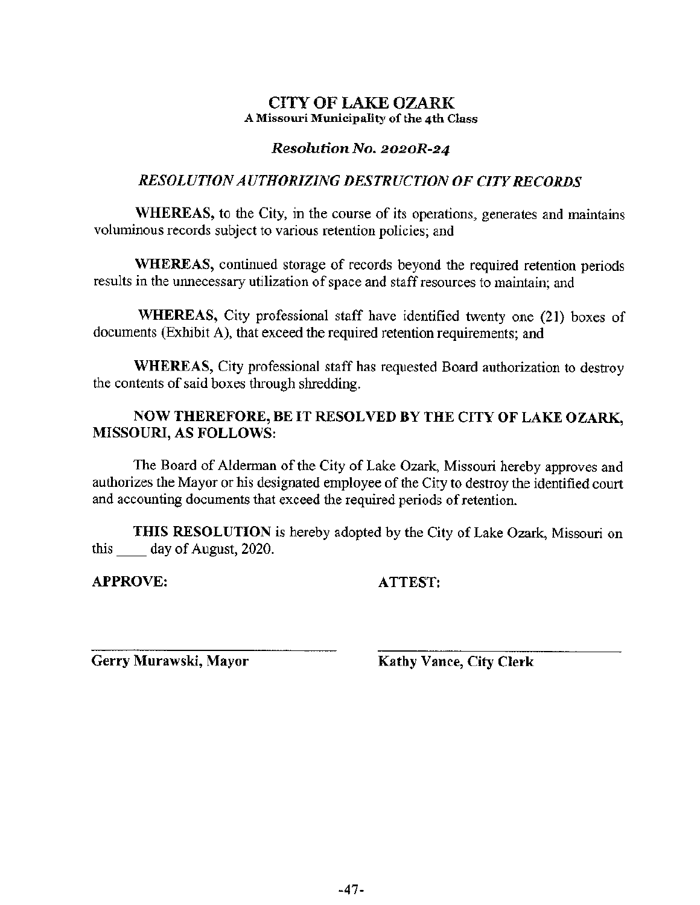# CITY OF LAKE OZARK

**A Missouri Municipality of the 4th Class**

***Resolution No. 2020R-24***

***RESOLUTION AUTHORIZING DESTRUCTION OF CITY RECORDS***

**WHEREAS,** to the City, in the course of its operations, generates and maintains voluminous records subject to various retention policies; and

**WHEREAS,** continued storage of records beyond the required retention periods results in the unnecessary utilization of space and staff resources to maintain; and

**WHEREAS,** City professional staff have identified twenty one (21) boxes of documents (Exhibit A), that exceed the required retention requirements; and

**WHEREAS,** City professional staff has requested Board authorization to destroy the contents of said boxes through shredding.

**NOW THEREFORE, BE IT RESOLVED BY THE CITY OF LAKE OZARK, MISSOURI, AS FOLLOWS:**

The Board of Alderman of the City of Lake Ozark, Missouri hereby approves and authorizes the Mayor or his designated employee of the City to destroy the identified court and accounting documents that exceed the required periods of retention.

**THIS RESOLUTION** is hereby adopted by the City of Lake Ozark, Missouri on this ____ day of August, 2020.

**APPROVE:** **ATTEST:**

______________________________ ______________________________

**Gerry Murawski, Mayor** **Kathy Vance, City Clerk**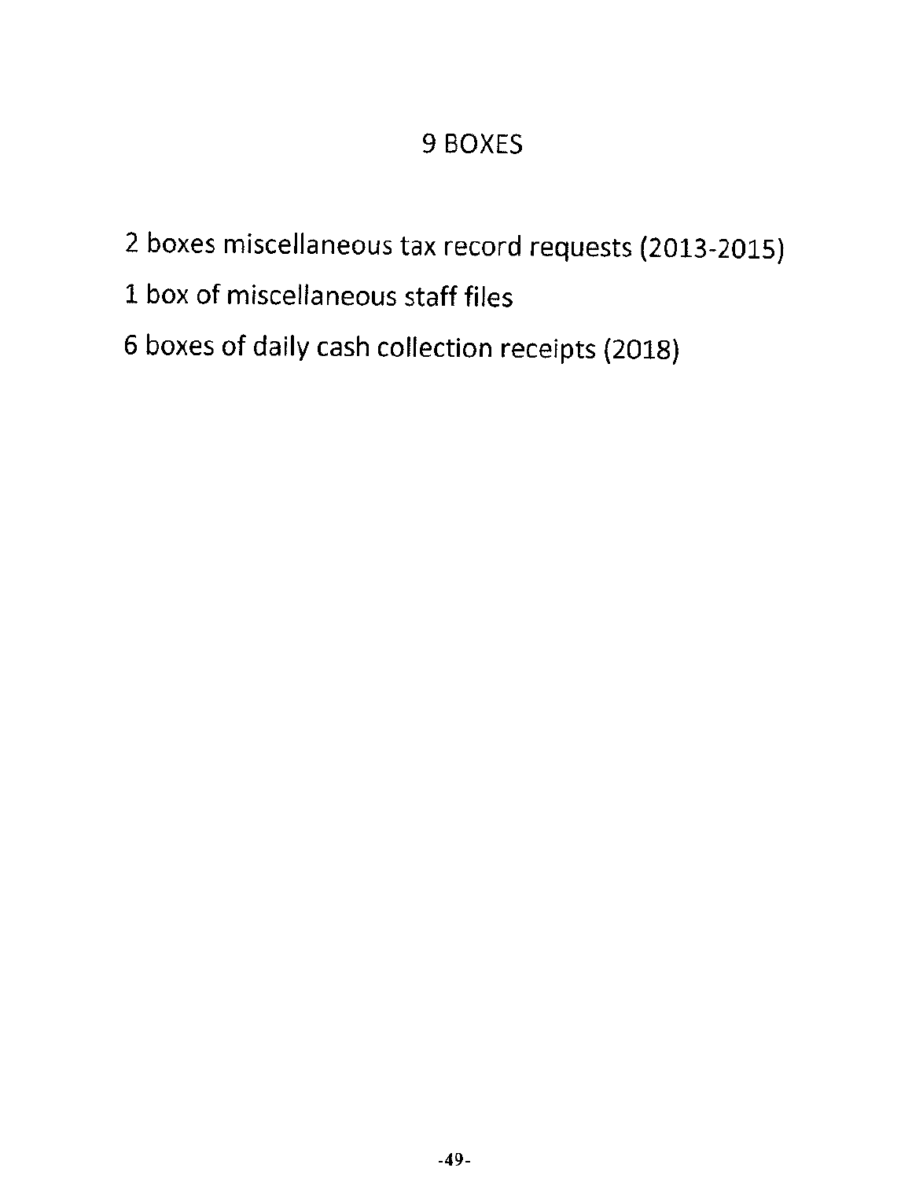# 9 BOXES

2 boxes miscellaneous tax record requests (2013-2015)

1 box of miscellaneous staff files

6 boxes of daily cash collection receipts (2018)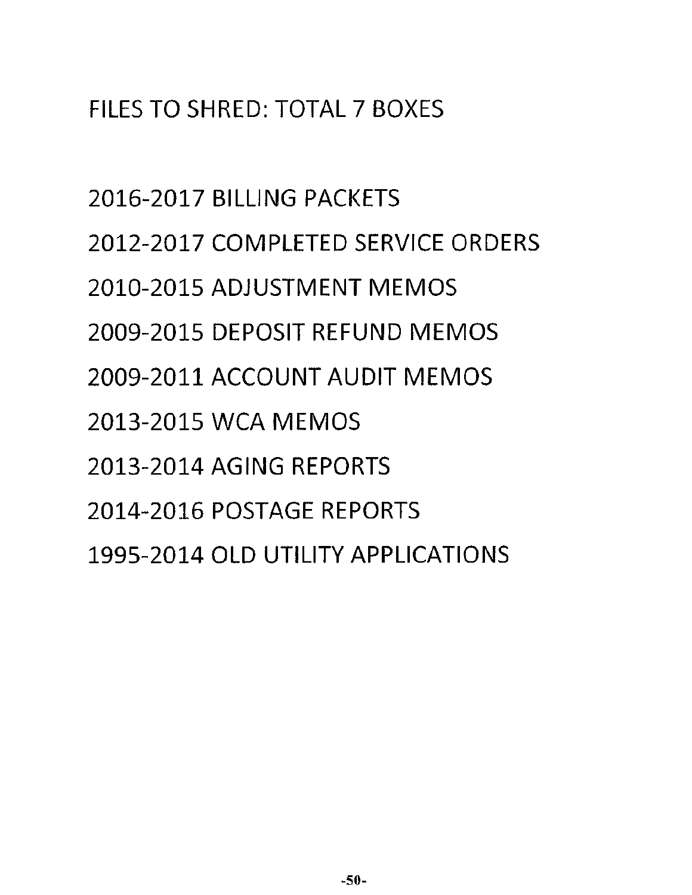FILES TO SHRED: TOTAL 7 BOXES

2016-2017 BILLING PACKETS

2012-2017 COMPLETED SERVICE ORDERS

2010-2015 ADJUSTMENT MEMOS

2009-2015 DEPOSIT REFUND MEMOS

2009-2011 ACCOUNT AUDIT MEMOS

2013-2015 WCA MEMOS

2013-2014 AGING REPORTS

2014-2016 POSTAGE REPORTS

1995-2014 OLD UTILITY APPLICATIONS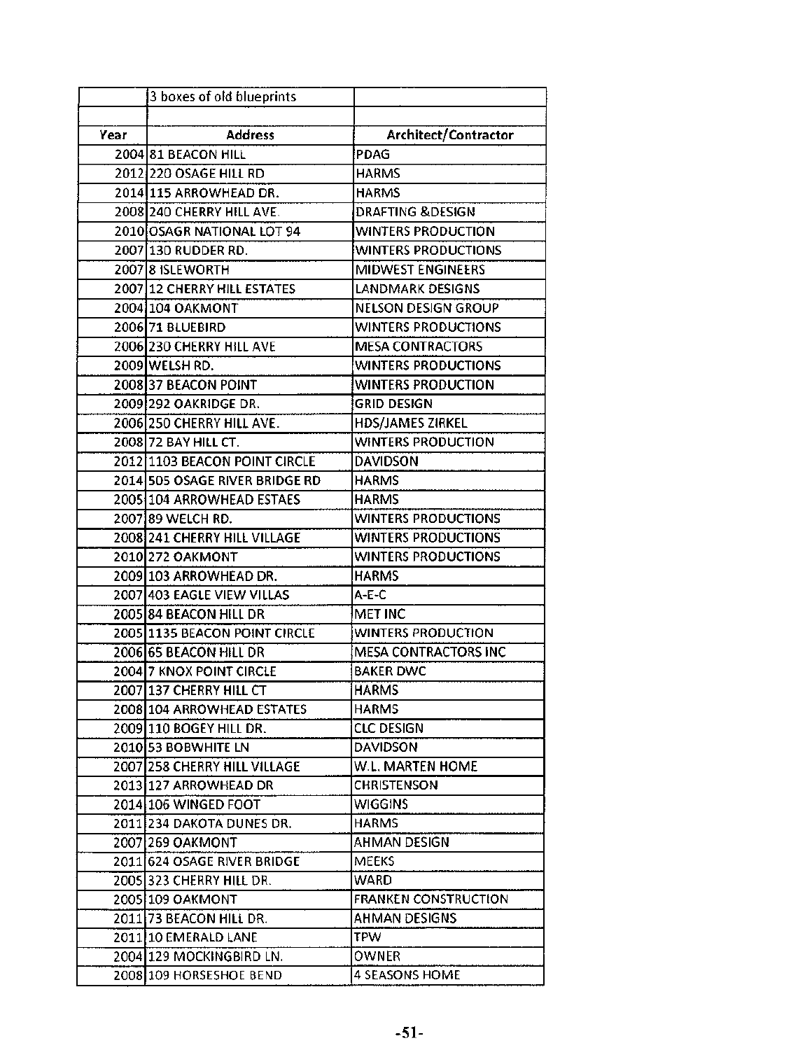| | 3 boxes of old blueprints | |
|---|---|---|
| | | |
| Year | Address | Architect/Contractor |
| 2004 | 81 BEACON HILL | PDAG |
| 2012 | 220 OSAGE HILL RD | HARMS |
| 2014 | 115 ARROWHEAD DR. | HARMS |
| 2008 | 240 CHERRY HILL AVE. | DRAFTING &DESIGN |
| 2010 | OSAGR NATIONAL LOT 94 | WINTERS PRODUCTION |
| 2007 | 130 RUDDER RD. | WINTERS PRODUCTIONS |
| 2007 | 8 ISLEWORTH | MIDWEST ENGINEERS |
| 2007 | 12 CHERRY HILL ESTATES | LANDMARK DESIGNS |
| 2004 | 104 OAKMONT | NELSON DESIGN GROUP |
| 2006 | 71 BLUEBIRD | WINTERS PRODUCTIONS |
| 2006 | 230 CHERRY HILL AVE | MESA CONTRACTORS |
| 2009 | WELSH RD. | WINTERS PRODUCTIONS |
| 2008 | 37 BEACON POINT | WINTERS PRODUCTION |
| 2009 | 292 OAKRIDGE DR. | GRID DESIGN |
| 2006 | 250 CHERRY HILL AVE. | HDS/JAMES ZIRKEL |
| 2008 | 72 BAY HILL CT. | WINTERS PRODUCTION |
| 2012 | 1103 BEACON POINT CIRCLE | DAVIDSON |
| 2014 | 505 OSAGE RIVER BRIDGE RD | HARMS |
| 2005 | 104 ARROWHEAD ESTAES | HARMS |
| 2007 | 89 WELCH RD. | WINTERS PRODUCTIONS |
| 2008 | 241 CHERRY HILL VILLAGE | WINTERS PRODUCTIONS |
| 2010 | 272 OAKMONT | WINTERS PRODUCTIONS |
| 2009 | 103 ARROWHEAD DR. | HARMS |
| 2007 | 403 EAGLE VIEW VILLAS | A-E-C |
| 2005 | 84 BEACON HILL DR | MET INC |
| 2005 | 1135 BEACON POINT CIRCLE | WINTERS PRODUCTION |
| 2006 | 65 BEACON HILL DR | MESA CONTRACTORS INC |
| 2004 | 7 KNOX POINT CIRCLE | BAKER DWC |
| 2007 | 137 CHERRY HILL CT | HARMS |
| 2008 | 104 ARROWHEAD ESTATES | HARMS |
| 2009 | 110 BOGEY HILL DR. | CLC DESIGN |
| 2010 | 53 BOBWHITE LN | DAVIDSON |
| 2007 | 258 CHERRY HILL VILLAGE | W.L. MARTEN HOME |
| 2013 | 127 ARROWHEAD DR | CHRISTENSON |
| 2014 | 106 WINGED FOOT | WIGGINS |
| 2011 | 234 DAKOTA DUNES DR. | HARMS |
| 2007 | 269 OAKMONT | AHMAN DESIGN |
| 2011 | 624 OSAGE RIVER BRIDGE | MEEKS |
| 2005 | 323 CHERRY HILL DR. | WARD |
| 2005 | 109 OAKMONT | FRANKEN CONSTRUCTION |
| 2011 | 73 BEACON HILL DR. | AHMAN DESIGNS |
| 2011 | 10 EMERALD LANE | TPW |
| 2004 | 129 MOCKINGBIRD LN. | OWNER |
| 2008 | 109 HORSESHOE BEND | 4 SEASONS HOME |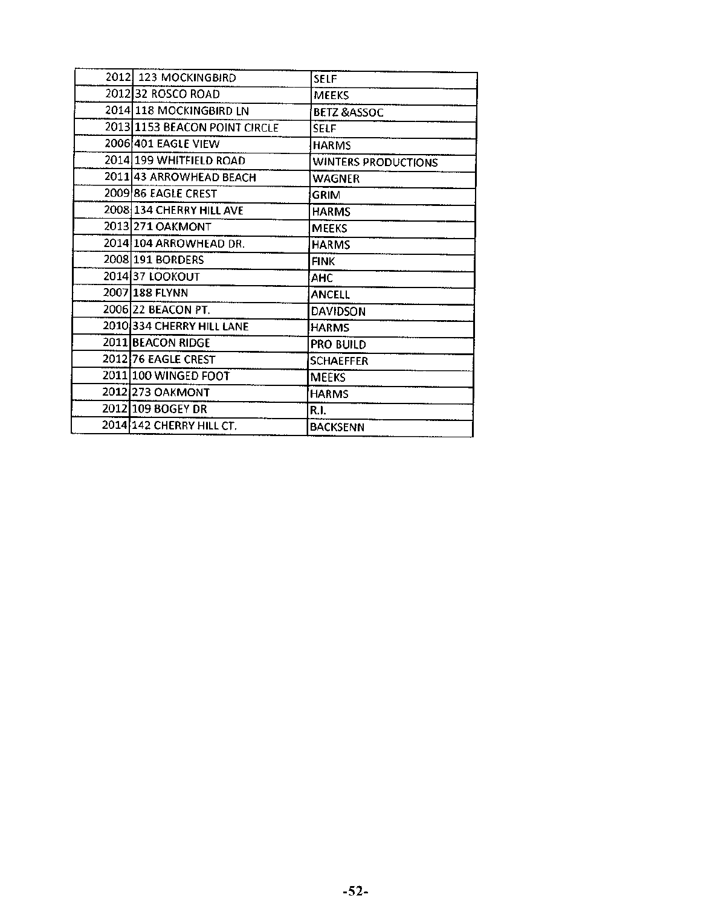| | | |
|---|---|---|
| 2012 | 123 MOCKINGBIRD | SELF |
| 2012 | 32 ROSCO ROAD | MEEKS |
| 2014 | 118 MOCKINGBIRD LN | BETZ &ASSOC |
| 2013 | 1153 BEACON POINT CIRCLE | SELF |
| 2006 | 401 EAGLE VIEW | HARMS |
| 2014 | 199 WHITFIELD ROAD | WINTERS PRODUCTIONS |
| 2011 | 43 ARROWHEAD BEACH | WAGNER |
| 2009 | 86 EAGLE CREST | GRIM |
| 2008 | 134 CHERRY HILL AVE | HARMS |
| 2013 | 271 OAKMONT | MEEKS |
| 2014 | 104 ARROWHEAD DR. | HARMS |
| 2008 | 191 BORDERS | FINK |
| 2014 | 37 LOOKOUT | AHC |
| 2007 | 188 FLYNN | ANCELL |
| 2006 | 22 BEACON PT. | DAVIDSON |
| 2010 | 334 CHERRY HILL LANE | HARMS |
| 2011 | BEACON RIDGE | PRO BUILD |
| 2012 | 76 EAGLE CREST | SCHAEFFER |
| 2011 | 100 WINGED FOOT | MEEKS |
| 2012 | 273 OAKMONT | HARMS |
| 2012 | 109 BOGEY DR | R.I. |
| 2014 | 142 CHERRY HILL CT. | BACKSENN |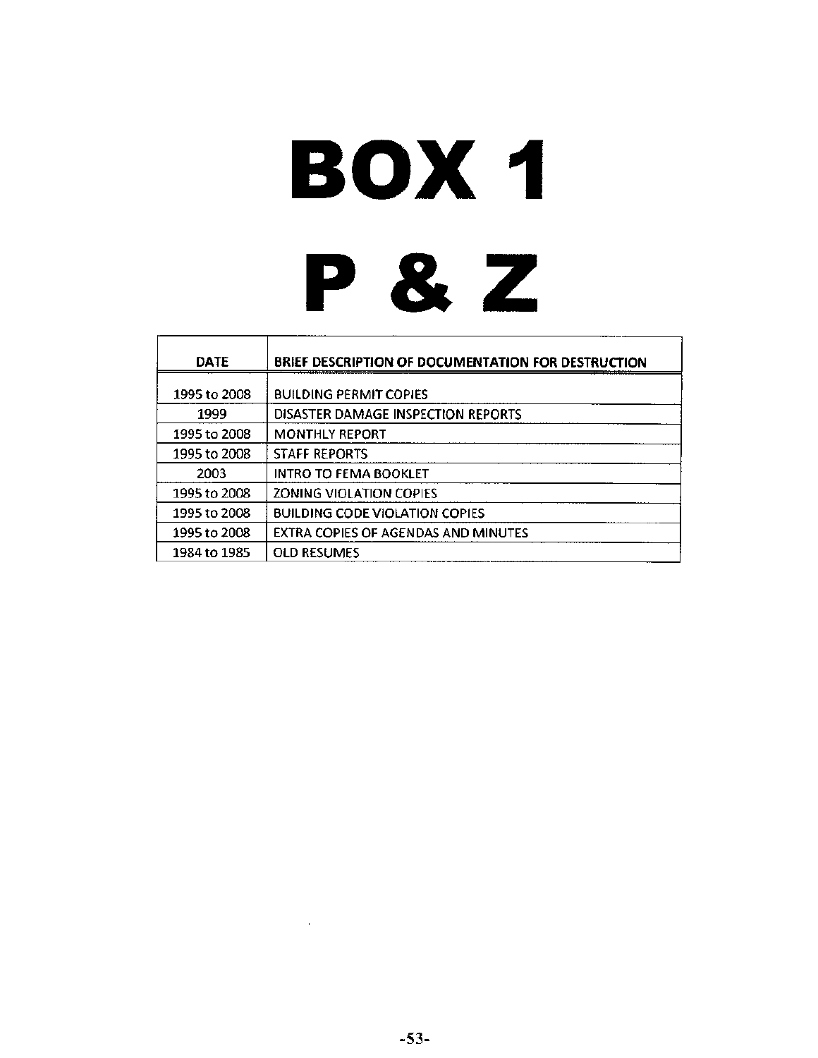# BOX 1

# P & Z

| DATE | BRIEF DESCRIPTION OF DOCUMENTATION FOR DESTRUCTION |
|---|---|
| 1995 to 2008 | BUILDING PERMIT COPIES |
| 1999 | DISASTER DAMAGE INSPECTION REPORTS |
| 1995 to 2008 | MONTHLY REPORT |
| 1995 to 2008 | STAFF REPORTS |
| 2003 | INTRO TO FEMA BOOKLET |
| 1995 to 2008 | ZONING VIOLATION COPIES |
| 1995 to 2008 | BUILDING CODE VIOLATION COPIES |
| 1995 to 2008 | EXTRA COPIES OF AGENDAS AND MINUTES |
| 1984 to 1985 | OLD RESUMES |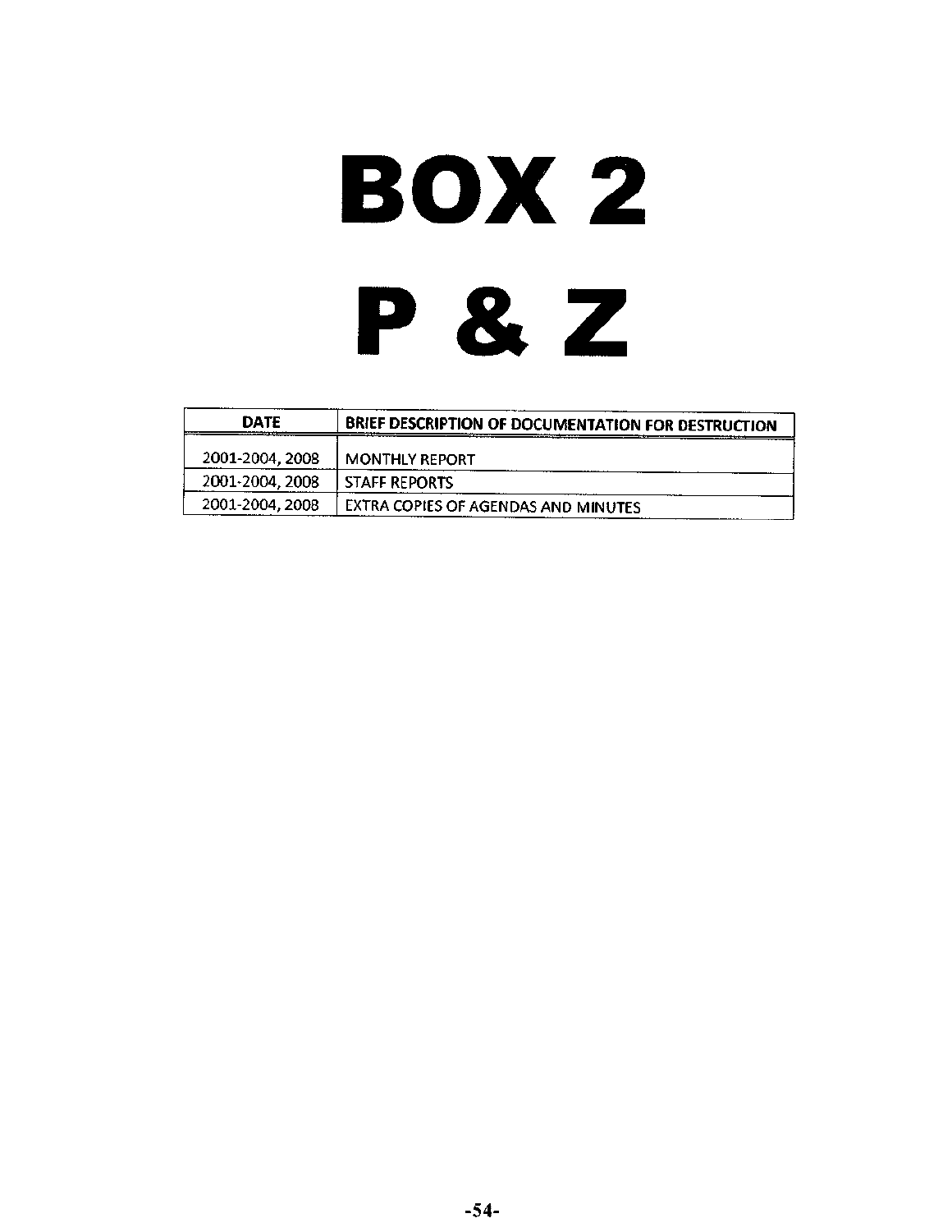# BOX 2

# P & Z

| DATE | BRIEF DESCRIPTION OF DOCUMENTATION FOR DESTRUCTION |
|---|---|
| 2001-2004, 2008 | MONTHLY REPORT |
| 2001-2004, 2008 | STAFF REPORTS |
| 2001-2004, 2008 | EXTRA COPIES OF AGENDAS AND MINUTES |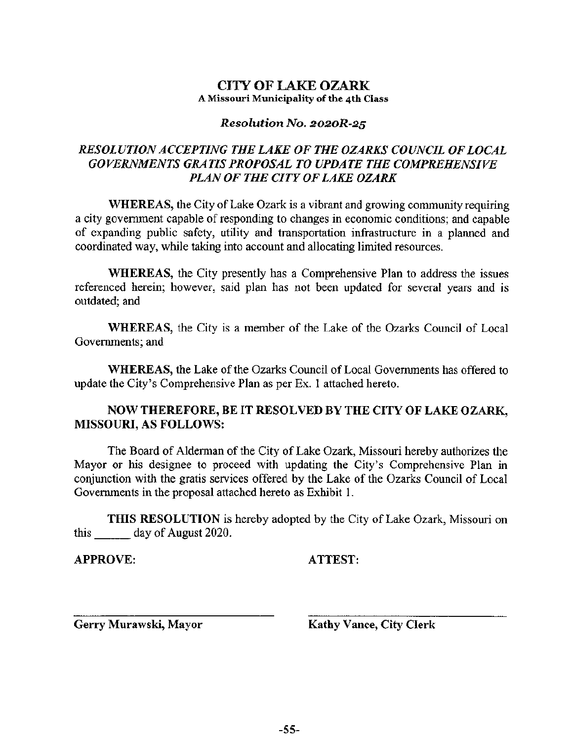# CITY OF LAKE OZARK

**A Missouri Municipality of the 4th Class**

***Resolution No. 2020R-25***

## *RESOLUTION ACCEPTING THE LAKE OF THE OZARKS COUNCIL OF LOCAL GOVERNMENTS GRATIS PROPOSAL TO UPDATE THE COMPREHENSIVE PLAN OF THE CITY OF LAKE OZARK*

**WHEREAS,** the City of Lake Ozark is a vibrant and growing community requiring a city government capable of responding to changes in economic conditions; and capable of expanding public safety, utility and transportation infrastructure in a planned and coordinated way, while taking into account and allocating limited resources.

**WHEREAS,** the City presently has a Comprehensive Plan to address the issues referenced herein; however, said plan has not been updated for several years and is outdated; and

**WHEREAS,** the City is a member of the Lake of the Ozarks Council of Local Governments; and

**WHEREAS,** the Lake of the Ozarks Council of Local Governments has offered to update the City's Comprehensive Plan as per Ex. 1 attached hereto.

**NOW THEREFORE, BE IT RESOLVED BY THE CITY OF LAKE OZARK, MISSOURI, AS FOLLOWS:**

The Board of Alderman of the City of Lake Ozark, Missouri hereby authorizes the Mayor or his designee to proceed with updating the City's Comprehensive Plan in conjunction with the gratis services offered by the Lake of the Ozarks Council of Local Governments in the proposal attached hereto as Exhibit 1.

**THIS RESOLUTION** is hereby adopted by the City of Lake Ozark, Missouri on this ______ day of August 2020.

**APPROVE:** **ATTEST:**

______________________________ ______________________________

**Gerry Murawski, Mayor** **Kathy Vance, City Clerk**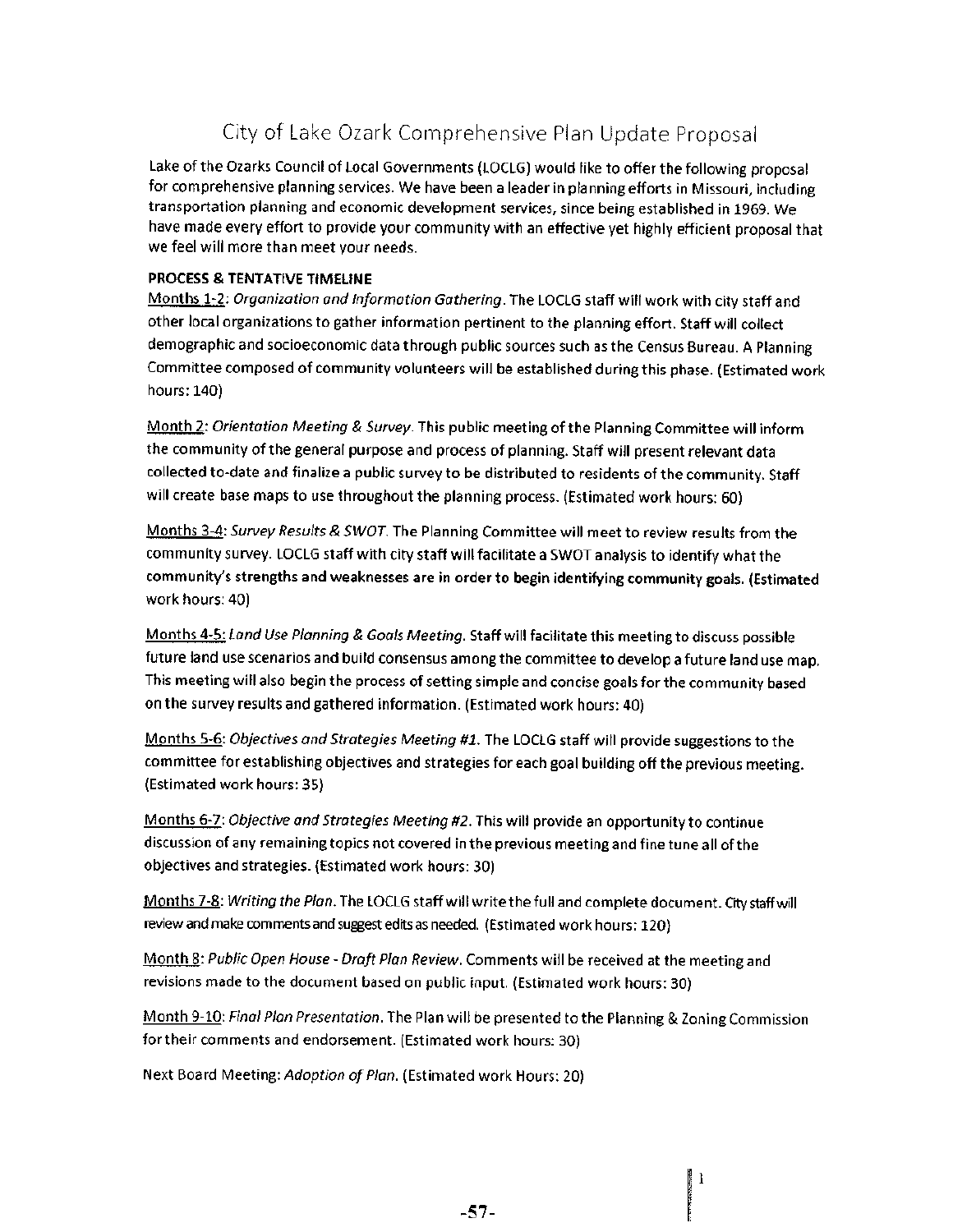# City of Lake Ozark Comprehensive Plan Update Proposal

Lake of the Ozarks Council of Local Governments (LOCLG) would like to offer the following proposal for comprehensive planning services. We have been a leader in planning efforts in Missouri, including transportation planning and economic development services, since being established in 1969. We have made every effort to provide your community with an effective yet highly efficient proposal that we feel will more than meet your needs.

**PROCESS & TENTATIVE TIMELINE**

Months 1-2: *Organization and Information Gathering*. The LOCLG staff will work with city staff and other local organizations to gather information pertinent to the planning effort. Staff will collect demographic and socioeconomic data through public sources such as the Census Bureau. A Planning Committee composed of community volunteers will be established during this phase. (Estimated work hours: 140)

Month 2: *Orientation Meeting & Survey*. This public meeting of the Planning Committee will inform the community of the general purpose and process of planning. Staff will present relevant data collected to-date and finalize a public survey to be distributed to residents of the community. Staff will create base maps to use throughout the planning process. (Estimated work hours: 60)

Months 3-4: *Survey Results & SWOT*. The Planning Committee will meet to review results from the community survey. LOCLG staff with city staff will facilitate a SWOT analysis to identify what the community's strengths and weaknesses are in order to begin identifying community goals. (Estimated work hours: 40)

Months 4-5: *Land Use Planning & Goals Meeting*. Staff will facilitate this meeting to discuss possible future land use scenarios and build consensus among the committee to develop a future land use map. This meeting will also begin the process of setting simple and concise goals for the community based on the survey results and gathered information. (Estimated work hours: 40)

Months 5-6: *Objectives and Strategies Meeting #1*. The LOCLG staff will provide suggestions to the committee for establishing objectives and strategies for each goal building off the previous meeting. (Estimated work hours: 35)

Months 6-7: *Objective and Strategies Meeting #2*. This will provide an opportunity to continue discussion of any remaining topics not covered in the previous meeting and fine tune all of the objectives and strategies. (Estimated work hours: 30)

Months 7-8: *Writing the Plan*. The LOCLG staff will write the full and complete document. City staff will review and make comments and suggest edits as needed. (Estimated work hours: 120)

Month 8: *Public Open House - Draft Plan Review*. Comments will be received at the meeting and revisions made to the document based on public input. (Estimated work hours: 30)

Month 9-10: *Final Plan Presentation*. The Plan will be presented to the Planning & Zoning Commission for their comments and endorsement. (Estimated work hours: 30)

Next Board Meeting: *Adoption of Plan*. (Estimated work Hours: 20)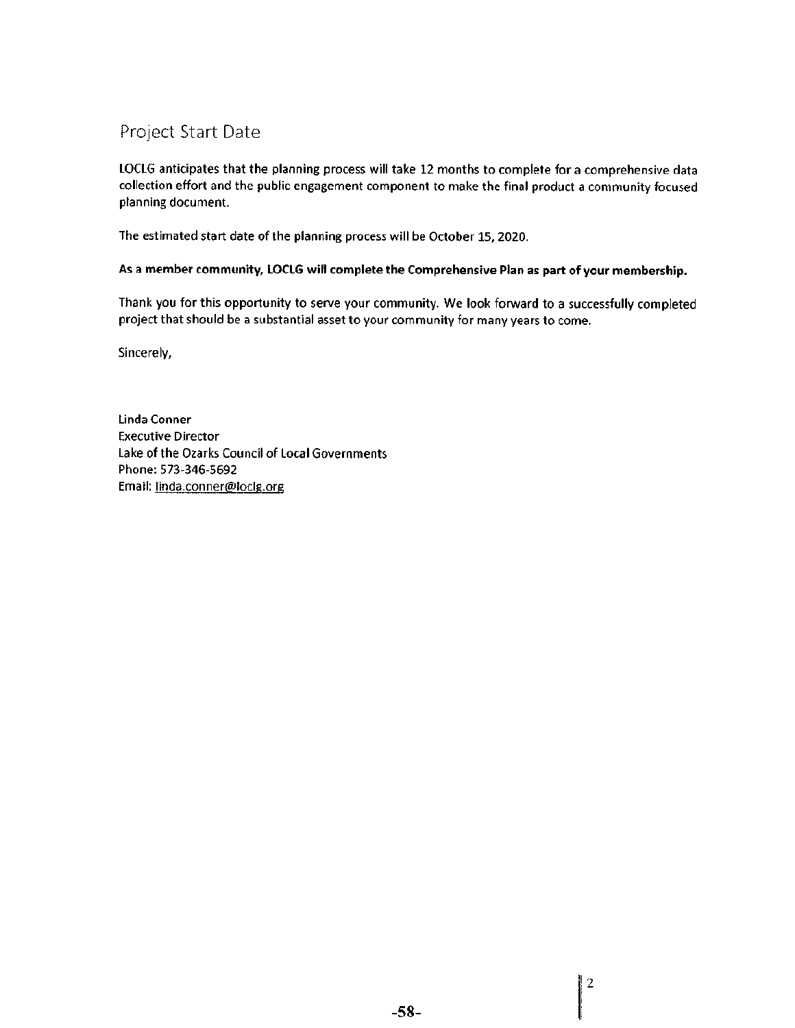## Project Start Date

**LOCLG anticipates that the planning process will take 12 months to complete** for a comprehensive data collection effort and the public engagement component to make the final product a community focused planning document.

The estimated start date of the **planning process** will be **October 15, 2020**.

**As a member community, LOCLG will complete the Comprehensive Plan as part of your membership.**

Thank you for this opportunity to serve your community. We look forward to a successfully completed project that should be a substantial asset to your community for many years to come.

Sincerely,

**Linda Conner**
Executive Director
Lake of the Ozarks Council of Local Governments
Phone: 573-346-5692
Email: linda.conner@loclg.org